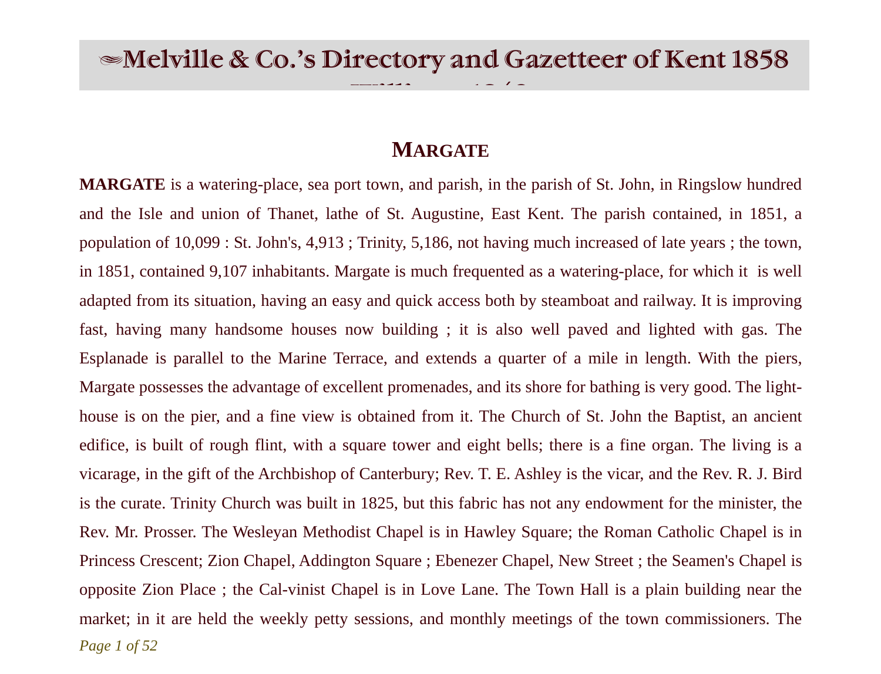## Margate

**MARGATE** is a watering-place, sea port town, and parish, in the parish of St. John, in Ringslow hundred and the Isle and union of Thanet, lathe of St. Augustine, East Kent. The parish contained, in 1851, a population of 10,099 : St. John's, 4,913 ; Trinity, 5,186, not having much increased of late years ; the town, in 1851, contained 9,107 inhabitants. Margate is much frequented as a watering-place, for which it is well adapted from its situation, having an easy and quick access both by steamboat and railway. It is improving fast, having many handsome houses now building ; it is also well paved and lighted with gas. The Esplanade is parallel to the Marine Terrace, and extends a quarter of a mile in length. With the piers, Margate possesses the advantage of excellent promenades, and its shore for bathing is very good. The light-house is on the pier, and a fine view is obtained from it. The Church of St. John the Baptist, an ancient edifice, is built of rough flint, with a square tower and eight bells; there is a fine organ. The living is a vicarage, in the gift of the Archbishop of Canterbury; Rev. T. E. Ashley is the vicar, and the Rev. R. J. Bird is the curate. Trinity Church was built in 1825, but this fabric has not any endowment for the minister, the Rev. Mr. Prosser. The Wesleyan Methodist Chapel is in Hawley Square; the Roman Catholic Chapel is in Princess Crescent; Zion Chapel, Addington Square ; Ebenezer Chapel, New Street ; the Seamen's Chapel is opposite Zion Place ; the Cal-vinist Chapel is in Love Lane. The Town Hall is a plain building near the market; in it are held the weekly petty sessions, and monthly meetings of the town commissioners. The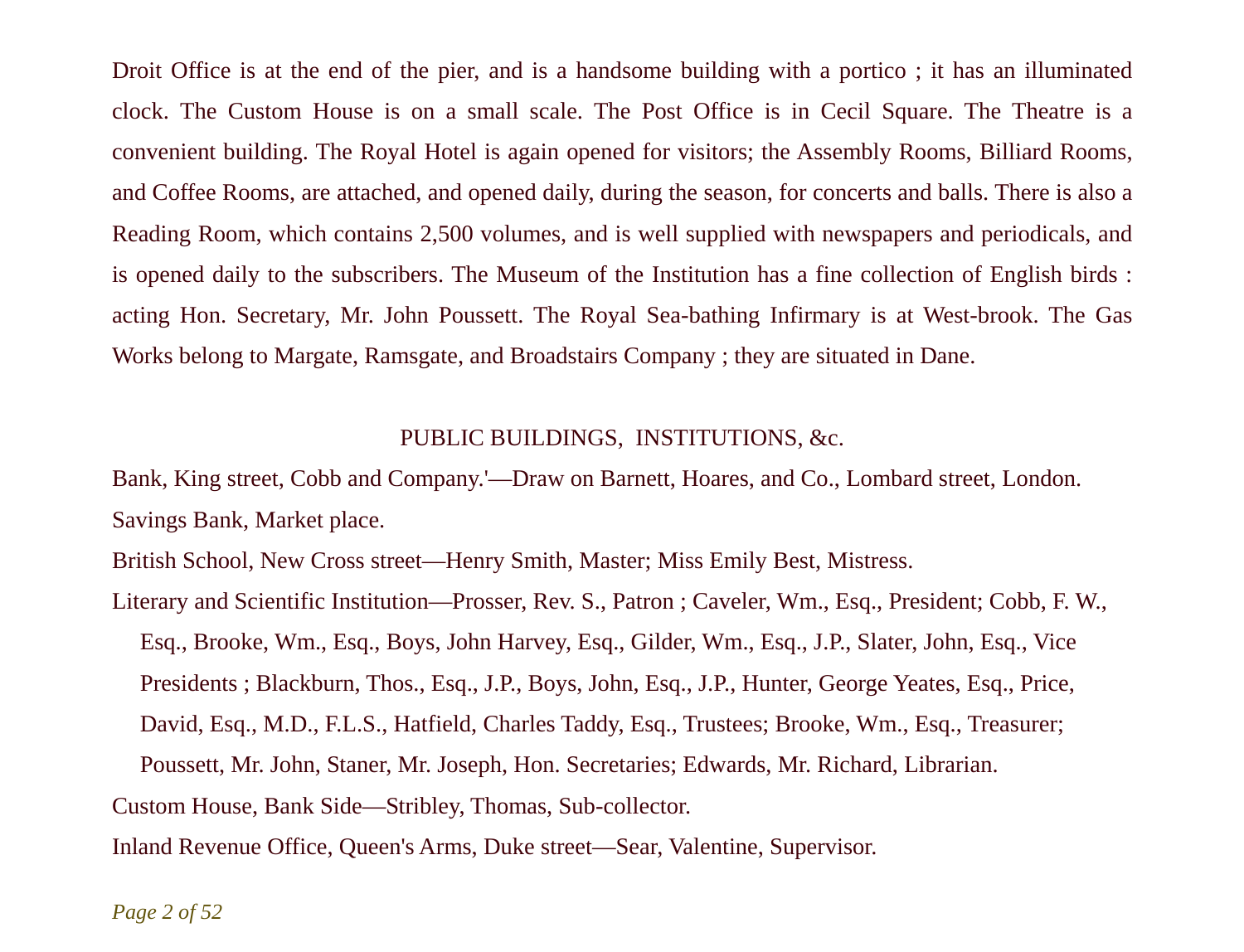Droit Office is at the end of the pier, and is a handsome building with a portico ; it has an illuminated clock. The Custom House is on a small scale. The Post Office is in Cecil Square. The Theatre is a convenient building. The Royal Hotel is again opened for visitors; the Assembly Rooms, Billiard Rooms, and Coffee Rooms, are attached, and opened daily, during the season, for concerts and balls. There is also a Reading Room, which contains 2,500 volumes, and is well supplied with newspapers and periodicals, and is opened daily to the subscribers. The Museum of the Institution has a fine collection of English birds : acting Hon. Secretary, Mr. John Poussett. The Royal Sea-bathing Infirmary is at West-brook. The Gas Works belong to Margate, Ramsgate, and Broadstairs Company ; they are situated in Dane.

## PUBLIC BUILDINGS, INSTITUTIONS, &c.

Bank, King street, Cobb and Company.'—Draw on Barnett, Hoares, and Co., Lombard street, London.

Savings Bank, Market place.

British School, New Cross street—Henry Smith, Master; Miss Emily Best, Mistress.

Literary and Scientific Institution—Prosser, Rev. S., Patron ; Caveler, Wm., Esq., President; Cobb, F. W., Esq., Brooke, Wm., Esq., Boys, John Harvey, Esq., Gilder, Wm., Esq., J.P., Slater, John, Esq., Vice Presidents ; Blackburn, Thos., Esq., J.P., Boys, John, Esq., J.P., Hunter, George Yeates, Esq., Price, David, Esq., M.D., F.L.S., Hatfield, Charles Taddy, Esq., Trustees; Brooke, Wm., Esq., Treasurer; Poussett, Mr. John, Staner, Mr. Joseph, Hon. Secretaries; Edwards, Mr. Richard, Librarian.

Custom House, Bank Side—Stribley, Thomas, Sub-collector.

Inland Revenue Office, Queen's Arms, Duke street—Sear, Valentine, Supervisor.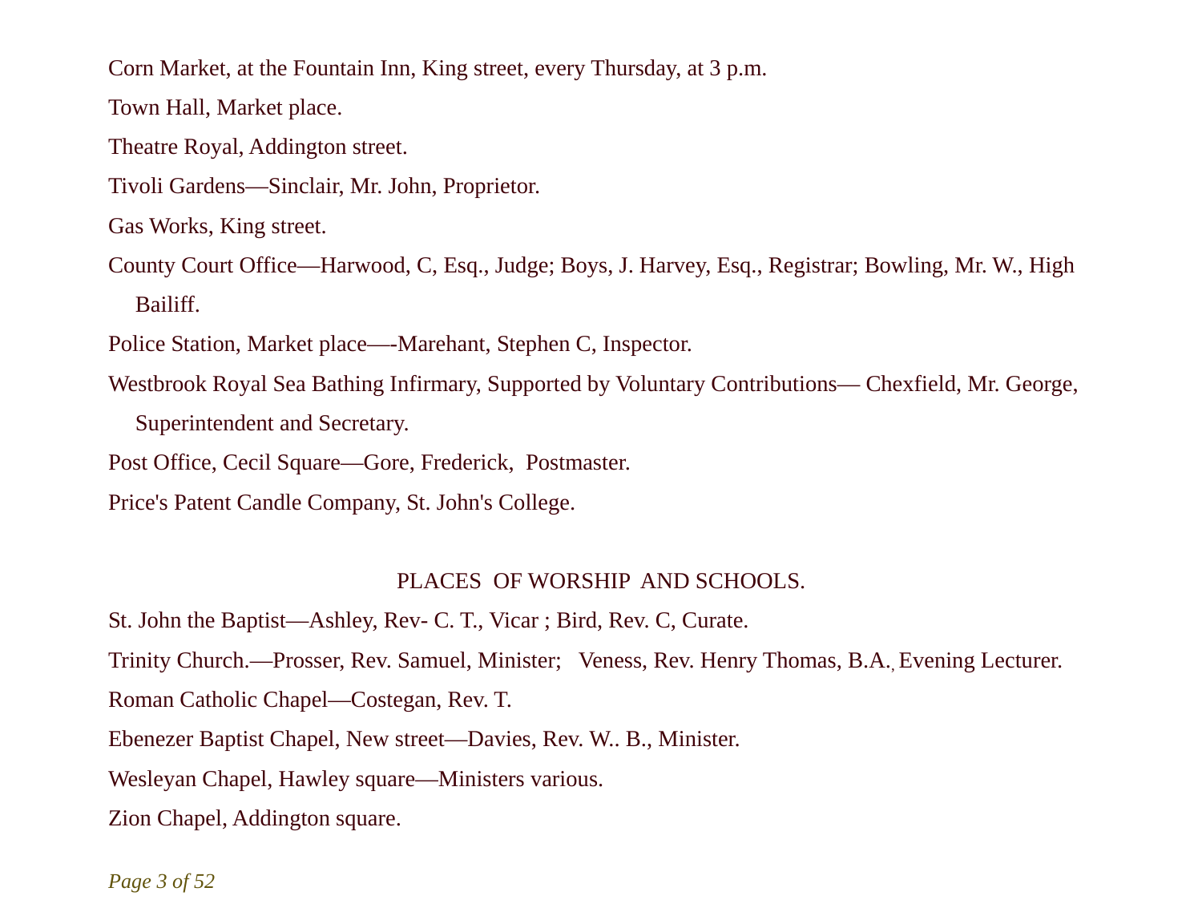Corn Market, at the Fountain Inn, King street, every Thursday, at 3 p.m.

Town Hall, Market place.

Theatre Royal, Addington street.

Tivoli Gardens—Sinclair, Mr. John, Proprietor.

Gas Works, King street.

County Court Office—Harwood, C, Esq., Judge; Boys, J. Harvey, Esq., Registrar; Bowling, Mr. W., High Bailiff.

Police Station, Market place—-Marehant, Stephen C, Inspector.

Westbrook Royal Sea Bathing Infirmary, Supported by Voluntary Contributions— Chexfield, Mr. George, Superintendent and Secretary.

Post Office, Cecil Square—Gore, Frederick, Postmaster.

Price's Patent Candle Company, St. John's College.

## PLACES OF WORSHIP AND SCHOOLS.

St. John the Baptist—Ashley, Rev- C. T., Vicar ; Bird, Rev. C, Curate.

Trinity Church.—Prosser, Rev. Samuel, Minister; Veness, Rev. Henry Thomas, B.A., Evening Lecturer.

Roman Catholic Chapel—Costegan, Rev. T.

Ebenezer Baptist Chapel, New street—Davies, Rev. W.. B., Minister.

Wesleyan Chapel, Hawley square—Ministers various.

Zion Chapel, Addington square.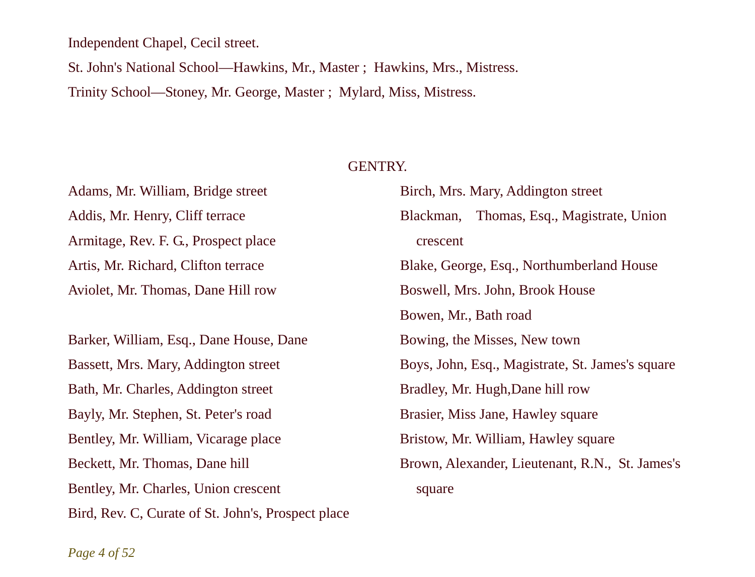Independent Chapel, Cecil street.

St. John's National School—Hawkins, Mr., Master ; Hawkins, Mrs., Mistress.

Trinity School—Stoney, Mr. George, Master ; Mylard, Miss, Mistress.

## GENTRY.

Adams, Mr. William, Bridge street

Addis, Mr. Henry, Cliff terrace

Armitage, Rev. F. G., Prospect place

Artis, Mr. Richard, Clifton terrace

Aviolet, Mr. Thomas, Dane Hill row

Barker, William, Esq., Dane House, Dane

Bassett, Mrs. Mary, Addington street

Bath, Mr. Charles, Addington street

Bayly, Mr. Stephen, St. Peter's road

Bentley, Mr. William, Vicarage place

Beckett, Mr. Thomas, Dane hill

Bentley, Mr. Charles, Union crescent

Bird, Rev. C, Curate of St. John's, Prospect place

Birch, Mrs. Mary, Addington street

Blackman, Thomas, Esq., Magistrate, Union crescent

Blake, George, Esq., Northumberland House

Boswell, Mrs. John, Brook House

Bowen, Mr., Bath road

Bowing, the Misses, New town

Boys, John, Esq., Magistrate, St. James's square

Bradley, Mr. Hugh,Dane hill row

Brasier, Miss Jane, Hawley square

Bristow, Mr. William, Hawley square

Brown, Alexander, Lieutenant, R.N., St. James's square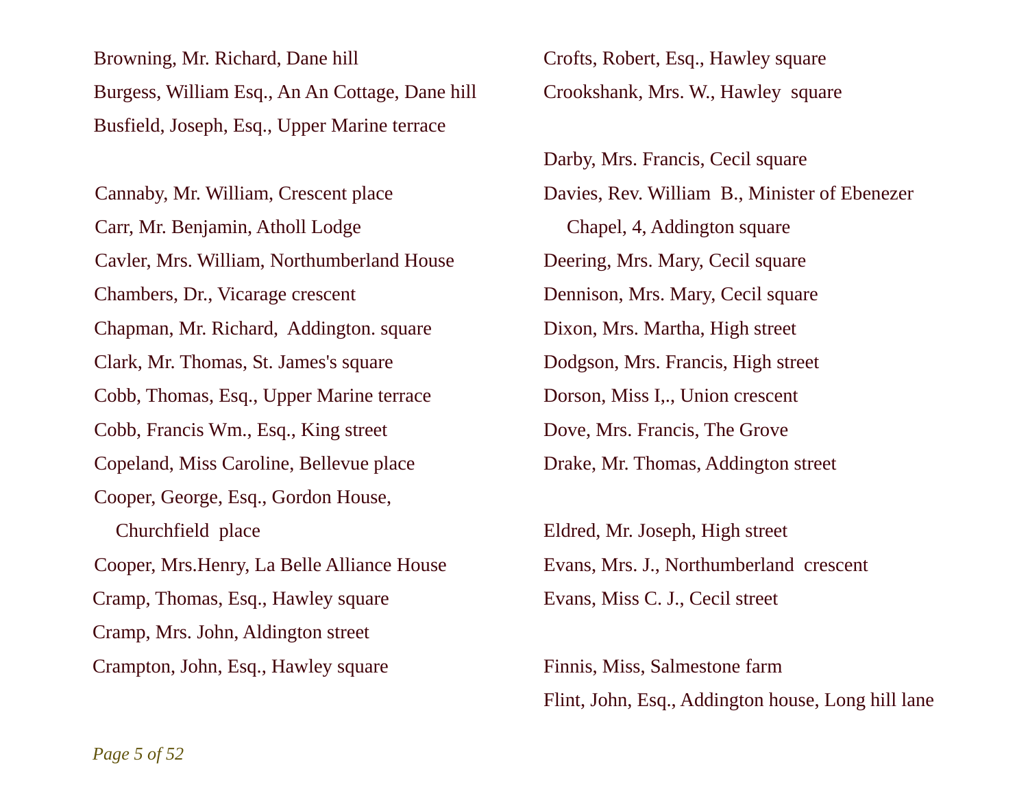Browning, Mr. Richard, Dane hill

Burgess, William Esq., An An Cottage, Dane hill

Busfield, Joseph, Esq., Upper Marine terrace

Cannaby, Mr. William, Crescent place

Carr, Mr. Benjamin, Atholl Lodge

Cavler, Mrs. William, Northumberland House

Chambers, Dr., Vicarage crescent

Chapman, Mr. Richard, Addington. square

Clark, Mr. Thomas, St. James's square

Cobb, Thomas, Esq., Upper Marine terrace

Cobb, Francis Wm., Esq., King street

Copeland, Miss Caroline, Bellevue place

Cooper, George, Esq., Gordon House, Churchfield place

Cooper, Mrs.Henry, La Belle Alliance House

Cramp, Thomas, Esq., Hawley square

Cramp, Mrs. John, Aldington street

Crampton, John, Esq., Hawley square

Crofts, Robert, Esq., Hawley square

Crookshank, Mrs. W., Hawley square

Darby, Mrs. Francis, Cecil square

Davies, Rev. William B., Minister of Ebenezer Chapel, 4, Addington square

Deering, Mrs. Mary, Cecil square

Dennison, Mrs. Mary, Cecil square

Dixon, Mrs. Martha, High street

Dodgson, Mrs. Francis, High street

Dorson, Miss I,., Union crescent

Dove, Mrs. Francis, The Grove

Drake, Mr. Thomas, Addington street

Eldred, Mr. Joseph, High street

Evans, Mrs. J., Northumberland crescent

Evans, Miss C. J., Cecil street

Finnis, Miss, Salmestone farm

Flint, John, Esq., Addington house, Long hill lane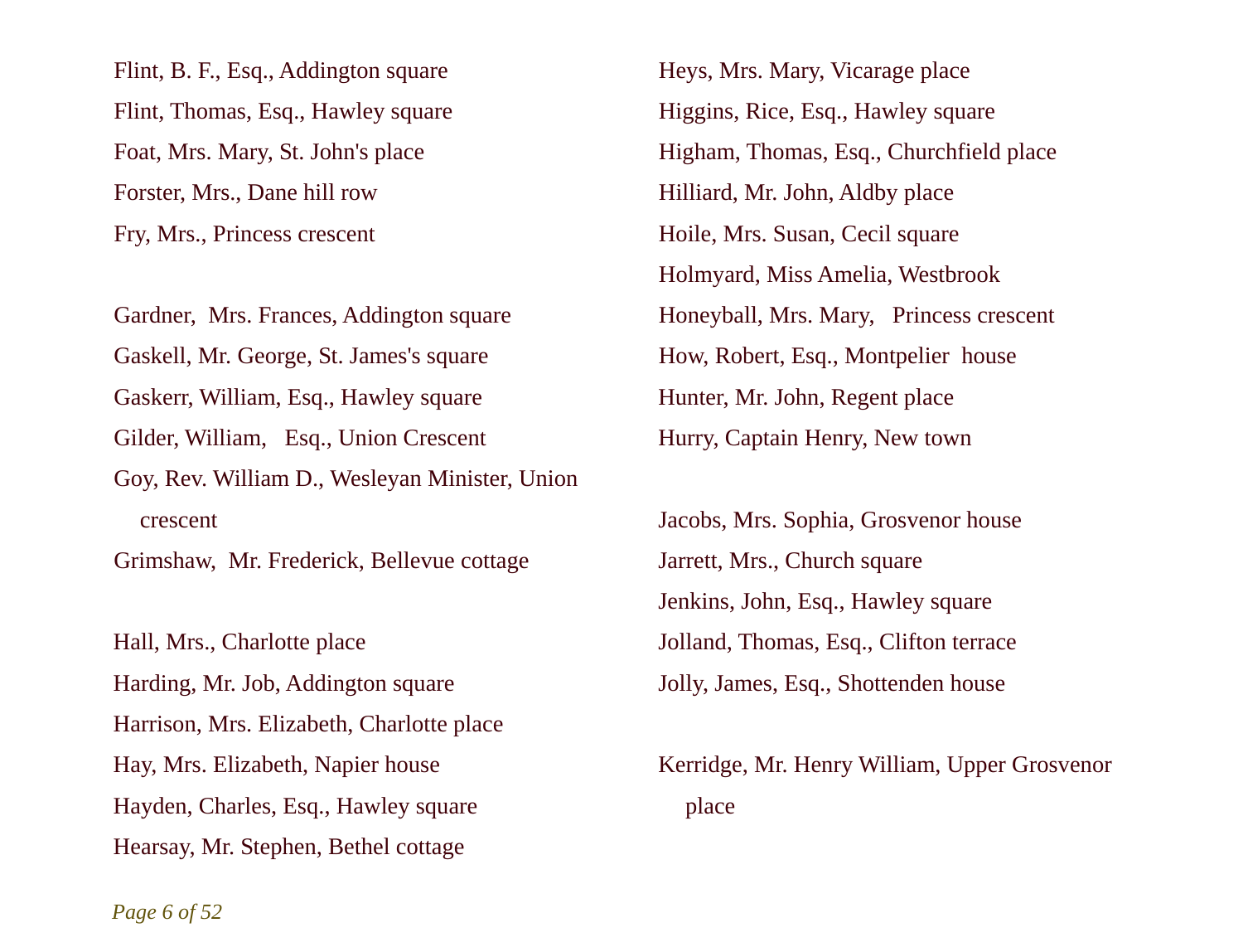Flint, B. F., Esq., Addington square

Flint, Thomas, Esq., Hawley square

Foat, Mrs. Mary, St. John's place

Forster, Mrs., Dane hill row

Fry, Mrs., Princess crescent

Gardner, Mrs. Frances, Addington square

Gaskell, Mr. George, St. James's square

Gaskerr, William, Esq., Hawley square

Gilder, William, Esq., Union Crescent

Goy, Rev. William D., Wesleyan Minister, Union crescent

Grimshaw, Mr. Frederick, Bellevue cottage

Hall, Mrs., Charlotte place

Harding, Mr. Job, Addington square

Harrison, Mrs. Elizabeth, Charlotte place

Hay, Mrs. Elizabeth, Napier house

Hayden, Charles, Esq., Hawley square

Hearsay, Mr. Stephen, Bethel cottage

Heys, Mrs. Mary, Vicarage place

Higgins, Rice, Esq., Hawley square

Higham, Thomas, Esq., Churchfield place

Hilliard, Mr. John, Aldby place

Hoile, Mrs. Susan, Cecil square

Holmyard, Miss Amelia, Westbrook

Honeyball, Mrs. Mary, Princess crescent

How, Robert, Esq., Montpelier house

Hunter, Mr. John, Regent place

Hurry, Captain Henry, New town

Jacobs, Mrs. Sophia, Grosvenor house

Jarrett, Mrs., Church square

Jenkins, John, Esq., Hawley square

Jolland, Thomas, Esq., Clifton terrace

Jolly, James, Esq., Shottenden house

Kerridge, Mr. Henry William, Upper Grosvenor place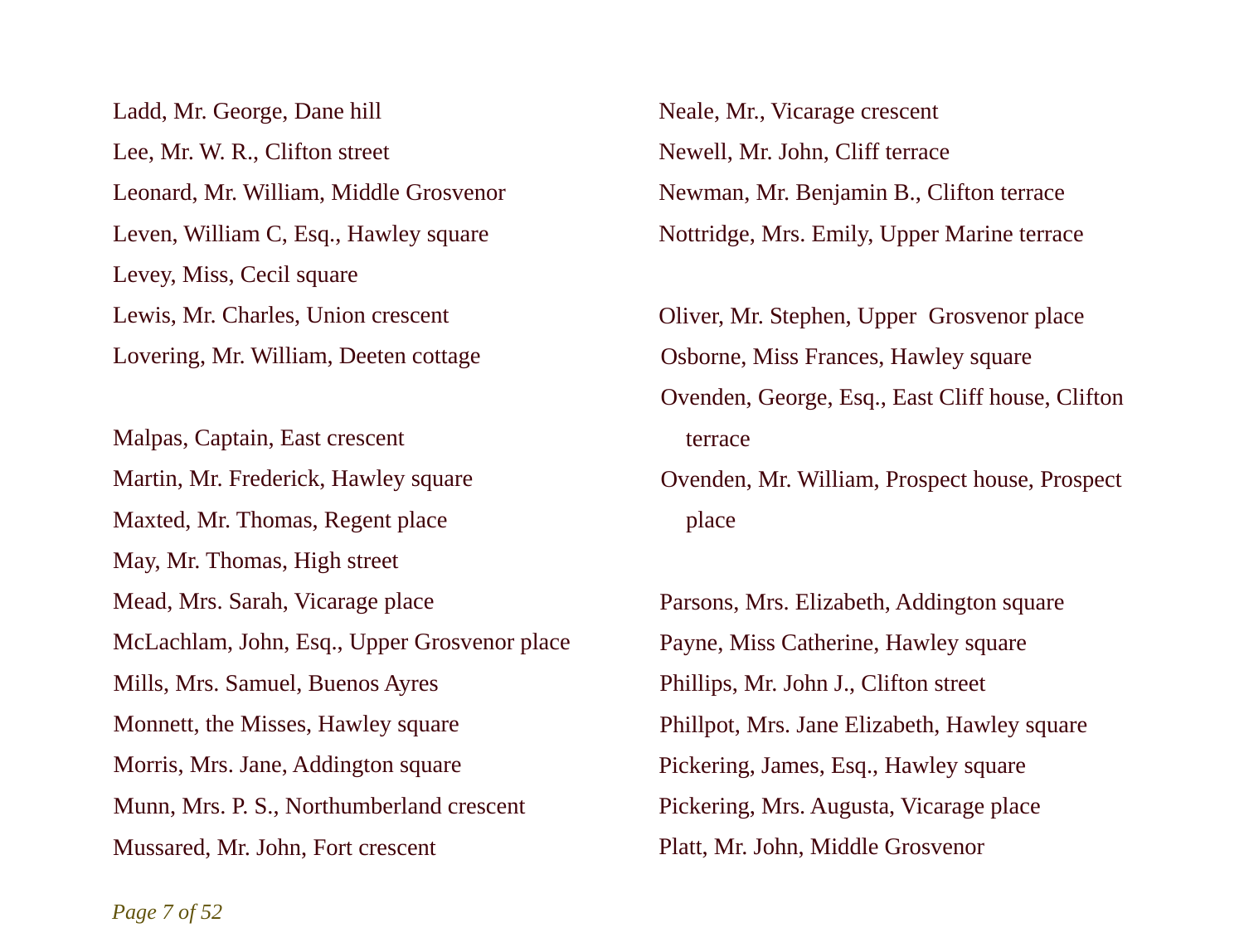Ladd, Mr. George, Dane hill

Lee, Mr. W. R., Clifton street

Leonard, Mr. William, Middle Grosvenor

Leven, William C, Esq., Hawley square

Levey, Miss, Cecil square

Lewis, Mr. Charles, Union crescent

Lovering, Mr. William, Deeten cottage

Malpas, Captain, East crescent

Martin, Mr. Frederick, Hawley square

Maxted, Mr. Thomas, Regent place

May, Mr. Thomas, High street

Mead, Mrs. Sarah, Vicarage place

McLachlam, John, Esq., Upper Grosvenor place

Mills, Mrs. Samuel, Buenos Ayres

Monnett, the Misses, Hawley square

Morris, Mrs. Jane, Addington square

Munn, Mrs. P. S., Northumberland crescent

Mussared, Mr. John, Fort crescent

Neale, Mr., Vicarage crescent

Newell, Mr. John, Cliff terrace

Newman, Mr. Benjamin B., Clifton terrace

Nottridge, Mrs. Emily, Upper Marine terrace

Oliver, Mr. Stephen, Upper Grosvenor place

Osborne, Miss Frances, Hawley square

Ovenden, George, Esq., East Cliff house, Clifton terrace

Ovenden, Mr. William, Prospect house, Prospect place

Parsons, Mrs. Elizabeth, Addington square

Payne, Miss Catherine, Hawley square

Phillips, Mr. John J., Clifton street

Phillpot, Mrs. Jane Elizabeth, Hawley square

Pickering, James, Esq., Hawley square

Pickering, Mrs. Augusta, Vicarage place

Platt, Mr. John, Middle Grosvenor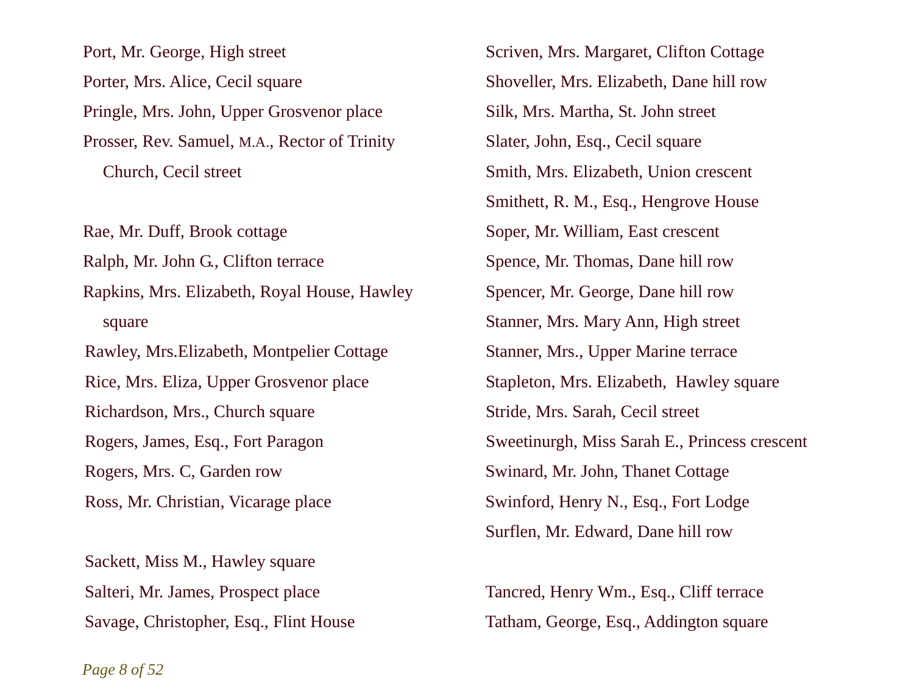Port, Mr. George, High street

Porter, Mrs. Alice, Cecil square

Pringle, Mrs. John, Upper Grosvenor place

Prosser, Rev. Samuel, M.A., Rector of Trinity Church, Cecil street

Rae, Mr. Duff, Brook cottage

Ralph, Mr. John G., Clifton terrace

Rapkins, Mrs. Elizabeth, Royal House, Hawley square

Rawley, Mrs.Elizabeth, Montpelier Cottage

Rice, Mrs. Eliza, Upper Grosvenor place

Richardson, Mrs., Church square

Rogers, James, Esq., Fort Paragon

Rogers, Mrs. C, Garden row

Ross, Mr. Christian, Vicarage place

Sackett, Miss M., Hawley square

Salteri, Mr. James, Prospect place

Savage, Christopher, Esq., Flint House

Scriven, Mrs. Margaret, Clifton Cottage

Shoveller, Mrs. Elizabeth, Dane hill row

Silk, Mrs. Martha, St. John street

Slater, John, Esq., Cecil square

Smith, Mrs. Elizabeth, Union crescent

Smithett, R. M., Esq., Hengrove House

Soper, Mr. William, East crescent

Spence, Mr. Thomas, Dane hill row

Spencer, Mr. George, Dane hill row

Stanner, Mrs. Mary Ann, High street

Stanner, Mrs., Upper Marine terrace

Stapleton, Mrs. Elizabeth, Hawley square

Stride, Mrs. Sarah, Cecil street

Sweetinurgh, Miss Sarah E., Princess crescent

Swinard, Mr. John, Thanet Cottage

Swinford, Henry N., Esq., Fort Lodge

Surflen, Mr. Edward, Dane hill row

Tancred, Henry Wm., Esq., Cliff terrace

Tatham, George, Esq., Addington square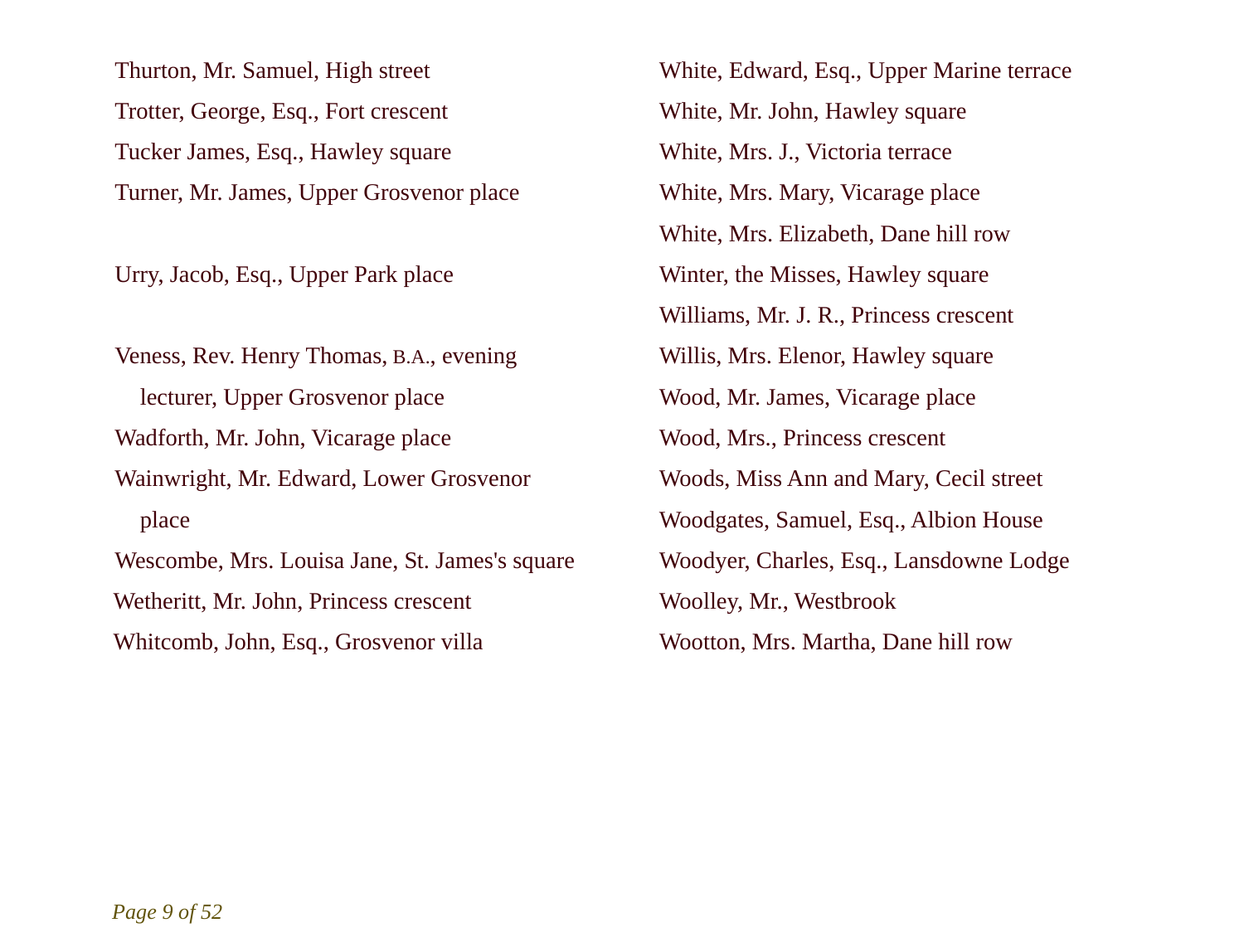Thurton, Mr. Samuel, High street

Trotter, George, Esq., Fort crescent

Tucker James, Esq., Hawley square

Turner, Mr. James, Upper Grosvenor place

Urry, Jacob, Esq., Upper Park place

Veness, Rev. Henry Thomas, B.A., evening lecturer, Upper Grosvenor place

Wadforth, Mr. John, Vicarage place

Wainwright, Mr. Edward, Lower Grosvenor place

Wescombe, Mrs. Louisa Jane, St. James's square

Wetheritt, Mr. John, Princess crescent

Whitcomb, John, Esq., Grosvenor villa

White, Edward, Esq., Upper Marine terrace

White, Mr. John, Hawley square

White, Mrs. J., Victoria terrace

White, Mrs. Mary, Vicarage place

White, Mrs. Elizabeth, Dane hill row

Winter, the Misses, Hawley square

Williams, Mr. J. R., Princess crescent

Willis, Mrs. Elenor, Hawley square

Wood, Mr. James, Vicarage place

Wood, Mrs., Princess crescent

Woods, Miss Ann and Mary, Cecil street

Woodgates, Samuel, Esq., Albion House

Woodyer, Charles, Esq., Lansdowne Lodge

Woolley, Mr., Westbrook

Wootton, Mrs. Martha, Dane hill row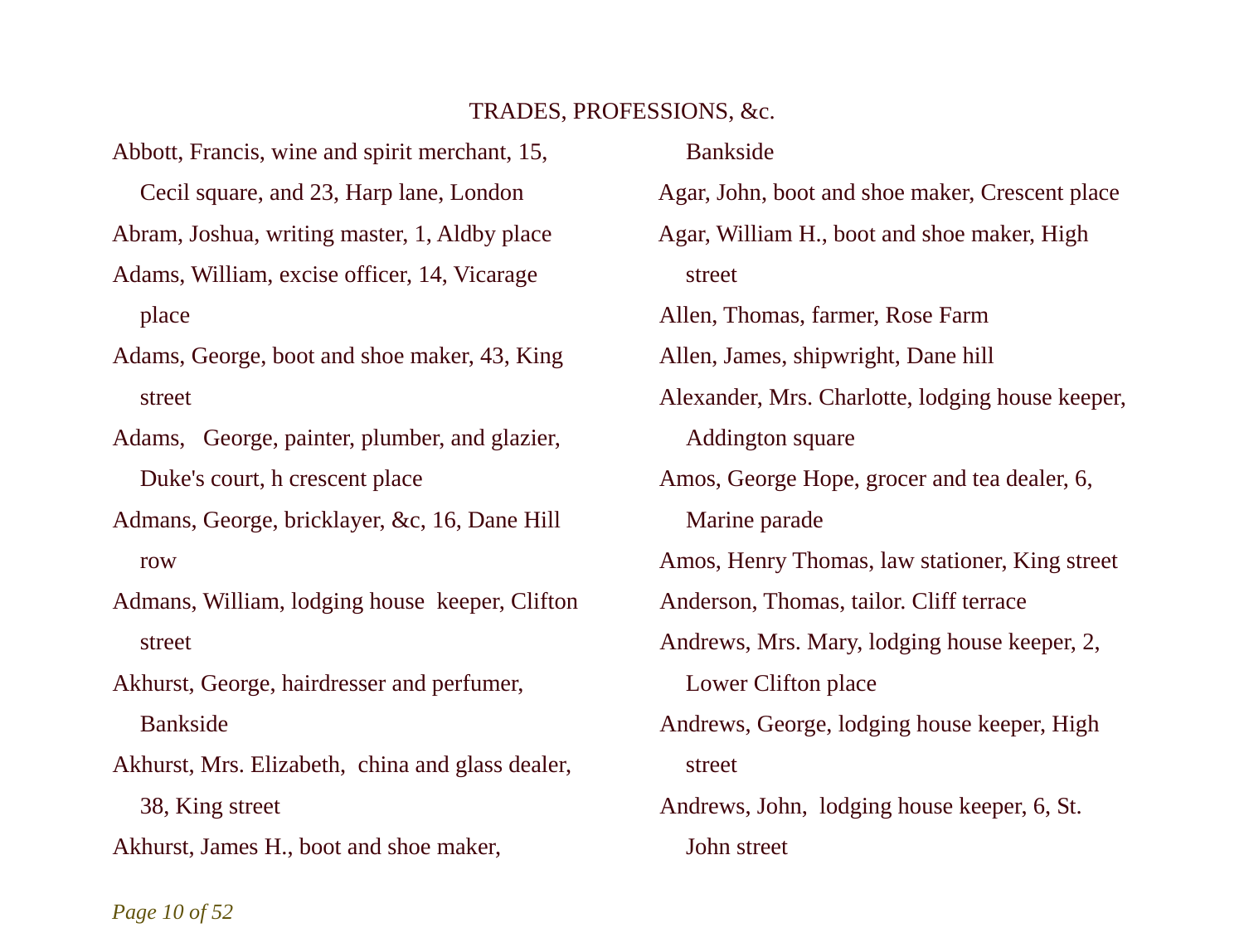## TRADES, PROFESSIONS, &c.

Abbott, Francis, wine and spirit merchant, 15, Cecil square, and 23, Harp lane, London

Abram, Joshua, writing master, 1, Aldby place

Adams, William, excise officer, 14, Vicarage place

Adams, George, boot and shoe maker, 43, King street

Adams, George, painter, plumber, and glazier, Duke's court, h crescent place

Admans, George, bricklayer, &c, 16, Dane Hill row

Admans, William, lodging house keeper, Clifton street

Akhurst, George, hairdresser and perfumer, Bankside

Akhurst, Mrs. Elizabeth, china and glass dealer, 38, King street

Akhurst, James H., boot and shoe maker, Bankside

Agar, John, boot and shoe maker, Crescent place

Agar, William H., boot and shoe maker, High street

Allen, Thomas, farmer, Rose Farm

Allen, James, shipwright, Dane hill

Alexander, Mrs. Charlotte, lodging house keeper, Addington square

Amos, George Hope, grocer and tea dealer, 6, Marine parade

Amos, Henry Thomas, law stationer, King street

Anderson, Thomas, tailor. Cliff terrace

Andrews, Mrs. Mary, lodging house keeper, 2, Lower Clifton place

Andrews, George, lodging house keeper, High street

Andrews, John, lodging house keeper, 6, St. John street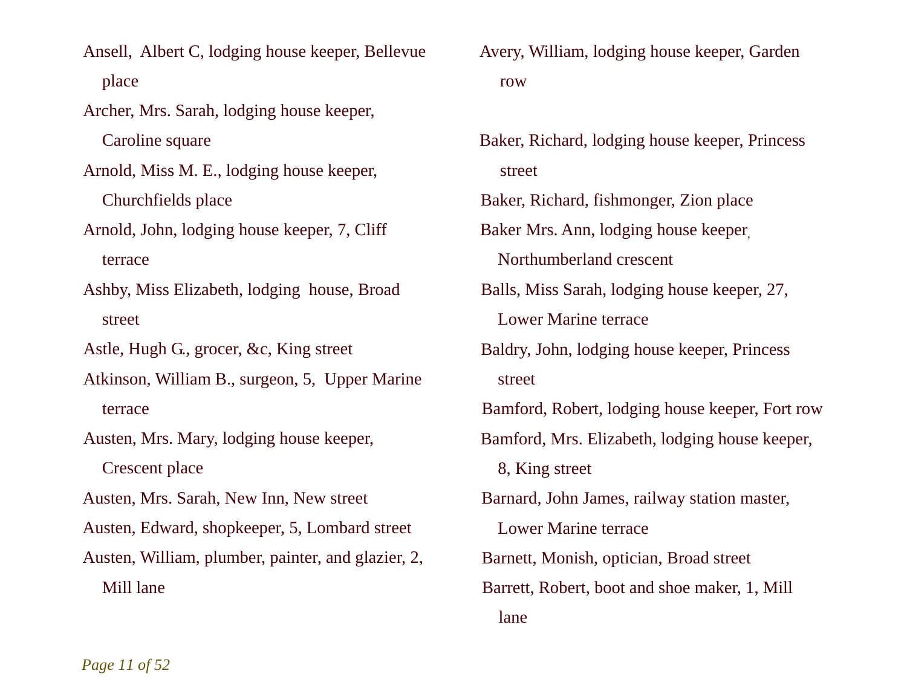Ansell, Albert C, lodging house keeper, Bellevue place

Archer, Mrs. Sarah, lodging house keeper, Caroline square

Arnold, Miss M. E., lodging house keeper, Churchfields place

Arnold, John, lodging house keeper, 7, Cliff terrace

Ashby, Miss Elizabeth, lodging house, Broad street

Astle, Hugh G., grocer, &c, King street

Atkinson, William B., surgeon, 5, Upper Marine terrace

Austen, Mrs. Mary, lodging house keeper, Crescent place

Austen, Mrs. Sarah, New Inn, New street

Austen, Edward, shopkeeper, 5, Lombard street

Austen, William, plumber, painter, and glazier, 2, Mill lane

Avery, William, lodging house keeper, Garden row

Baker, Richard, lodging house keeper, Princess street

Baker, Richard, fishmonger, Zion place

Baker Mrs. Ann, lodging house keeper, Northumberland crescent

Balls, Miss Sarah, lodging house keeper, 27, Lower Marine terrace

Baldry, John, lodging house keeper, Princess street

Bamford, Robert, lodging house keeper, Fort row

Bamford, Mrs. Elizabeth, lodging house keeper, 8, King street

Barnard, John James, railway station master, Lower Marine terrace

Barnett, Monish, optician, Broad street

Barrett, Robert, boot and shoe maker, 1, Mill lane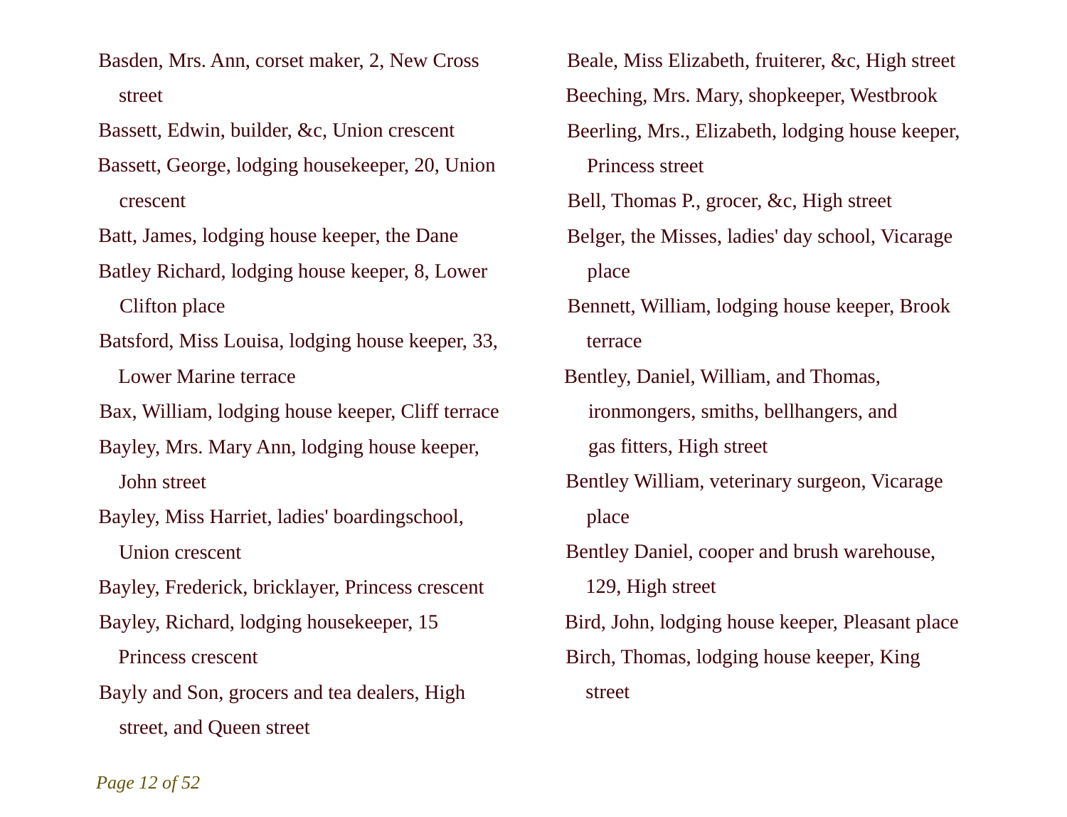Basden, Mrs. Ann, corset maker, 2, New Cross street

Bassett, Edwin, builder, &c, Union crescent

Bassett, George, lodging housekeeper, 20, Union crescent

Batt, James, lodging house keeper, the Dane

Batley Richard, lodging house keeper, 8, Lower Clifton place

Batsford, Miss Louisa, lodging house keeper, 33, Lower Marine terrace

Bax, William, lodging house keeper, Cliff terrace

Bayley, Mrs. Mary Ann, lodging house keeper, John street

Bayley, Miss Harriet, ladies' boardingschool, Union crescent

Bayley, Frederick, bricklayer, Princess crescent

Bayley, Richard, lodging housekeeper, 15 Princess crescent

Bayly and Son, grocers and tea dealers, High street, and Queen street

Beale, Miss Elizabeth, fruiterer, &c, High street

Beeching, Mrs. Mary, shopkeeper, Westbrook

Beerling, Mrs., Elizabeth, lodging house keeper, Princess street

Bell, Thomas P., grocer, &c, High street

Belger, the Misses, ladies' day school, Vicarage place

Bennett, William, lodging house keeper, Brook terrace

Bentley, Daniel, William, and Thomas, ironmongers, smiths, bellhangers, and gas fitters, High street

Bentley William, veterinary surgeon, Vicarage place

Bentley Daniel, cooper and brush warehouse, 129, High street

Bird, John, lodging house keeper, Pleasant place

Birch, Thomas, lodging house keeper, King street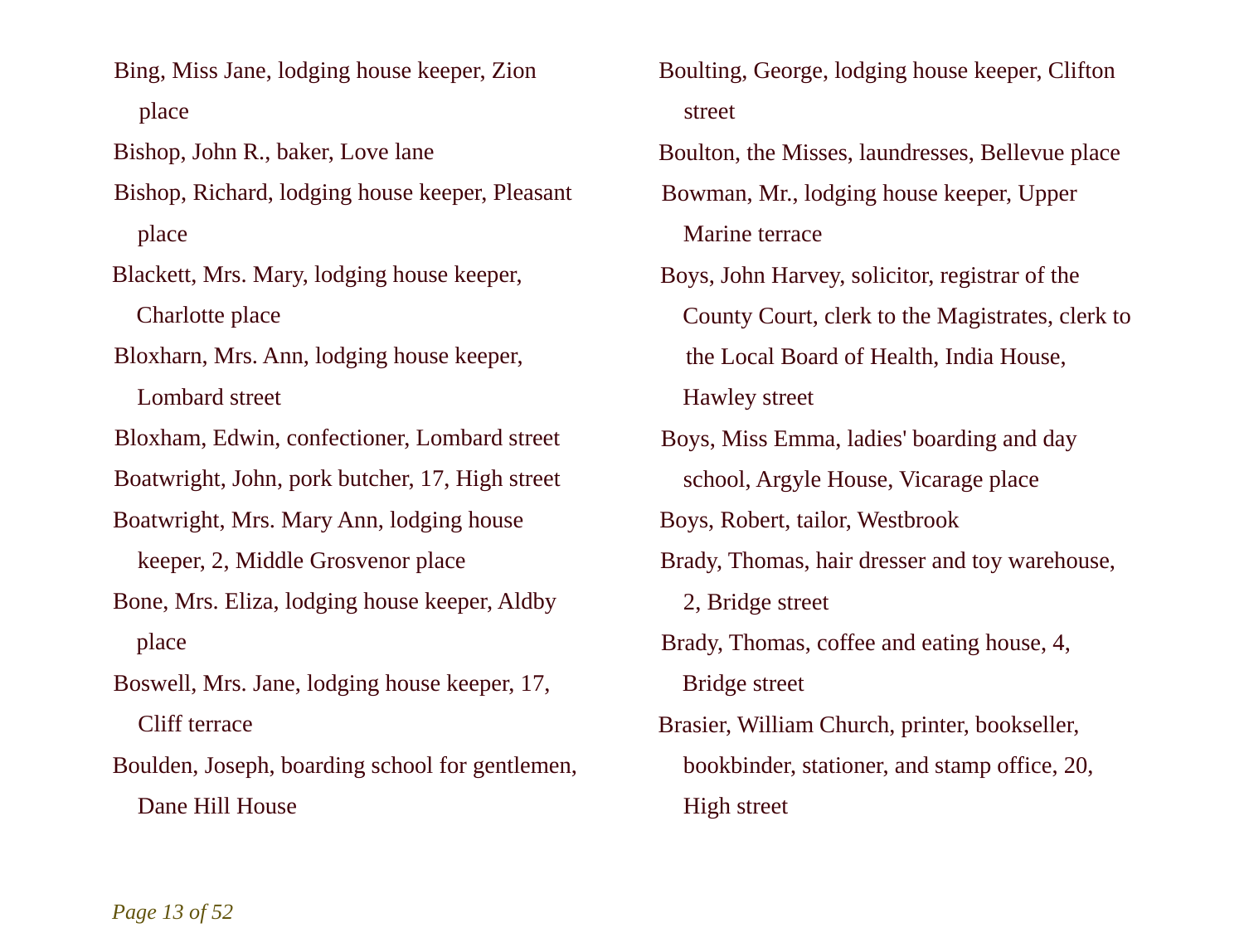Bing, Miss Jane, lodging house keeper, Zion place

Bishop, John R., baker, Love lane

Bishop, Richard, lodging house keeper, Pleasant place

Blackett, Mrs. Mary, lodging house keeper, Charlotte place

Bloxharn, Mrs. Ann, lodging house keeper, Lombard street

Bloxham, Edwin, confectioner, Lombard street

Boatwright, John, pork butcher, 17, High street

Boatwright, Mrs. Mary Ann, lodging house keeper, 2, Middle Grosvenor place

Bone, Mrs. Eliza, lodging house keeper, Aldby place

Boswell, Mrs. Jane, lodging house keeper, 17, Cliff terrace

Boulden, Joseph, boarding school for gentlemen, Dane Hill House

Boulting, George, lodging house keeper, Clifton street

Boulton, the Misses, laundresses, Bellevue place

Bowman, Mr., lodging house keeper, Upper Marine terrace

Boys, John Harvey, solicitor, registrar of the County Court, clerk to the Magistrates, clerk to the Local Board of Health, India House, Hawley street

Boys, Miss Emma, ladies' boarding and day school, Argyle House, Vicarage place

Boys, Robert, tailor, Westbrook

Brady, Thomas, hair dresser and toy warehouse, 2, Bridge street

Brady, Thomas, coffee and eating house, 4, Bridge street

Brasier, William Church, printer, bookseller, bookbinder, stationer, and stamp office, 20, High street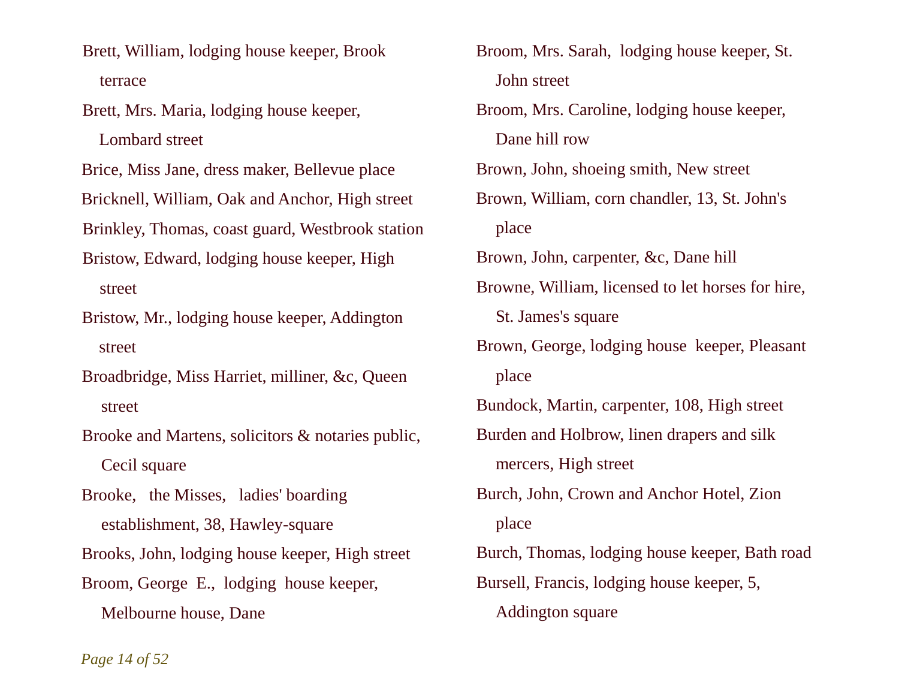Brett, William, lodging house keeper, Brook terrace

Brett, Mrs. Maria, lodging house keeper, Lombard street

Brice, Miss Jane, dress maker, Bellevue place

Bricknell, William, Oak and Anchor, High street

Brinkley, Thomas, coast guard, Westbrook station

Bristow, Edward, lodging house keeper, High street

Bristow, Mr., lodging house keeper, Addington street

Broadbridge, Miss Harriet, milliner, &c, Queen street

Brooke and Martens, solicitors & notaries public, Cecil square

Brooke, the Misses, ladies' boarding establishment, 38, Hawley-square

Brooks, John, lodging house keeper, High street

Broom, George E., lodging house keeper, Melbourne house, Dane

Broom, Mrs. Sarah, lodging house keeper, St. John street

Broom, Mrs. Caroline, lodging house keeper, Dane hill row

Brown, John, shoeing smith, New street

Brown, William, corn chandler, 13, St. John's place

Brown, John, carpenter, &c, Dane hill

Browne, William, licensed to let horses for hire, St. James's square

Brown, George, lodging house keeper, Pleasant place

Bundock, Martin, carpenter, 108, High street

Burden and Holbrow, linen drapers and silk mercers, High street

Burch, John, Crown and Anchor Hotel, Zion place

Burch, Thomas, lodging house keeper, Bath road

Bursell, Francis, lodging house keeper, 5, Addington square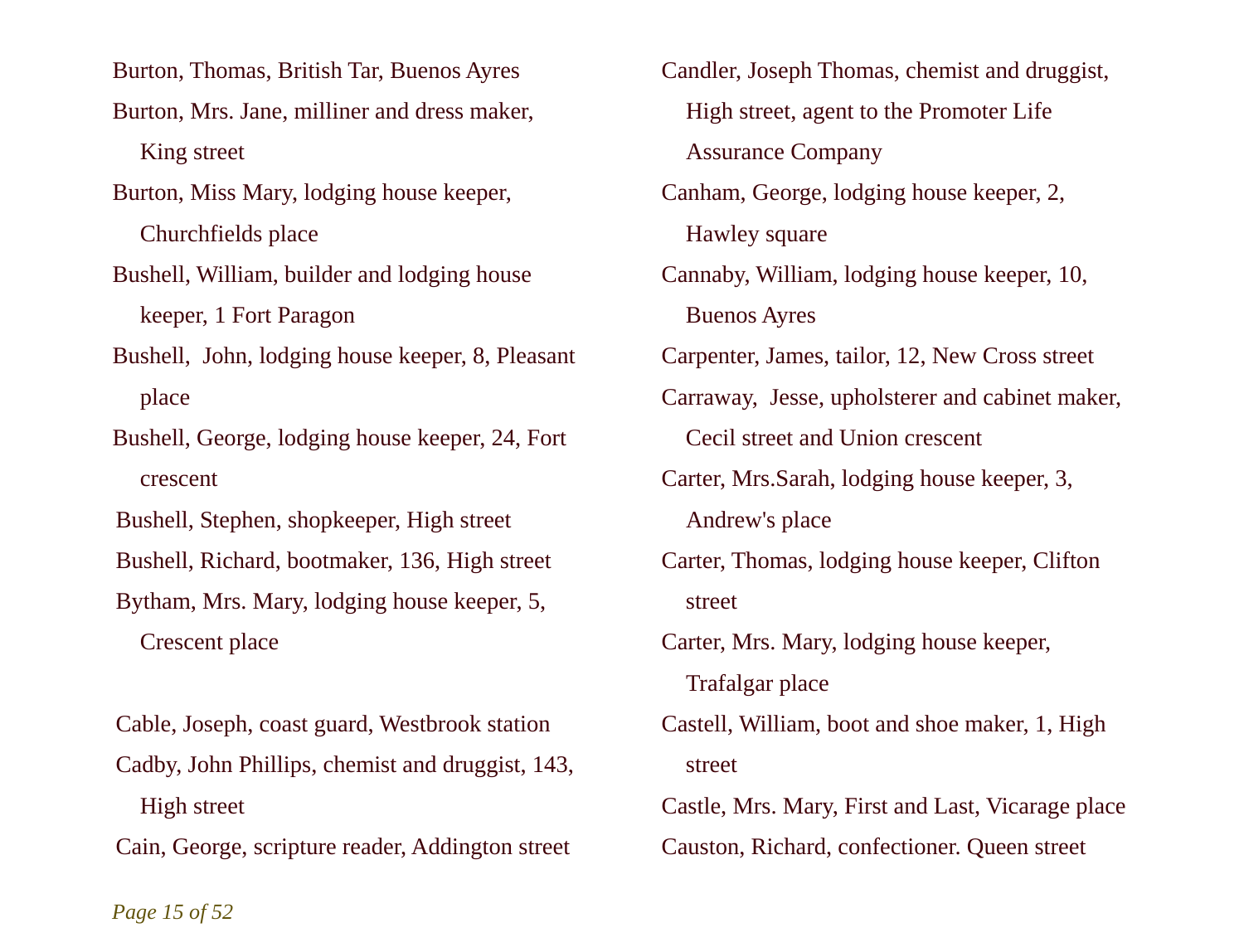Burton, Thomas, British Tar, Buenos Ayres

Burton, Mrs. Jane, milliner and dress maker, King street

Burton, Miss Mary, lodging house keeper, Churchfields place

Bushell, William, builder and lodging house keeper, 1 Fort Paragon

Bushell, John, lodging house keeper, 8, Pleasant place

Bushell, George, lodging house keeper, 24, Fort crescent

Bushell, Stephen, shopkeeper, High street

Bushell, Richard, bootmaker, 136, High street

Bytham, Mrs. Mary, lodging house keeper, 5, Crescent place

Cable, Joseph, coast guard, Westbrook station

Cadby, John Phillips, chemist and druggist, 143, High street

Cain, George, scripture reader, Addington street

Candler, Joseph Thomas, chemist and druggist, High street, agent to the Promoter Life Assurance Company

Canham, George, lodging house keeper, 2, Hawley square

Cannaby, William, lodging house keeper, 10, Buenos Ayres

Carpenter, James, tailor, 12, New Cross street

Carraway, Jesse, upholsterer and cabinet maker, Cecil street and Union crescent

Carter, Mrs.Sarah, lodging house keeper, 3, Andrew's place

Carter, Thomas, lodging house keeper, Clifton street

Carter, Mrs. Mary, lodging house keeper, Trafalgar place

Castell, William, boot and shoe maker, 1, High street

Castle, Mrs. Mary, First and Last, Vicarage place

Causton, Richard, confectioner. Queen street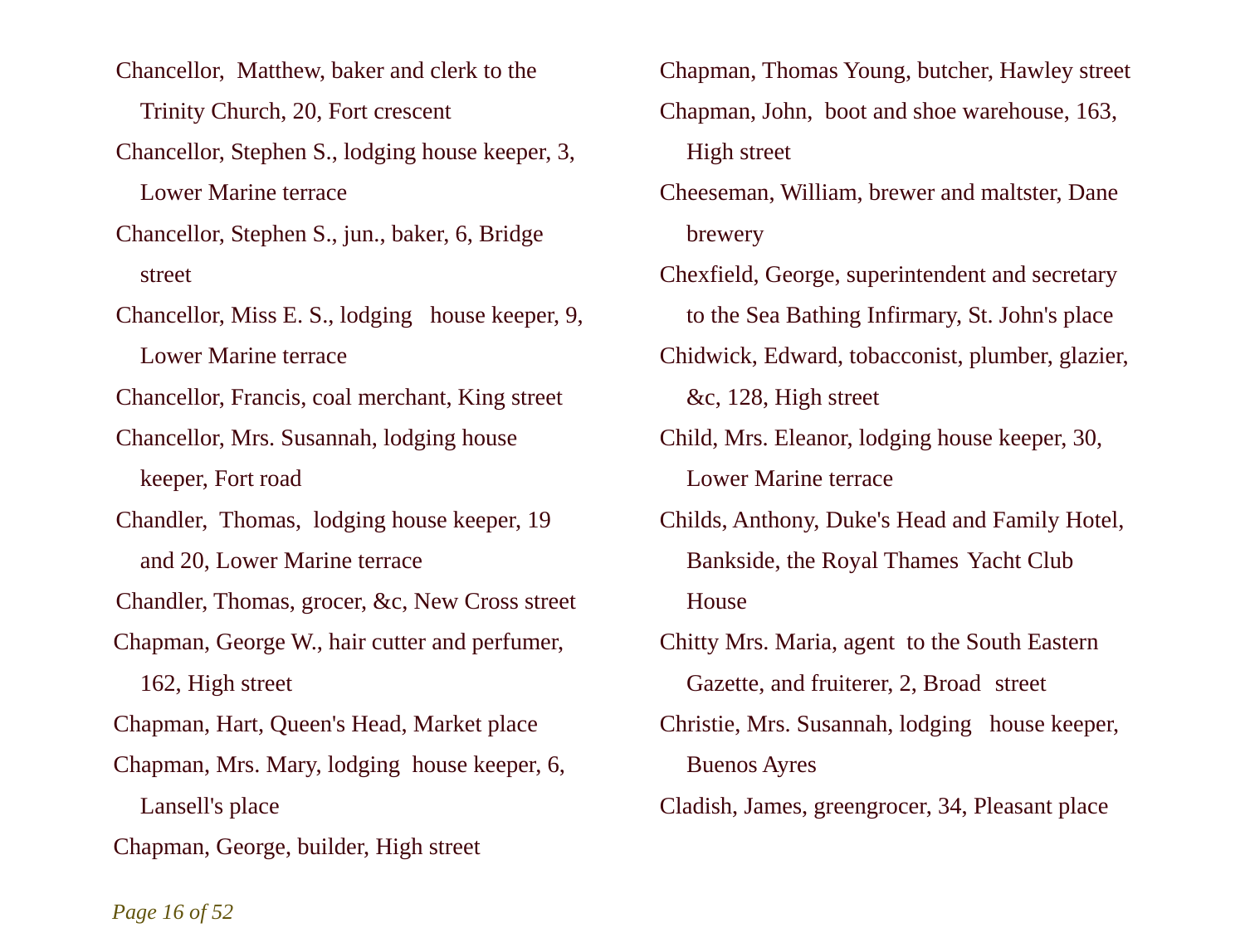Chancellor, Matthew, baker and clerk to the Trinity Church, 20, Fort crescent

Chancellor, Stephen S., lodging house keeper, 3, Lower Marine terrace

Chancellor, Stephen S., jun., baker, 6, Bridge street

Chancellor, Miss E. S., lodging house keeper, 9, Lower Marine terrace

Chancellor, Francis, coal merchant, King street

Chancellor, Mrs. Susannah, lodging house keeper, Fort road

Chandler, Thomas, lodging house keeper, 19 and 20, Lower Marine terrace

Chandler, Thomas, grocer, &c, New Cross street

Chapman, George W., hair cutter and perfumer, 162, High street

Chapman, Hart, Queen's Head, Market place

Chapman, Mrs. Mary, lodging house keeper, 6, Lansell's place

Chapman, George, builder, High street

Chapman, Thomas Young, butcher, Hawley street

Chapman, John, boot and shoe warehouse, 163, High street

Cheeseman, William, brewer and maltster, Dane brewery

Chexfield, George, superintendent and secretary to the Sea Bathing Infirmary, St. John's place

Chidwick, Edward, tobacconist, plumber, glazier, &c, 128, High street

Child, Mrs. Eleanor, lodging house keeper, 30, Lower Marine terrace

Childs, Anthony, Duke's Head and Family Hotel, Bankside, the Royal Thames Yacht Club House

Chitty Mrs. Maria, agent to the South Eastern Gazette, and fruiterer, 2, Broad street

Christie, Mrs. Susannah, lodging house keeper, Buenos Ayres

Cladish, James, greengrocer, 34, Pleasant place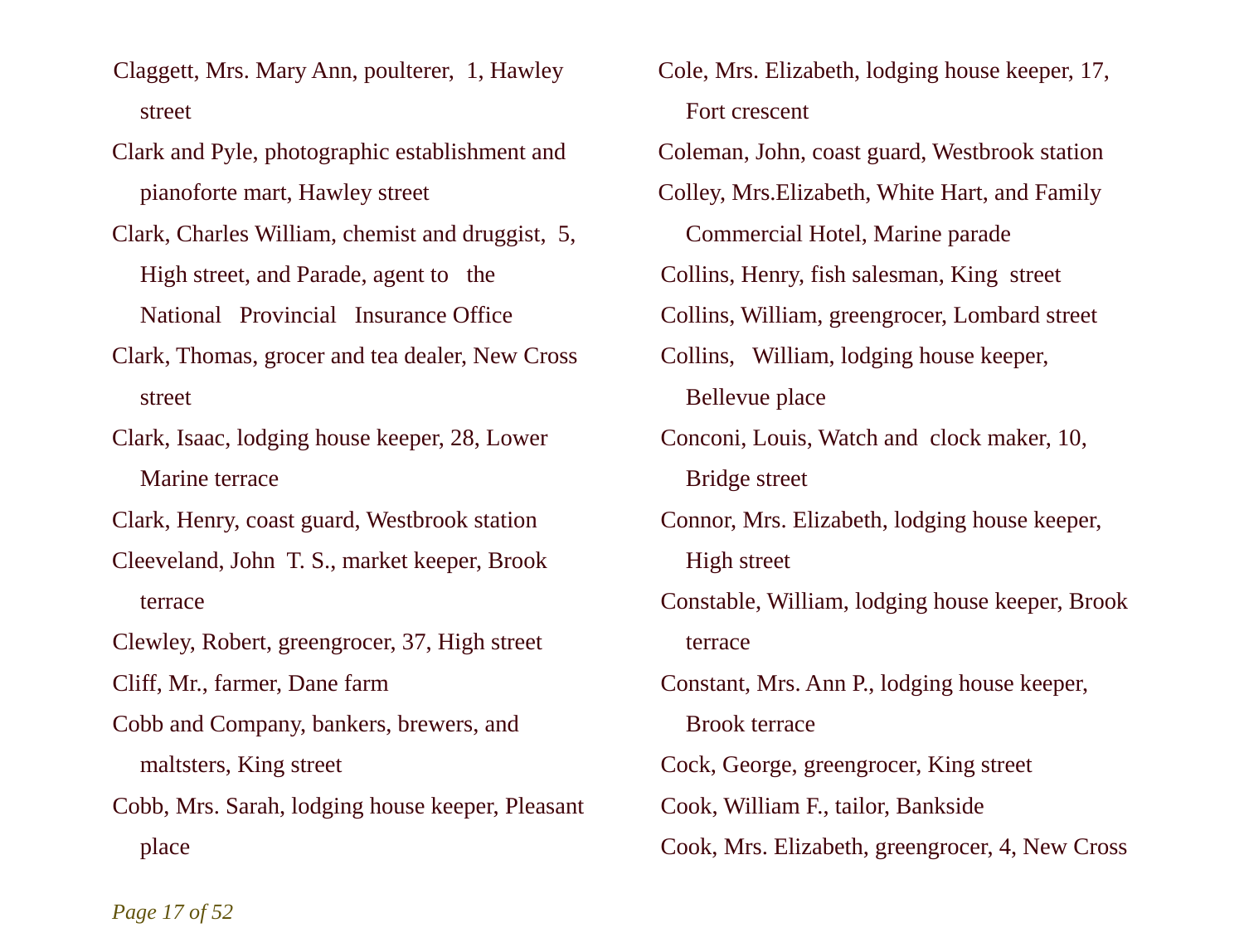Claggett, Mrs. Mary Ann, poulterer, 1, Hawley street

Clark and Pyle, photographic establishment and pianoforte mart, Hawley street

Clark, Charles William, chemist and druggist, 5, High street, and Parade, agent to the National Provincial Insurance Office

Clark, Thomas, grocer and tea dealer, New Cross street

Clark, Isaac, lodging house keeper, 28, Lower Marine terrace

Clark, Henry, coast guard, Westbrook station

Cleeveland, John T. S., market keeper, Brook terrace

Clewley, Robert, greengrocer, 37, High street

Cliff, Mr., farmer, Dane farm

Cobb and Company, bankers, brewers, and maltsters, King street

Cobb, Mrs. Sarah, lodging house keeper, Pleasant place

Cole, Mrs. Elizabeth, lodging house keeper, 17, Fort crescent

Coleman, John, coast guard, Westbrook station

Colley, Mrs.Elizabeth, White Hart, and Family Commercial Hotel, Marine parade

Collins, Henry, fish salesman, King street

Collins, William, greengrocer, Lombard street

Collins, William, lodging house keeper, Bellevue place

Conconi, Louis, Watch and clock maker, 10, Bridge street

Connor, Mrs. Elizabeth, lodging house keeper, High street

Constable, William, lodging house keeper, Brook terrace

Constant, Mrs. Ann P., lodging house keeper, Brook terrace

Cock, George, greengrocer, King street

Cook, William F., tailor, Bankside

Cook, Mrs. Elizabeth, greengrocer, 4, New Cross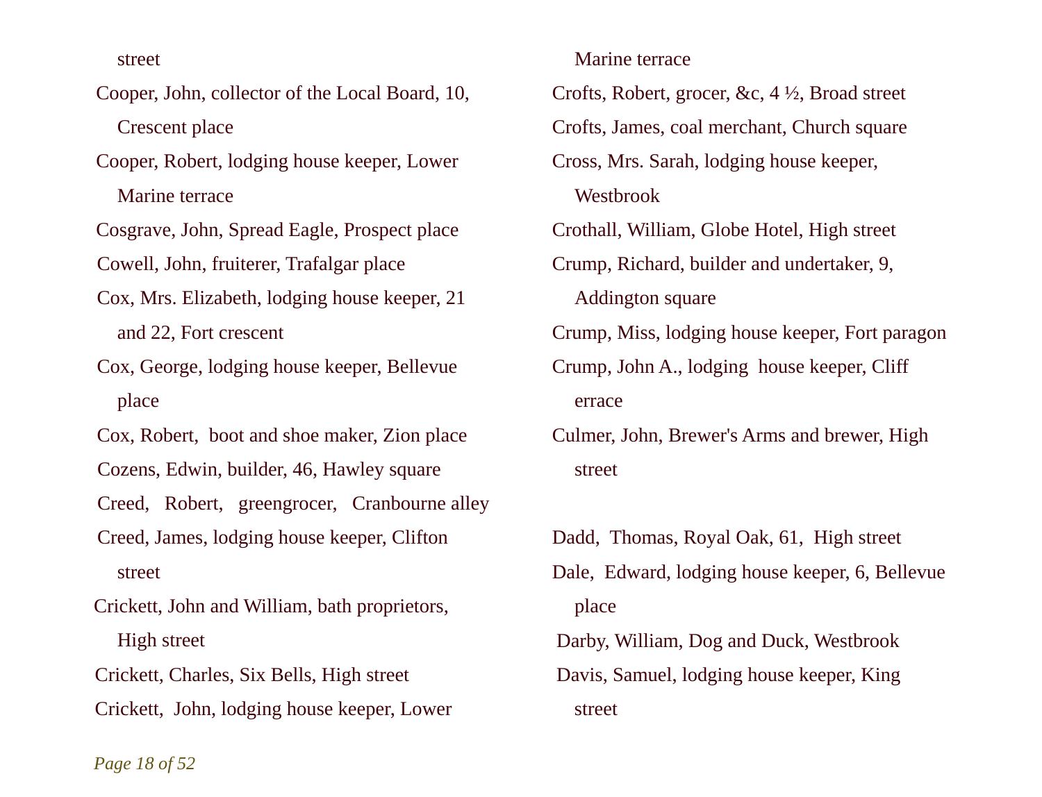street

Cooper, John, collector of the Local Board, 10, Crescent place

Cooper, Robert, lodging house keeper, Lower Marine terrace

Cosgrave, John, Spread Eagle, Prospect place

Cowell, John, fruiterer, Trafalgar place

Cox, Mrs. Elizabeth, lodging house keeper, 21 and 22, Fort crescent

Cox, George, lodging house keeper, Bellevue place

Cox, Robert, boot and shoe maker, Zion place

Cozens, Edwin, builder, 46, Hawley square

Creed, Robert, greengrocer, Cranbourne alley

Creed, James, lodging house keeper, Clifton street

Crickett, John and William, bath proprietors, High street

Crickett, Charles, Six Bells, High street

Crickett, John, lodging house keeper, Lower Marine terrace

Crofts, Robert, grocer, &c, 4 ½, Broad street

Crofts, James, coal merchant, Church square

Cross, Mrs. Sarah, lodging house keeper, Westbrook

Crothall, William, Globe Hotel, High street

Crump, Richard, builder and undertaker, 9, Addington square

Crump, Miss, lodging house keeper, Fort paragon

Crump, John A., lodging house keeper, Cliff errace

Culmer, John, Brewer's Arms and brewer, High street

Dadd, Thomas, Royal Oak, 61, High street

Dale, Edward, lodging house keeper, 6, Bellevue place

Darby, William, Dog and Duck, Westbrook

Davis, Samuel, lodging house keeper, King street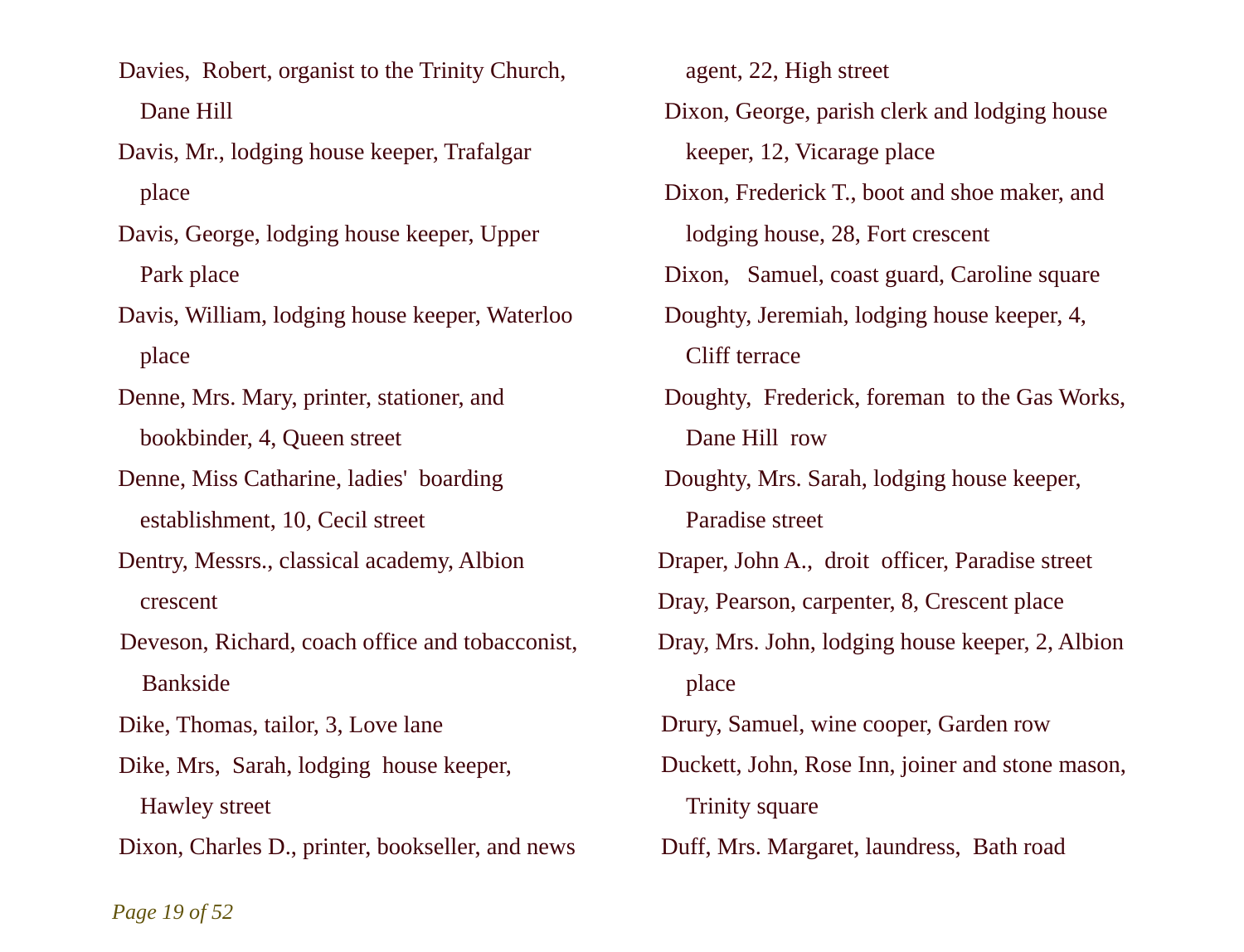Davies, Robert, organist to the Trinity Church, Dane Hill

Davis, Mr., lodging house keeper, Trafalgar place

Davis, George, lodging house keeper, Upper Park place

Davis, William, lodging house keeper, Waterloo place

Denne, Mrs. Mary, printer, stationer, and bookbinder, 4, Queen street

Denne, Miss Catharine, ladies' boarding establishment, 10, Cecil street

Dentry, Messrs., classical academy, Albion crescent

Deveson, Richard, coach office and tobacconist, Bankside

Dike, Thomas, tailor, 3, Love lane

Dike, Mrs, Sarah, lodging house keeper, Hawley street

Dixon, Charles D., printer, bookseller, and news agent, 22, High street

Dixon, George, parish clerk and lodging house keeper, 12, Vicarage place

Dixon, Frederick T., boot and shoe maker, and lodging house, 28, Fort crescent

Dixon, Samuel, coast guard, Caroline square

Doughty, Jeremiah, lodging house keeper, 4, Cliff terrace

Doughty, Frederick, foreman to the Gas Works, Dane Hill row

Doughty, Mrs. Sarah, lodging house keeper, Paradise street

Draper, John A., droit officer, Paradise street

Dray, Pearson, carpenter, 8, Crescent place

Dray, Mrs. John, lodging house keeper, 2, Albion place

Drury, Samuel, wine cooper, Garden row

Duckett, John, Rose Inn, joiner and stone mason, Trinity square

Duff, Mrs. Margaret, laundress, Bath road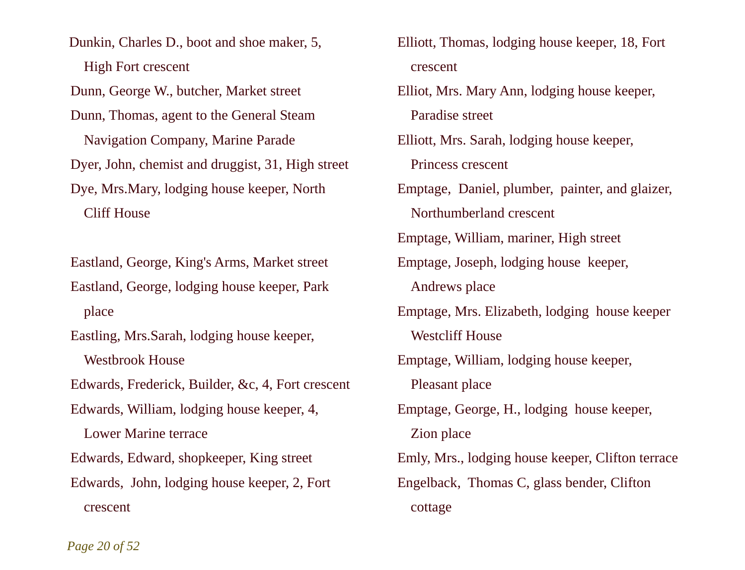Dunkin, Charles D., boot and shoe maker, 5, High Fort crescent

Dunn, George W., butcher, Market street

Dunn, Thomas, agent to the General Steam Navigation Company, Marine Parade

Dyer, John, chemist and druggist, 31, High street

Dye, Mrs.Mary, lodging house keeper, North Cliff House

Eastland, George, King's Arms, Market street

Eastland, George, lodging house keeper, Park place

Eastling, Mrs.Sarah, lodging house keeper, Westbrook House

Edwards, Frederick, Builder, &c, 4, Fort crescent

Edwards, William, lodging house keeper, 4, Lower Marine terrace

Edwards, Edward, shopkeeper, King street

Edwards, John, lodging house keeper, 2, Fort crescent

Elliott, Thomas, lodging house keeper, 18, Fort crescent

Elliot, Mrs. Mary Ann, lodging house keeper, Paradise street

Elliott, Mrs. Sarah, lodging house keeper, Princess crescent

Emptage, Daniel, plumber, painter, and glaizer, Northumberland crescent

Emptage, William, mariner, High street

Emptage, Joseph, lodging house keeper, Andrews place

Emptage, Mrs. Elizabeth, lodging house keeper Westcliff House

Emptage, William, lodging house keeper, Pleasant place

Emptage, George, H., lodging house keeper, Zion place

Emly, Mrs., lodging house keeper, Clifton terrace

Engelback, Thomas C, glass bender, Clifton cottage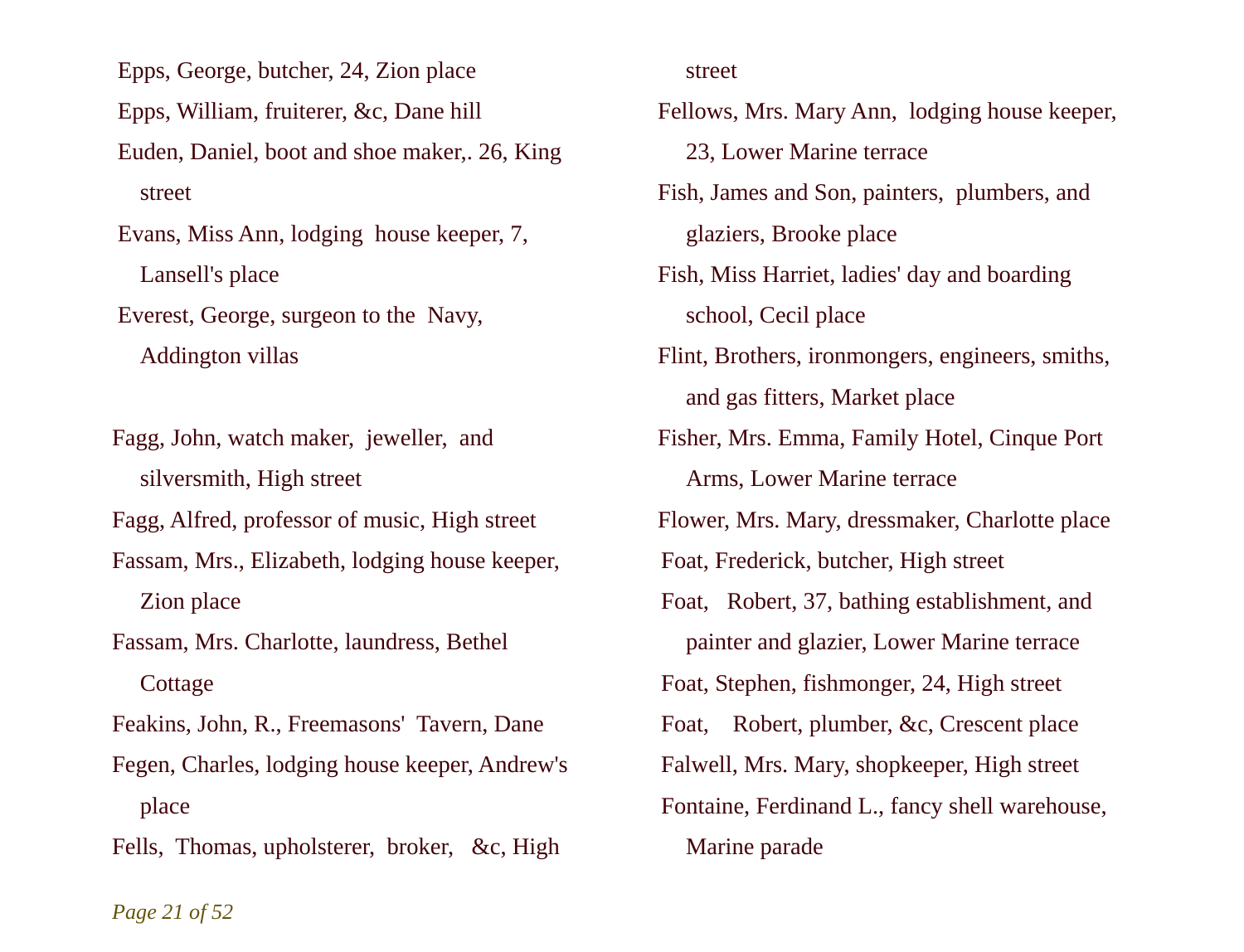Epps, George, butcher, 24, Zion place

Epps, William, fruiterer, &c, Dane hill

Euden, Daniel, boot and shoe maker,. 26, King street

Evans, Miss Ann, lodging house keeper, 7, Lansell's place

Everest, George, surgeon to the Navy, Addington villas

Fagg, John, watch maker, jeweller, and silversmith, High street

Fagg, Alfred, professor of music, High street

Fassam, Mrs., Elizabeth, lodging house keeper, Zion place

Fassam, Mrs. Charlotte, laundress, Bethel Cottage

Feakins, John, R., Freemasons' Tavern, Dane

Fegen, Charles, lodging house keeper, Andrew's place

Fells, Thomas, upholsterer, broker, &c, High street

Fellows, Mrs. Mary Ann, lodging house keeper, 23, Lower Marine terrace

Fish, James and Son, painters, plumbers, and glaziers, Brooke place

Fish, Miss Harriet, ladies' day and boarding school, Cecil place

Flint, Brothers, ironmongers, engineers, smiths, and gas fitters, Market place

Fisher, Mrs. Emma, Family Hotel, Cinque Port Arms, Lower Marine terrace

Flower, Mrs. Mary, dressmaker, Charlotte place

Foat, Frederick, butcher, High street

Foat, Robert, 37, bathing establishment, and painter and glazier, Lower Marine terrace

Foat, Stephen, fishmonger, 24, High street

Foat, Robert, plumber, &c, Crescent place

Falwell, Mrs. Mary, shopkeeper, High street

Fontaine, Ferdinand L., fancy shell warehouse, Marine parade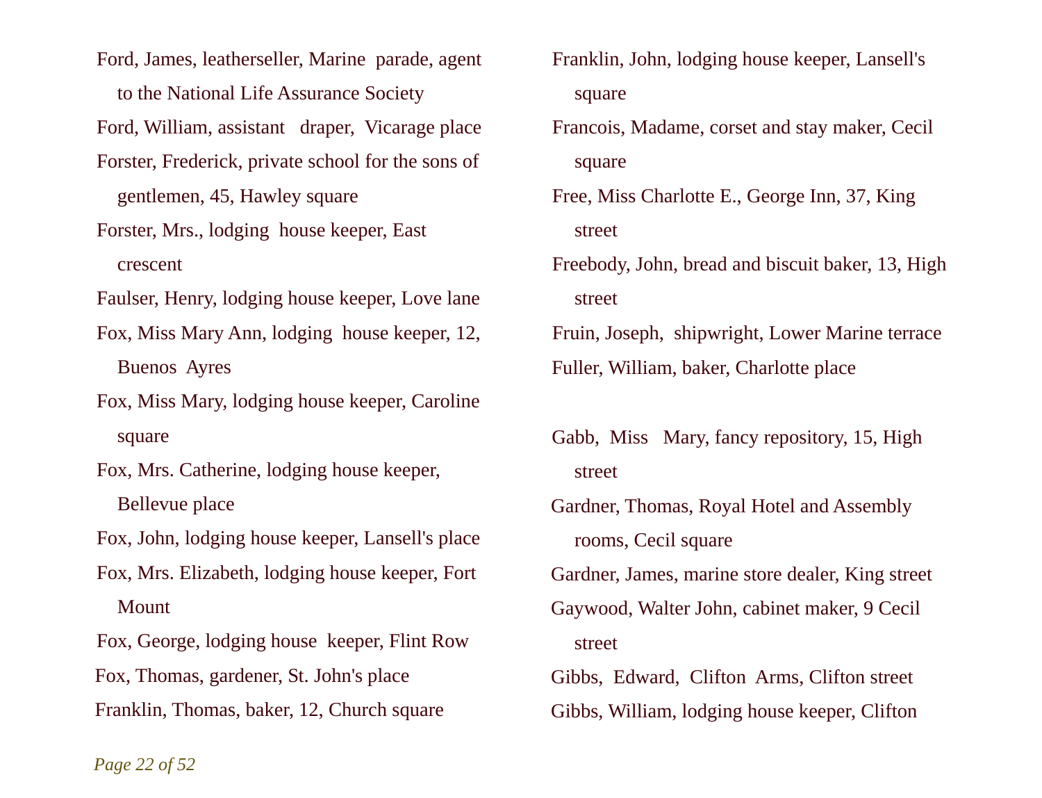Ford, James, leatherseller, Marine parade, agent to the National Life Assurance Society

Ford, William, assistant draper, Vicarage place

Forster, Frederick, private school for the sons of gentlemen, 45, Hawley square

Forster, Mrs., lodging house keeper, East crescent

Faulser, Henry, lodging house keeper, Love lane

Fox, Miss Mary Ann, lodging house keeper, 12, Buenos Ayres

Fox, Miss Mary, lodging house keeper, Caroline square

Fox, Mrs. Catherine, lodging house keeper, Bellevue place

Fox, John, lodging house keeper, Lansell's place

Fox, Mrs. Elizabeth, lodging house keeper, Fort Mount

Fox, George, lodging house keeper, Flint Row

Fox, Thomas, gardener, St. John's place

Franklin, Thomas, baker, 12, Church square

Franklin, John, lodging house keeper, Lansell's square

Francois, Madame, corset and stay maker, Cecil square

Free, Miss Charlotte E., George Inn, 37, King street

Freebody, John, bread and biscuit baker, 13, High street

Fruin, Joseph, shipwright, Lower Marine terrace

Fuller, William, baker, Charlotte place

Gabb, Miss Mary, fancy repository, 15, High street

Gardner, Thomas, Royal Hotel and Assembly rooms, Cecil square

Gardner, James, marine store dealer, King street

Gaywood, Walter John, cabinet maker, 9 Cecil street

Gibbs, Edward, Clifton Arms, Clifton street

Gibbs, William, lodging house keeper, Clifton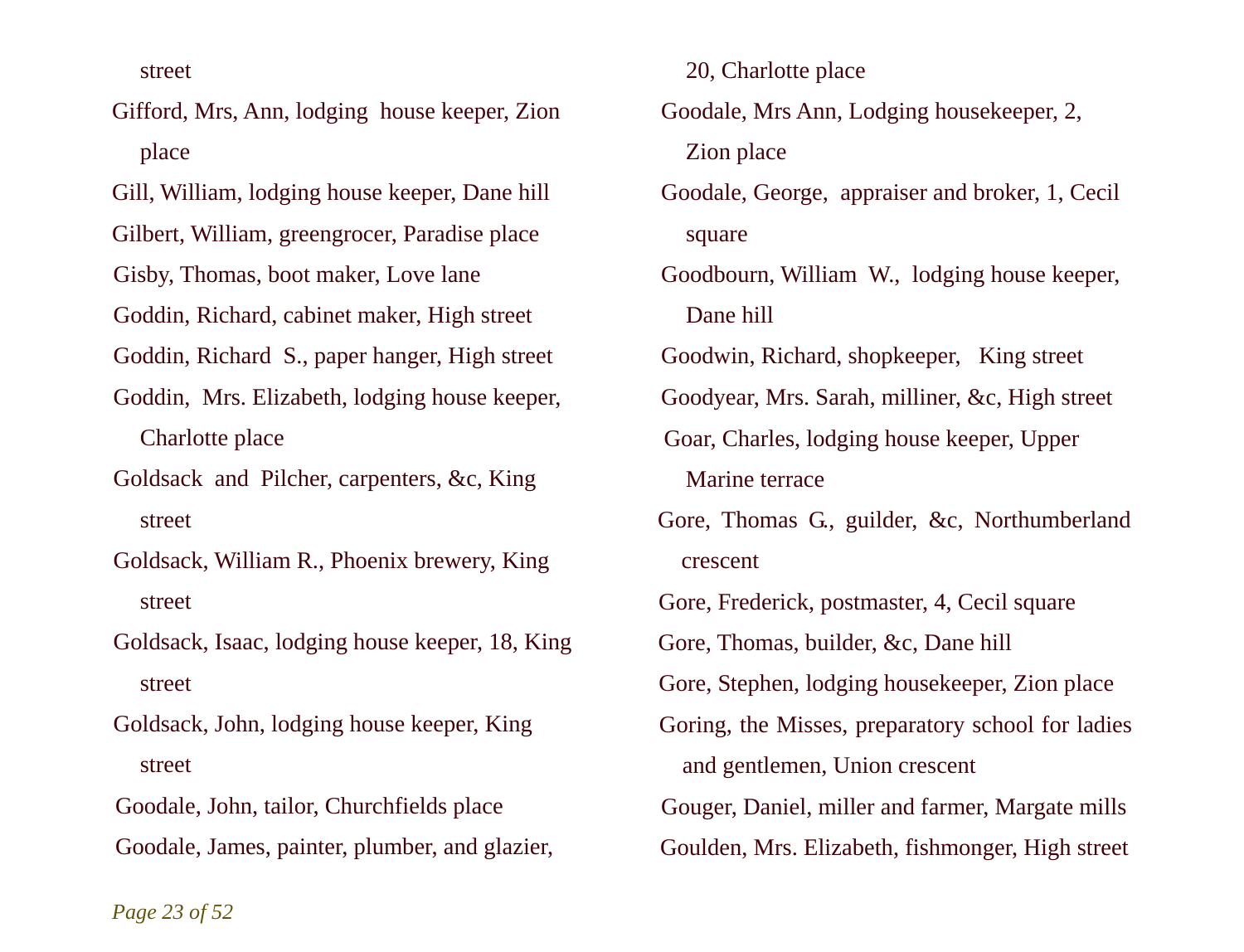street

Gifford, Mrs, Ann, lodging house keeper, Zion place

Gill, William, lodging house keeper, Dane hill

Gilbert, William, greengrocer, Paradise place

Gisby, Thomas, boot maker, Love lane

Goddin, Richard, cabinet maker, High street

Goddin, Richard S., paper hanger, High street

Goddin, Mrs. Elizabeth, lodging house keeper, Charlotte place

Goldsack and Pilcher, carpenters, &c, King street

Goldsack, William R., Phoenix brewery, King street

Goldsack, Isaac, lodging house keeper, 18, King street

Goldsack, John, lodging house keeper, King street

Goodale, John, tailor, Churchfields place

Goodale, James, painter, plumber, and glazier, 20, Charlotte place

Goodale, Mrs Ann, Lodging housekeeper, 2, Zion place

Goodale, George, appraiser and broker, 1, Cecil square

Goodbourn, William W., lodging house keeper, Dane hill

Goodwin, Richard, shopkeeper, King street

Goodyear, Mrs. Sarah, milliner, &c, High street

Goar, Charles, lodging house keeper, Upper Marine terrace

Gore, Thomas G., guilder, &c, Northumberland crescent

Gore, Frederick, postmaster, 4, Cecil square

Gore, Thomas, builder, &c, Dane hill

Gore, Stephen, lodging housekeeper, Zion place

Goring, the Misses, preparatory school for ladies and gentlemen, Union crescent

Gouger, Daniel, miller and farmer, Margate mills

Goulden, Mrs. Elizabeth, fishmonger, High street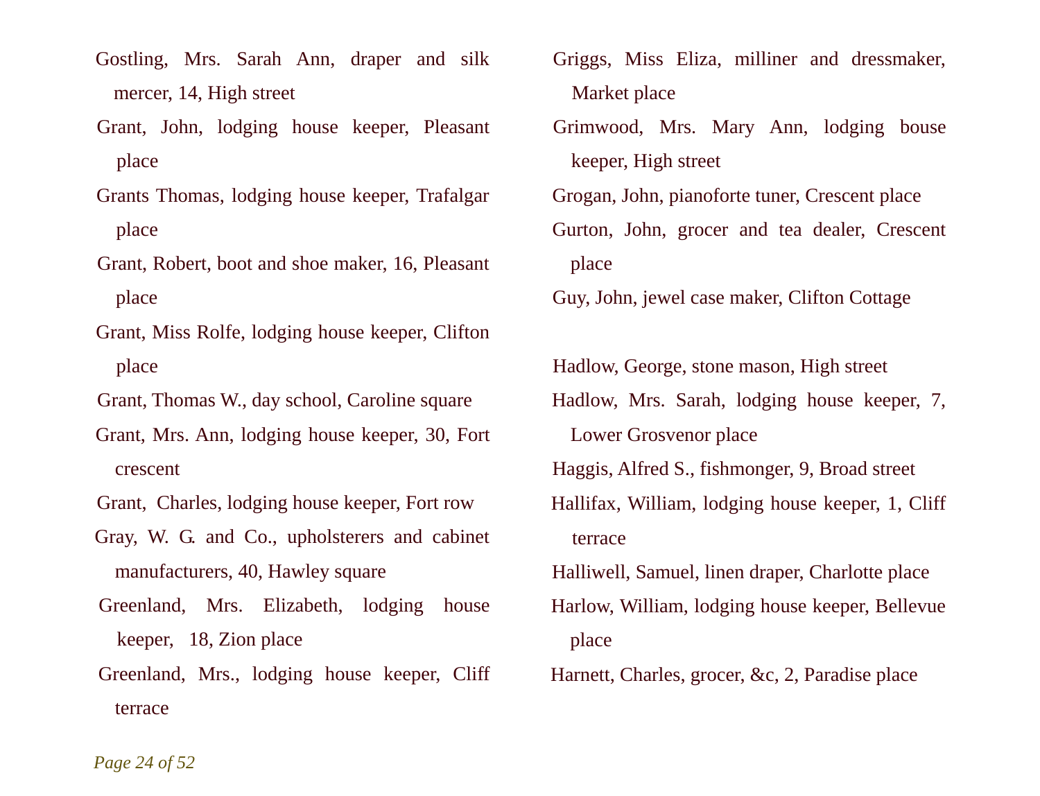Gostling, Mrs. Sarah Ann, draper and silk mercer, 14, High street

Grant, John, lodging house keeper, Pleasant place

Grants Thomas, lodging house keeper, Trafalgar place

Grant, Robert, boot and shoe maker, 16, Pleasant place

Grant, Miss Rolfe, lodging house keeper, Clifton place

Grant, Thomas W., day school, Caroline square

Grant, Mrs. Ann, lodging house keeper, 30, Fort crescent

Grant, Charles, lodging house keeper, Fort row

Gray, W. G. and Co., upholsterers and cabinet manufacturers, 40, Hawley square

Greenland, Mrs. Elizabeth, lodging house keeper, 18, Zion place

Greenland, Mrs., lodging house keeper, Cliff terrace

Griggs, Miss Eliza, milliner and dressmaker, Market place

Grimwood, Mrs. Mary Ann, lodging bouse keeper, High street

Grogan, John, pianoforte tuner, Crescent place

Gurton, John, grocer and tea dealer, Crescent place

Guy, John, jewel case maker, Clifton Cottage

Hadlow, George, stone mason, High street

Hadlow, Mrs. Sarah, lodging house keeper, 7, Lower Grosvenor place

Haggis, Alfred S., fishmonger, 9, Broad street

Hallifax, William, lodging house keeper, 1, Cliff terrace

Halliwell, Samuel, linen draper, Charlotte place

Harlow, William, lodging house keeper, Bellevue place

Harnett, Charles, grocer, &c, 2, Paradise place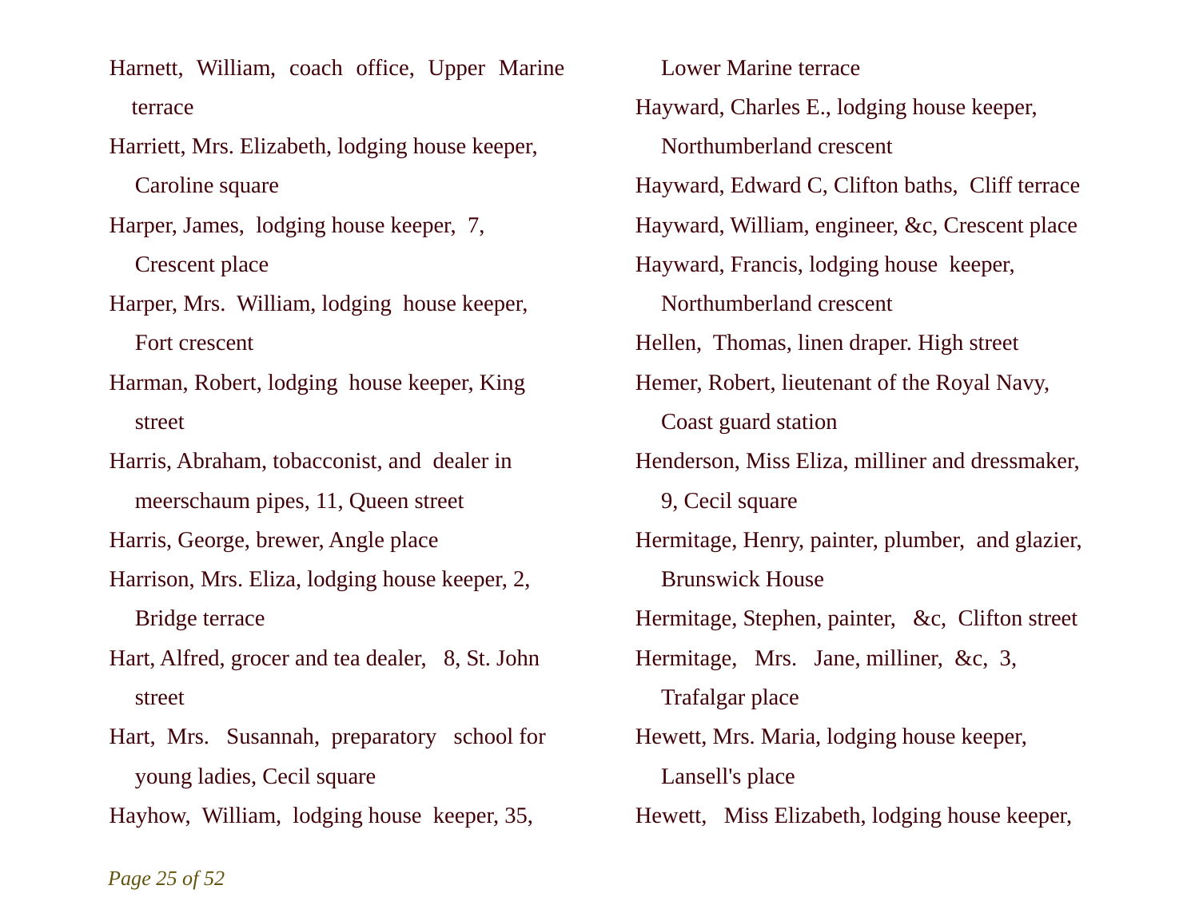Harnett, William, coach office, Upper Marine terrace

Harriett, Mrs. Elizabeth, lodging house keeper, Caroline square

Harper, James, lodging house keeper, 7, Crescent place

Harper, Mrs. William, lodging house keeper, Fort crescent

Harman, Robert, lodging house keeper, King street

Harris, Abraham, tobacconist, and dealer in meerschaum pipes, 11, Queen street

Harris, George, brewer, Angle place

Harrison, Mrs. Eliza, lodging house keeper, 2, Bridge terrace

Hart, Alfred, grocer and tea dealer, 8, St. John street

Hart, Mrs. Susannah, preparatory school for young ladies, Cecil square

Hayhow, William, lodging house keeper, 35, Lower Marine terrace

Hayward, Charles E., lodging house keeper, Northumberland crescent

Hayward, Edward C, Clifton baths, Cliff terrace

Hayward, William, engineer, &c, Crescent place

Hayward, Francis, lodging house keeper, Northumberland crescent

Hellen, Thomas, linen draper. High street

Hemer, Robert, lieutenant of the Royal Navy, Coast guard station

Henderson, Miss Eliza, milliner and dressmaker, 9, Cecil square

Hermitage, Henry, painter, plumber, and glazier, Brunswick House

Hermitage, Stephen, painter, &c, Clifton street

Hermitage, Mrs. Jane, milliner, &c, 3, Trafalgar place

Hewett, Mrs. Maria, lodging house keeper, Lansell's place

Hewett, Miss Elizabeth, lodging house keeper,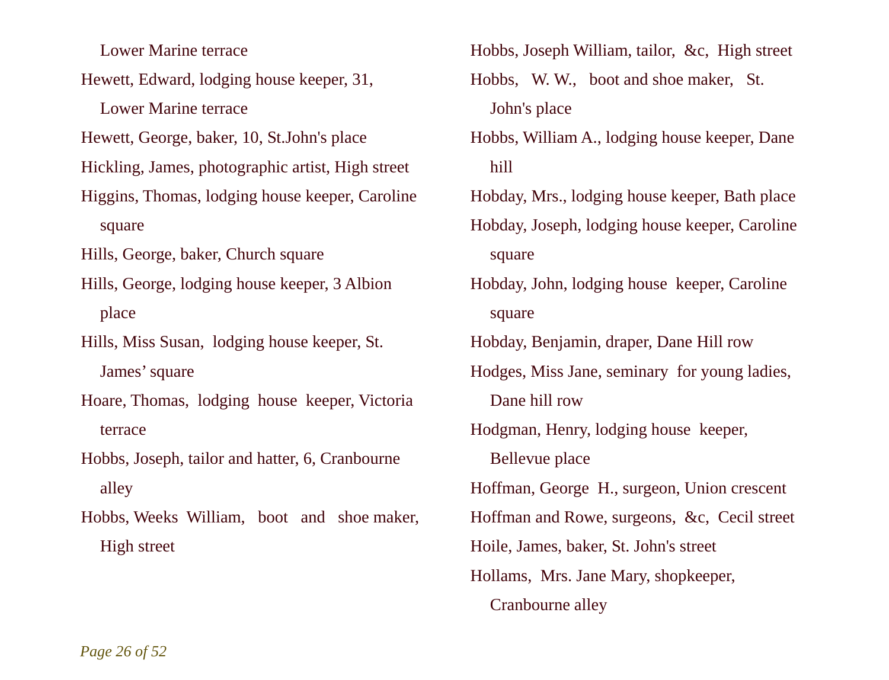Lower Marine terrace

Hewett, Edward, lodging house keeper, 31, Lower Marine terrace

Hewett, George, baker, 10, St.John's place

Hickling, James, photographic artist, High street

Higgins, Thomas, lodging house keeper, Caroline square

Hills, George, baker, Church square

Hills, George, lodging house keeper, 3 Albion place

Hills, Miss Susan, lodging house keeper, St. James' square

Hoare, Thomas, lodging house keeper, Victoria terrace

Hobbs, Joseph, tailor and hatter, 6, Cranbourne alley

Hobbs, Weeks William, boot and shoe maker, High street

Hobbs, Joseph William, tailor, &c, High street

Hobbs, W. W., boot and shoe maker, St. John's place

Hobbs, William A., lodging house keeper, Dane hill

Hobday, Mrs., lodging house keeper, Bath place

Hobday, Joseph, lodging house keeper, Caroline square

Hobday, John, lodging house keeper, Caroline square

Hobday, Benjamin, draper, Dane Hill row

Hodges, Miss Jane, seminary for young ladies, Dane hill row

Hodgman, Henry, lodging house keeper, Bellevue place

Hoffman, George H., surgeon, Union crescent

Hoffman and Rowe, surgeons, &c, Cecil street

Hoile, James, baker, St. John's street

Hollams, Mrs. Jane Mary, shopkeeper, Cranbourne alley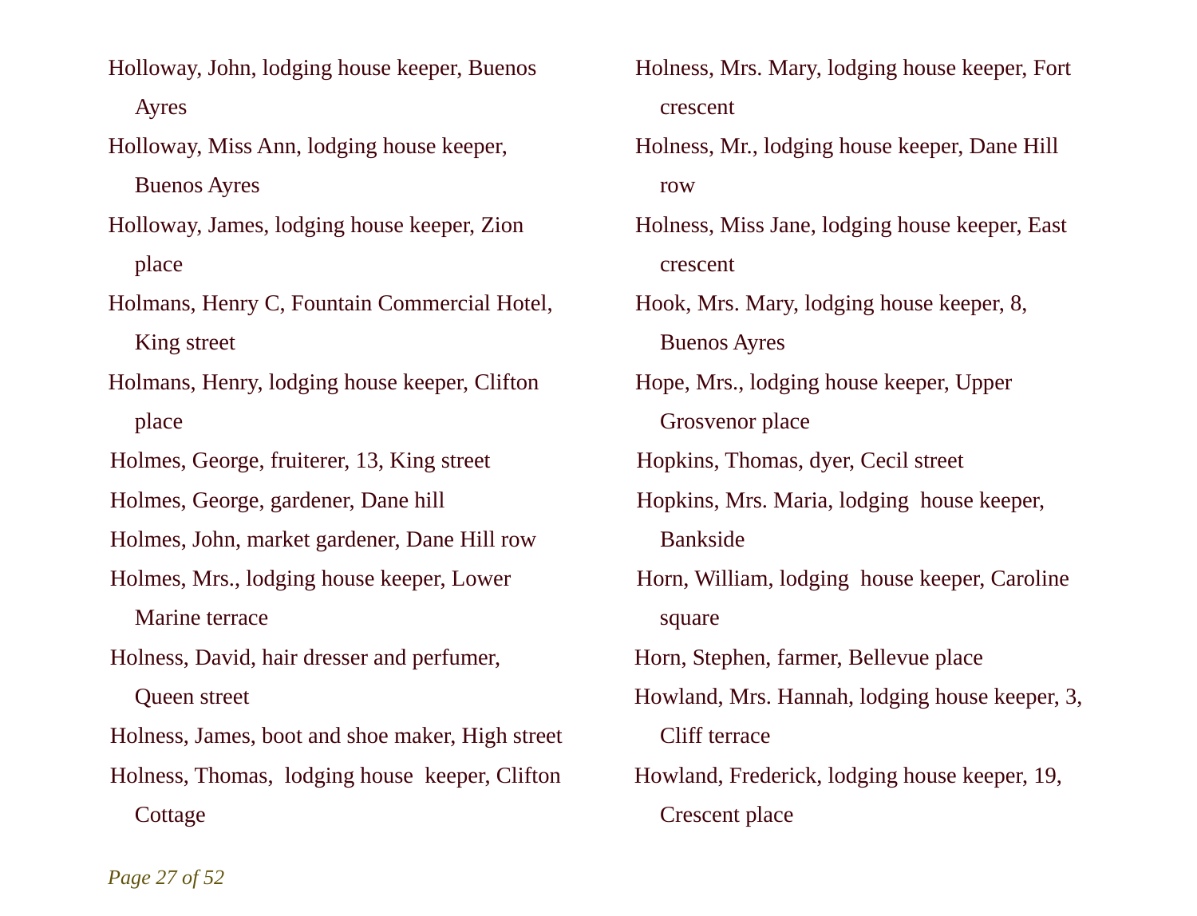Holloway, John, lodging house keeper, Buenos Ayres

Holloway, Miss Ann, lodging house keeper, Buenos Ayres

Holloway, James, lodging house keeper, Zion place

Holmans, Henry C, Fountain Commercial Hotel, King street

Holmans, Henry, lodging house keeper, Clifton place

Holmes, George, fruiterer, 13, King street

Holmes, George, gardener, Dane hill

Holmes, John, market gardener, Dane Hill row

Holmes, Mrs., lodging house keeper, Lower Marine terrace

Holness, David, hair dresser and perfumer, Queen street

Holness, James, boot and shoe maker, High street

Holness, Thomas, lodging house keeper, Clifton Cottage

Holness, Mrs. Mary, lodging house keeper, Fort crescent

Holness, Mr., lodging house keeper, Dane Hill row

Holness, Miss Jane, lodging house keeper, East crescent

Hook, Mrs. Mary, lodging house keeper, 8, Buenos Ayres

Hope, Mrs., lodging house keeper, Upper Grosvenor place

Hopkins, Thomas, dyer, Cecil street

Hopkins, Mrs. Maria, lodging house keeper, Bankside

Horn, William, lodging house keeper, Caroline square

Horn, Stephen, farmer, Bellevue place

Howland, Mrs. Hannah, lodging house keeper, 3, Cliff terrace

Howland, Frederick, lodging house keeper, 19, Crescent place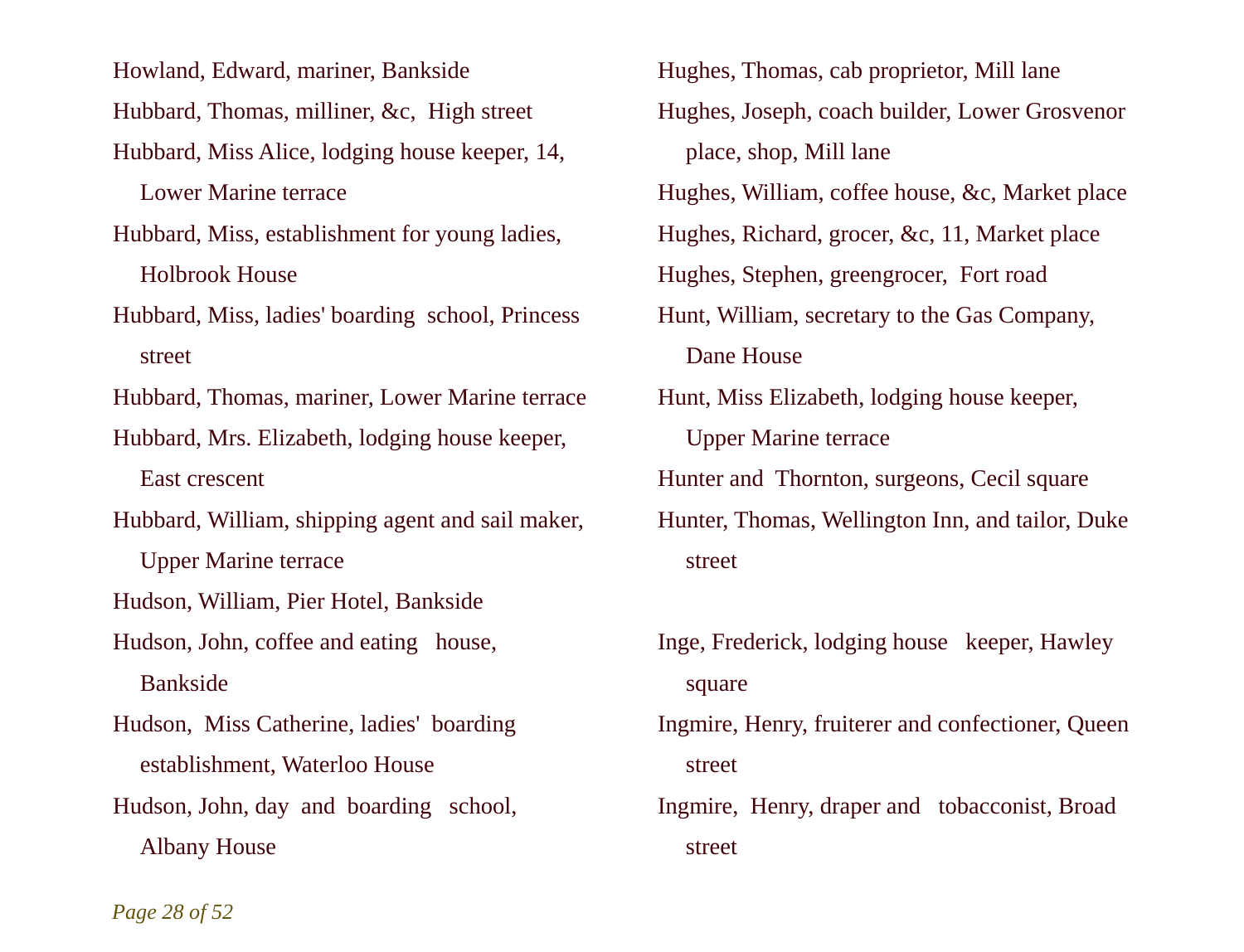Howland, Edward, mariner, Bankside

Hubbard, Thomas, milliner, &c, High street

Hubbard, Miss Alice, lodging house keeper, 14, Lower Marine terrace

Hubbard, Miss, establishment for young ladies, Holbrook House

Hubbard, Miss, ladies' boarding school, Princess street

Hubbard, Thomas, mariner, Lower Marine terrace

Hubbard, Mrs. Elizabeth, lodging house keeper, East crescent

Hubbard, William, shipping agent and sail maker, Upper Marine terrace

Hudson, William, Pier Hotel, Bankside

Hudson, John, coffee and eating house, Bankside

Hudson, Miss Catherine, ladies' boarding establishment, Waterloo House

Hudson, John, day and boarding school, Albany House

Hughes, Thomas, cab proprietor, Mill lane

Hughes, Joseph, coach builder, Lower Grosvenor place, shop, Mill lane

Hughes, William, coffee house, &c, Market place

Hughes, Richard, grocer, &c, 11, Market place

Hughes, Stephen, greengrocer, Fort road

Hunt, William, secretary to the Gas Company, Dane House

Hunt, Miss Elizabeth, lodging house keeper, Upper Marine terrace

Hunter and Thornton, surgeons, Cecil square

Hunter, Thomas, Wellington Inn, and tailor, Duke street

Inge, Frederick, lodging house keeper, Hawley square

Ingmire, Henry, fruiterer and confectioner, Queen street

Ingmire, Henry, draper and tobacconist, Broad street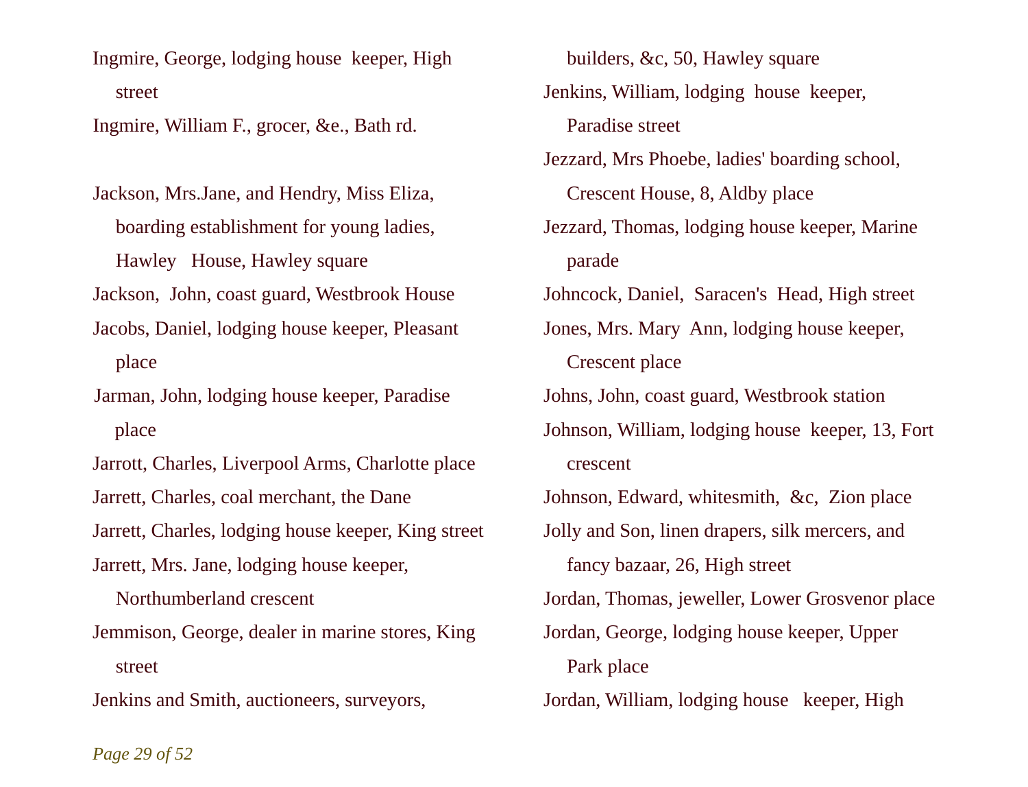Ingmire, George, lodging house keeper, High street

Ingmire, William F., grocer, &e., Bath rd.

Jackson, Mrs.Jane, and Hendry, Miss Eliza, boarding establishment for young ladies, Hawley House, Hawley square

Jackson, John, coast guard, Westbrook House

Jacobs, Daniel, lodging house keeper, Pleasant place

Jarman, John, lodging house keeper, Paradise place

Jarrott, Charles, Liverpool Arms, Charlotte place

Jarrett, Charles, coal merchant, the Dane

Jarrett, Charles, lodging house keeper, King street

Jarrett, Mrs. Jane, lodging house keeper, Northumberland crescent

Jemmison, George, dealer in marine stores, King street

Jenkins and Smith, auctioneers, surveyors, builders, &c, 50, Hawley square

Jenkins, William, lodging house keeper, Paradise street

Jezzard, Mrs Phoebe, ladies' boarding school, Crescent House, 8, Aldby place

Jezzard, Thomas, lodging house keeper, Marine parade

Johncock, Daniel, Saracen's Head, High street

Jones, Mrs. Mary Ann, lodging house keeper, Crescent place

Johns, John, coast guard, Westbrook station

Johnson, William, lodging house keeper, 13, Fort crescent

Johnson, Edward, whitesmith, &c, Zion place

Jolly and Son, linen drapers, silk mercers, and fancy bazaar, 26, High street

Jordan, Thomas, jeweller, Lower Grosvenor place

Jordan, George, lodging house keeper, Upper Park place

Jordan, William, lodging house keeper, High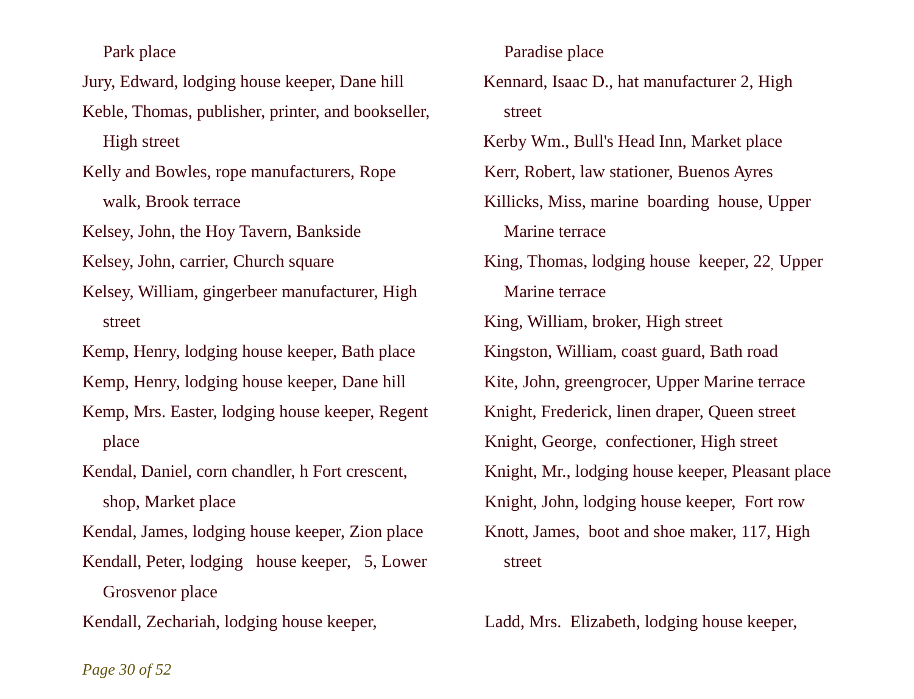Park place

Jury, Edward, lodging house keeper, Dane hill

Keble, Thomas, publisher, printer, and bookseller, High street

Kelly and Bowles, rope manufacturers, Rope walk, Brook terrace

Kelsey, John, the Hoy Tavern, Bankside

Kelsey, John, carrier, Church square

Kelsey, William, gingerbeer manufacturer, High street

Kemp, Henry, lodging house keeper, Bath place

Kemp, Henry, lodging house keeper, Dane hill

Kemp, Mrs. Easter, lodging house keeper, Regent place

Kendal, Daniel, corn chandler, h Fort crescent, shop, Market place

Kendal, James, lodging house keeper, Zion place

Kendall, Peter, lodging house keeper, 5, Lower Grosvenor place

Kendall, Zechariah, lodging house keeper, Paradise place

Kennard, Isaac D., hat manufacturer 2, High street

Kerby Wm., Bull's Head Inn, Market place

Kerr, Robert, law stationer, Buenos Ayres

Killicks, Miss, marine boarding house, Upper Marine terrace

King, Thomas, lodging house keeper, 22, Upper Marine terrace

King, William, broker, High street

Kingston, William, coast guard, Bath road

Kite, John, greengrocer, Upper Marine terrace

Knight, Frederick, linen draper, Queen street

Knight, George, confectioner, High street

Knight, Mr., lodging house keeper, Pleasant place

Knight, John, lodging house keeper, Fort row

Knott, James, boot and shoe maker, 117, High street

Ladd, Mrs. Elizabeth, lodging house keeper,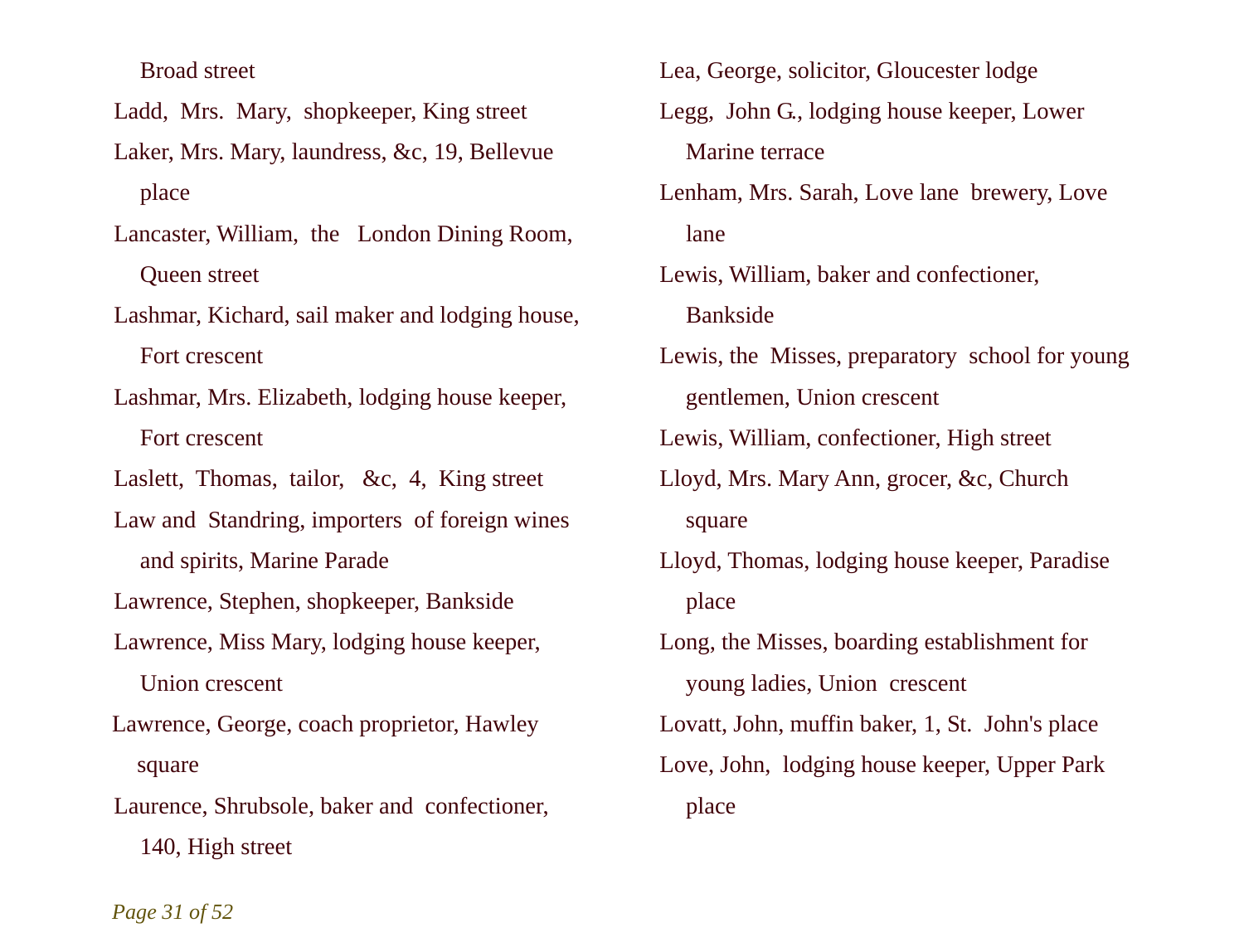Broad street

Ladd, Mrs. Mary, shopkeeper, King street

Laker, Mrs. Mary, laundress, &c, 19, Bellevue place

Lancaster, William, the London Dining Room, Queen street

Lashmar, Kichard, sail maker and lodging house, Fort crescent

Lashmar, Mrs. Elizabeth, lodging house keeper, Fort crescent

Laslett, Thomas, tailor, &c, 4, King street

Law and Standring, importers of foreign wines and spirits, Marine Parade

Lawrence, Stephen, shopkeeper, Bankside

Lawrence, Miss Mary, lodging house keeper, Union crescent

Lawrence, George, coach proprietor, Hawley square

Laurence, Shrubsole, baker and confectioner, 140, High street

Lea, George, solicitor, Gloucester lodge

Legg, John G., lodging house keeper, Lower Marine terrace

Lenham, Mrs. Sarah, Love lane brewery, Love lane

Lewis, William, baker and confectioner, Bankside

Lewis, the Misses, preparatory school for young gentlemen, Union crescent

Lewis, William, confectioner, High street

Lloyd, Mrs. Mary Ann, grocer, &c, Church square

Lloyd, Thomas, lodging house keeper, Paradise place

Long, the Misses, boarding establishment for young ladies, Union crescent

Lovatt, John, muffin baker, 1, St. John's place

Love, John, lodging house keeper, Upper Park place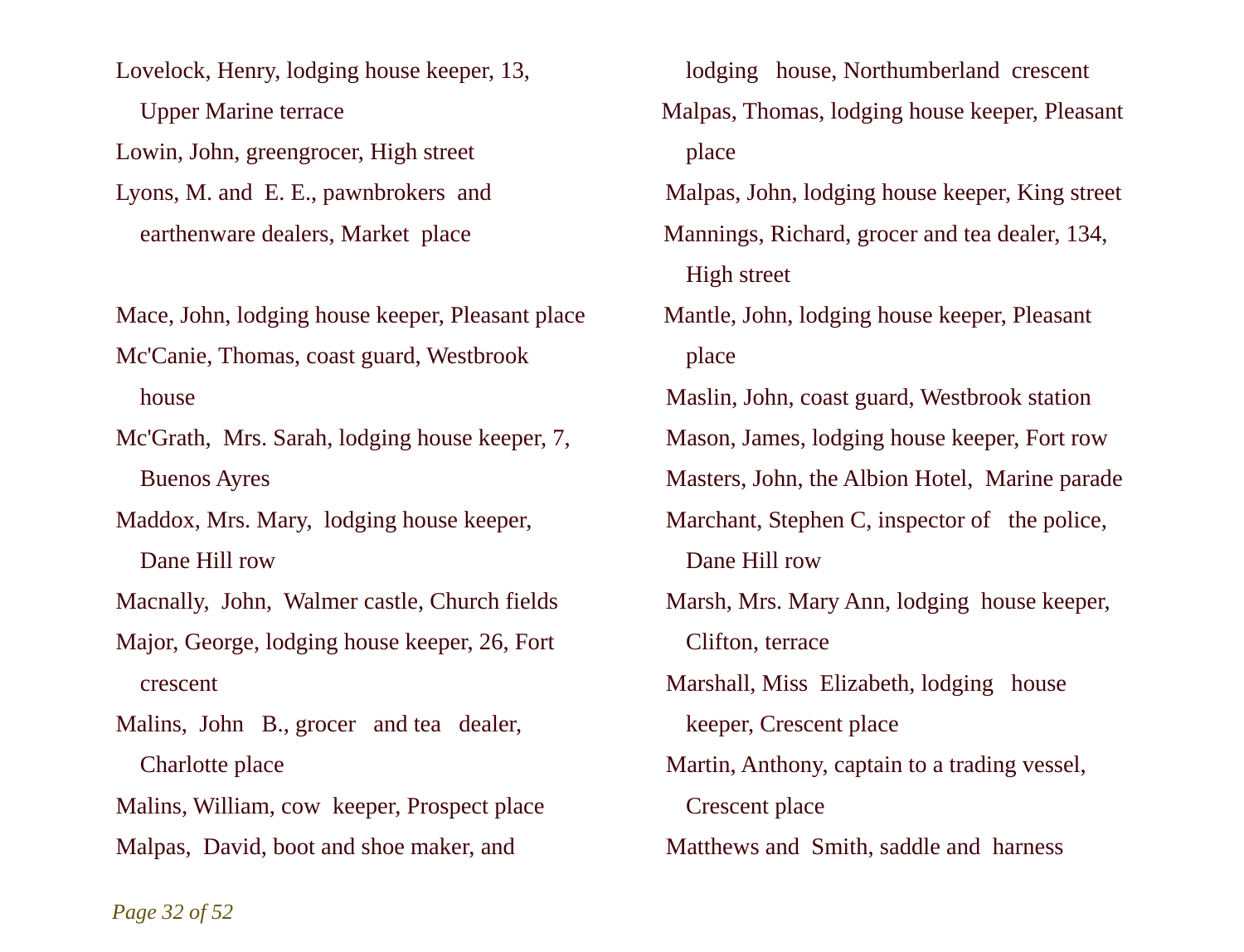Lovelock, Henry, lodging house keeper, 13, Upper Marine terrace

Lowin, John, greengrocer, High street

Lyons, M. and E. E., pawnbrokers and earthenware dealers, Market place

Mace, John, lodging house keeper, Pleasant place

Mc'Canie, Thomas, coast guard, Westbrook house

Mc'Grath, Mrs. Sarah, lodging house keeper, 7, Buenos Ayres

Maddox, Mrs. Mary, lodging house keeper, Dane Hill row

Macnally, John, Walmer castle, Church fields

Major, George, lodging house keeper, 26, Fort crescent

Malins, John B., grocer and tea dealer, Charlotte place

Malins, William, cow keeper, Prospect place

Malpas, David, boot and shoe maker, and lodging house, Northumberland crescent

Malpas, Thomas, lodging house keeper, Pleasant place

Malpas, John, lodging house keeper, King street

Mannings, Richard, grocer and tea dealer, 134, High street

Mantle, John, lodging house keeper, Pleasant place

Maslin, John, coast guard, Westbrook station

Mason, James, lodging house keeper, Fort row

Masters, John, the Albion Hotel, Marine parade

Marchant, Stephen C, inspector of the police, Dane Hill row

Marsh, Mrs. Mary Ann, lodging house keeper, Clifton, terrace

Marshall, Miss Elizabeth, lodging house keeper, Crescent place

Martin, Anthony, captain to a trading vessel, Crescent place

Matthews and Smith, saddle and harness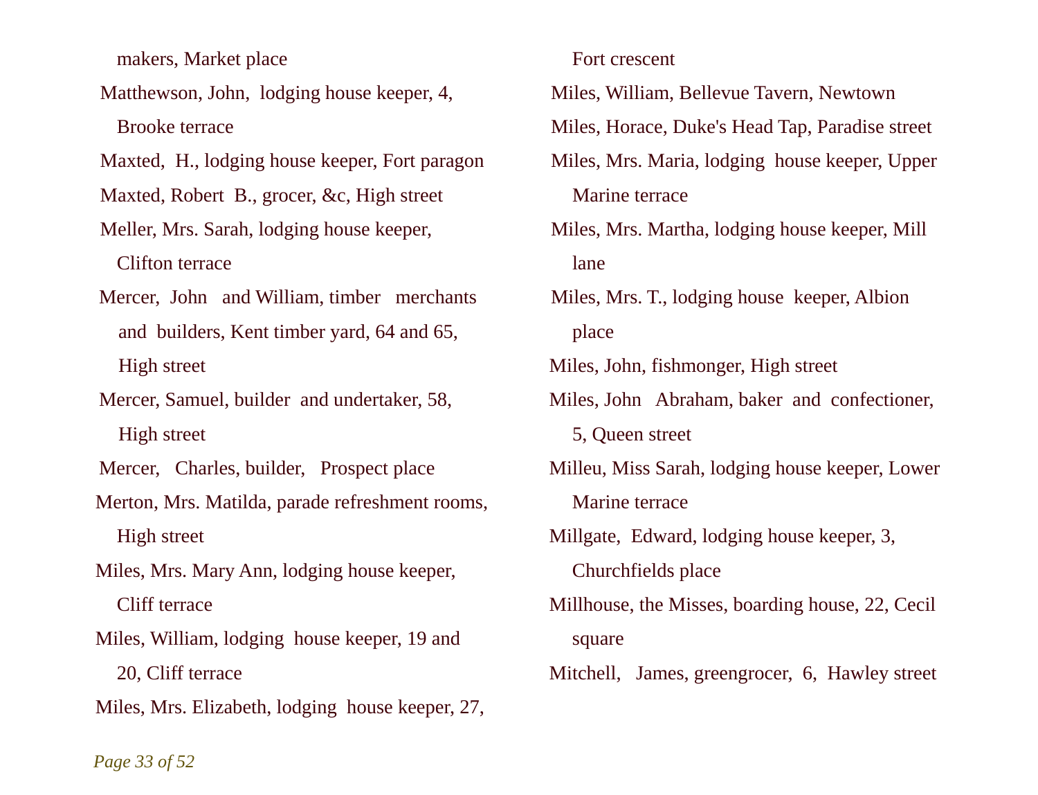makers, Market place

Matthewson, John, lodging house keeper, 4, Brooke terrace

Maxted, H., lodging house keeper, Fort paragon

Maxted, Robert B., grocer, &c, High street

Meller, Mrs. Sarah, lodging house keeper, Clifton terrace

Mercer, John and William, timber merchants and builders, Kent timber yard, 64 and 65, High street

Mercer, Samuel, builder and undertaker, 58, High street

Mercer, Charles, builder, Prospect place

Merton, Mrs. Matilda, parade refreshment rooms, High street

Miles, Mrs. Mary Ann, lodging house keeper, Cliff terrace

Miles, William, lodging house keeper, 19 and 20, Cliff terrace

Miles, Mrs. Elizabeth, lodging house keeper, 27, Fort crescent

Miles, William, Bellevue Tavern, Newtown

Miles, Horace, Duke's Head Tap, Paradise street

Miles, Mrs. Maria, lodging house keeper, Upper Marine terrace

Miles, Mrs. Martha, lodging house keeper, Mill lane

Miles, Mrs. T., lodging house keeper, Albion place

Miles, John, fishmonger, High street

Miles, John Abraham, baker and confectioner, 5, Queen street

Milleu, Miss Sarah, lodging house keeper, Lower Marine terrace

Millgate, Edward, lodging house keeper, 3, Churchfields place

Millhouse, the Misses, boarding house, 22, Cecil square

Mitchell, James, greengrocer, 6, Hawley street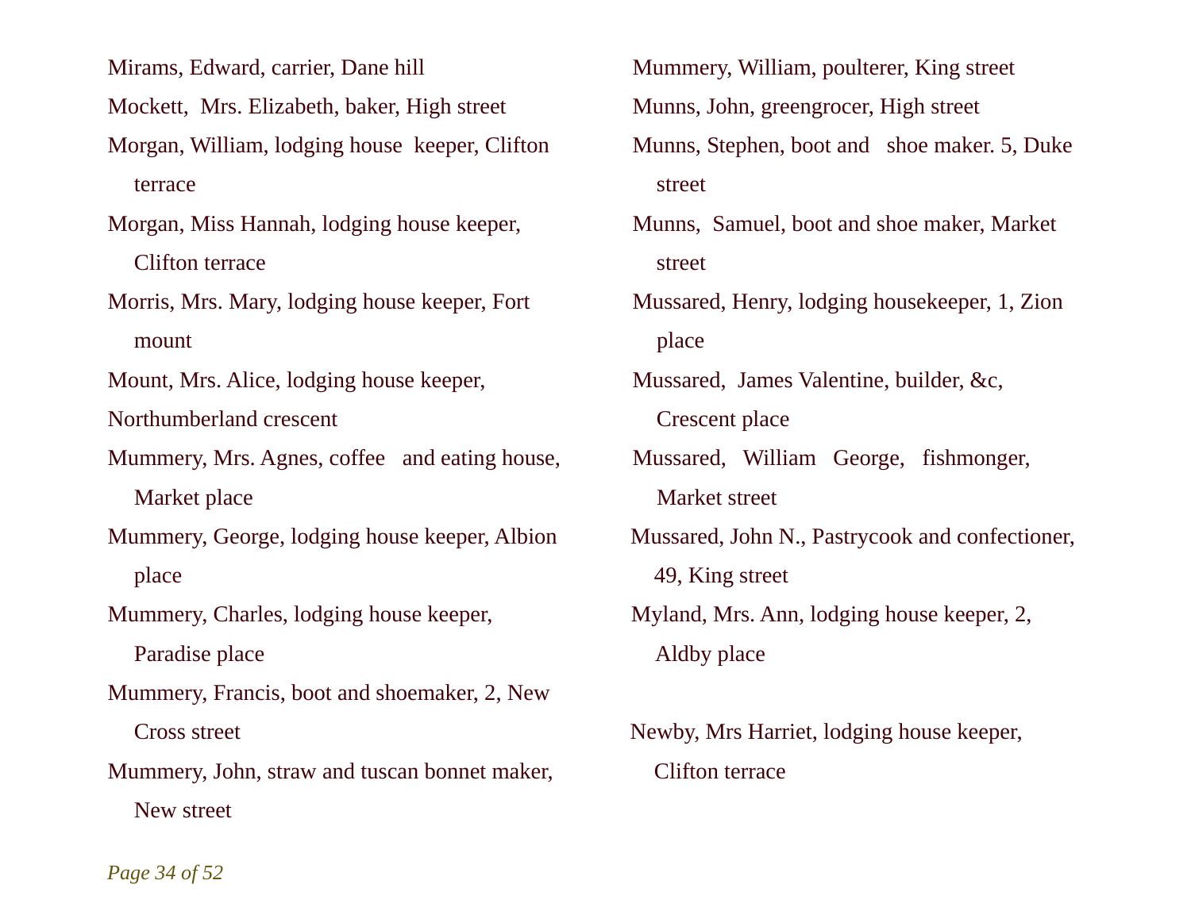Mirams, Edward, carrier, Dane hill

Mockett, Mrs. Elizabeth, baker, High street

Morgan, William, lodging house keeper, Clifton terrace

Morgan, Miss Hannah, lodging house keeper, Clifton terrace

Morris, Mrs. Mary, lodging house keeper, Fort mount

Mount, Mrs. Alice, lodging house keeper, Northumberland crescent

Mummery, Mrs. Agnes, coffee and eating house, Market place

Mummery, George, lodging house keeper, Albion place

Mummery, Charles, lodging house keeper, Paradise place

Mummery, Francis, boot and shoemaker, 2, New Cross street

Mummery, John, straw and tuscan bonnet maker, New street

Mummery, William, poulterer, King street

Munns, John, greengrocer, High street

Munns, Stephen, boot and shoe maker. 5, Duke street

Munns, Samuel, boot and shoe maker, Market street

Mussared, Henry, lodging housekeeper, 1, Zion place

Mussared, James Valentine, builder, &c, Crescent place

Mussared, William George, fishmonger, Market street

Mussared, John N., Pastrycook and confectioner, 49, King street

Myland, Mrs. Ann, lodging house keeper, 2, Aldby place

Newby, Mrs Harriet, lodging house keeper, Clifton terrace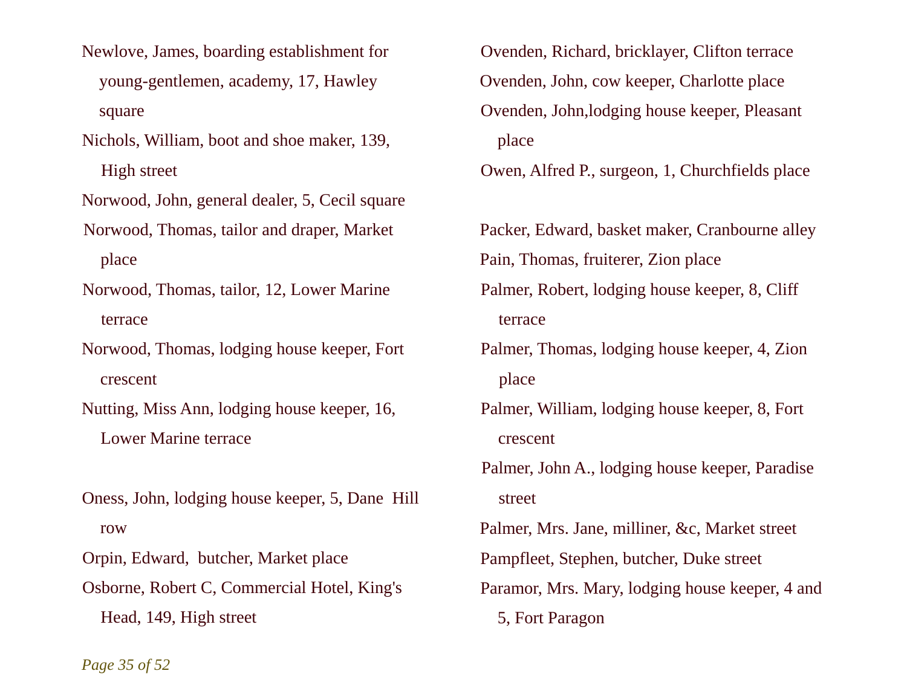Newlove, James, boarding establishment for young-gentlemen, academy, 17, Hawley square

Nichols, William, boot and shoe maker, 139, High street

Norwood, John, general dealer, 5, Cecil square

Norwood, Thomas, tailor and draper, Market place

Norwood, Thomas, tailor, 12, Lower Marine terrace

Norwood, Thomas, lodging house keeper, Fort crescent

Nutting, Miss Ann, lodging house keeper, 16, Lower Marine terrace

Oness, John, lodging house keeper, 5, Dane Hill row

Orpin, Edward, butcher, Market place

Osborne, Robert C, Commercial Hotel, King's Head, 149, High street

Ovenden, Richard, bricklayer, Clifton terrace

Ovenden, John, cow keeper, Charlotte place

Ovenden, John,lodging house keeper, Pleasant place

Owen, Alfred P., surgeon, 1, Churchfields place

Packer, Edward, basket maker, Cranbourne alley

Pain, Thomas, fruiterer, Zion place

Palmer, Robert, lodging house keeper, 8, Cliff terrace

Palmer, Thomas, lodging house keeper, 4, Zion place

Palmer, William, lodging house keeper, 8, Fort crescent

Palmer, John A., lodging house keeper, Paradise street

Palmer, Mrs. Jane, milliner, &c, Market street

Pampfleet, Stephen, butcher, Duke street

Paramor, Mrs. Mary, lodging house keeper, 4 and 5, Fort Paragon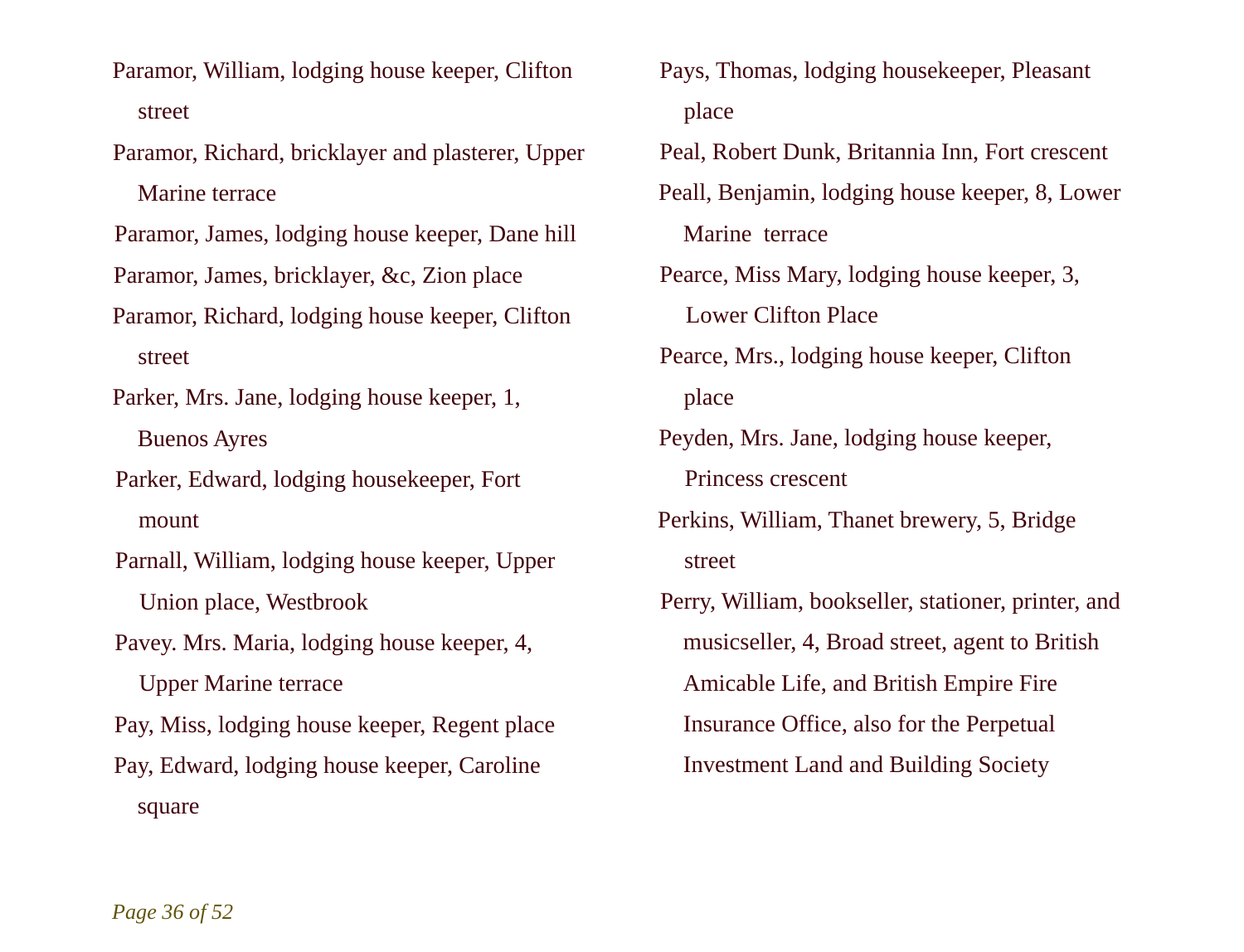Paramor, William, lodging house keeper, Clifton street

Paramor, Richard, bricklayer and plasterer, Upper Marine terrace

Paramor, James, lodging house keeper, Dane hill

Paramor, James, bricklayer, &c, Zion place

Paramor, Richard, lodging house keeper, Clifton street

Parker, Mrs. Jane, lodging house keeper, 1, Buenos Ayres

Parker, Edward, lodging housekeeper, Fort mount

Parnall, William, lodging house keeper, Upper Union place, Westbrook

Pavey. Mrs. Maria, lodging house keeper, 4, Upper Marine terrace

Pay, Miss, lodging house keeper, Regent place

Pay, Edward, lodging house keeper, Caroline square

Pays, Thomas, lodging housekeeper, Pleasant place

Peal, Robert Dunk, Britannia Inn, Fort crescent

Peall, Benjamin, lodging house keeper, 8, Lower Marine terrace

Pearce, Miss Mary, lodging house keeper, 3, Lower Clifton Place

Pearce, Mrs., lodging house keeper, Clifton place

Peyden, Mrs. Jane, lodging house keeper, Princess crescent

Perkins, William, Thanet brewery, 5, Bridge street

Perry, William, bookseller, stationer, printer, and musicseller, 4, Broad street, agent to British Amicable Life, and British Empire Fire Insurance Office, also for the Perpetual Investment Land and Building Society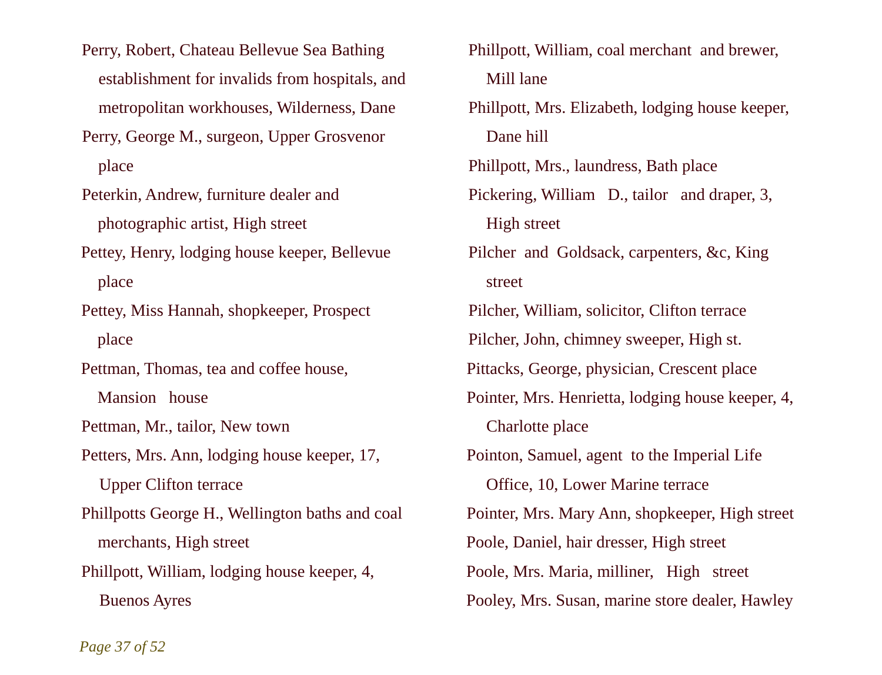Perry, Robert, Chateau Bellevue Sea Bathing establishment for invalids from hospitals, and metropolitan workhouses, Wilderness, Dane

Perry, George M., surgeon, Upper Grosvenor place

Peterkin, Andrew, furniture dealer and photographic artist, High street

Pettey, Henry, lodging house keeper, Bellevue place

Pettey, Miss Hannah, shopkeeper, Prospect place

Pettman, Thomas, tea and coffee house, Mansion house

Pettman, Mr., tailor, New town

Petters, Mrs. Ann, lodging house keeper, 17, Upper Clifton terrace

Phillpotts George H., Wellington baths and coal merchants, High street

Phillpott, William, lodging house keeper, 4, Buenos Ayres

Phillpott, William, coal merchant and brewer, Mill lane

Phillpott, Mrs. Elizabeth, lodging house keeper, Dane hill

Phillpott, Mrs., laundress, Bath place

Pickering, William D., tailor and draper, 3, High street

Pilcher and Goldsack, carpenters, &c, King street

Pilcher, William, solicitor, Clifton terrace

Pilcher, John, chimney sweeper, High st.

Pittacks, George, physician, Crescent place

Pointer, Mrs. Henrietta, lodging house keeper, 4, Charlotte place

Pointon, Samuel, agent to the Imperial Life Office, 10, Lower Marine terrace

Pointer, Mrs. Mary Ann, shopkeeper, High street

Poole, Daniel, hair dresser, High street

Poole, Mrs. Maria, milliner, High street

Pooley, Mrs. Susan, marine store dealer, Hawley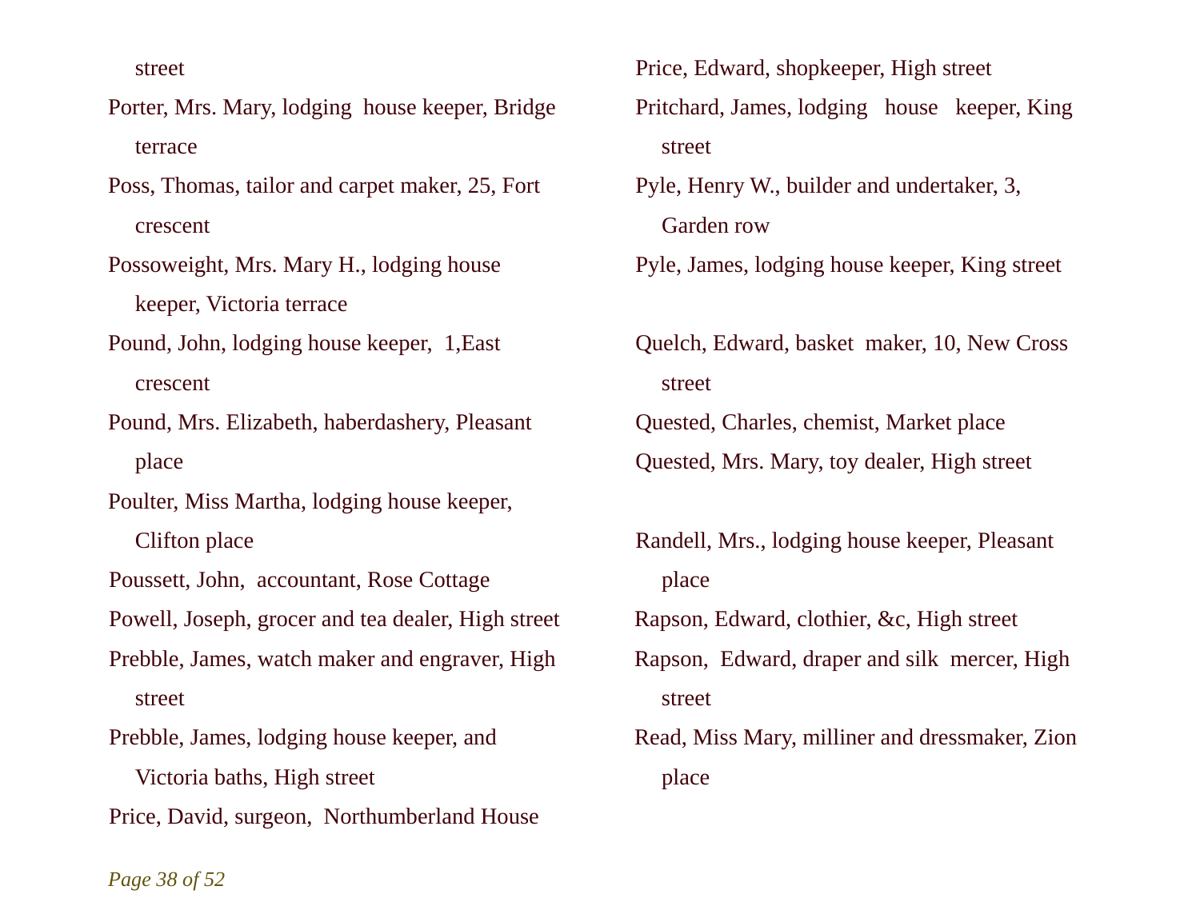street

Porter, Mrs. Mary, lodging house keeper, Bridge terrace

Poss, Thomas, tailor and carpet maker, 25, Fort crescent

Possoweight, Mrs. Mary H., lodging house keeper, Victoria terrace

Pound, John, lodging house keeper, 1,East crescent

Pound, Mrs. Elizabeth, haberdashery, Pleasant place

Poulter, Miss Martha, lodging house keeper, Clifton place

Poussett, John, accountant, Rose Cottage

Powell, Joseph, grocer and tea dealer, High street

Prebble, James, watch maker and engraver, High street

Prebble, James, lodging house keeper, and Victoria baths, High street

Price, David, surgeon, Northumberland House

Price, Edward, shopkeeper, High street

Pritchard, James, lodging house keeper, King street

Pyle, Henry W., builder and undertaker, 3, Garden row

Pyle, James, lodging house keeper, King street

Quelch, Edward, basket maker, 10, New Cross street

Quested, Charles, chemist, Market place

Quested, Mrs. Mary, toy dealer, High street

Randell, Mrs., lodging house keeper, Pleasant place

Rapson, Edward, clothier, &c, High street

Rapson, Edward, draper and silk mercer, High street

Read, Miss Mary, milliner and dressmaker, Zion place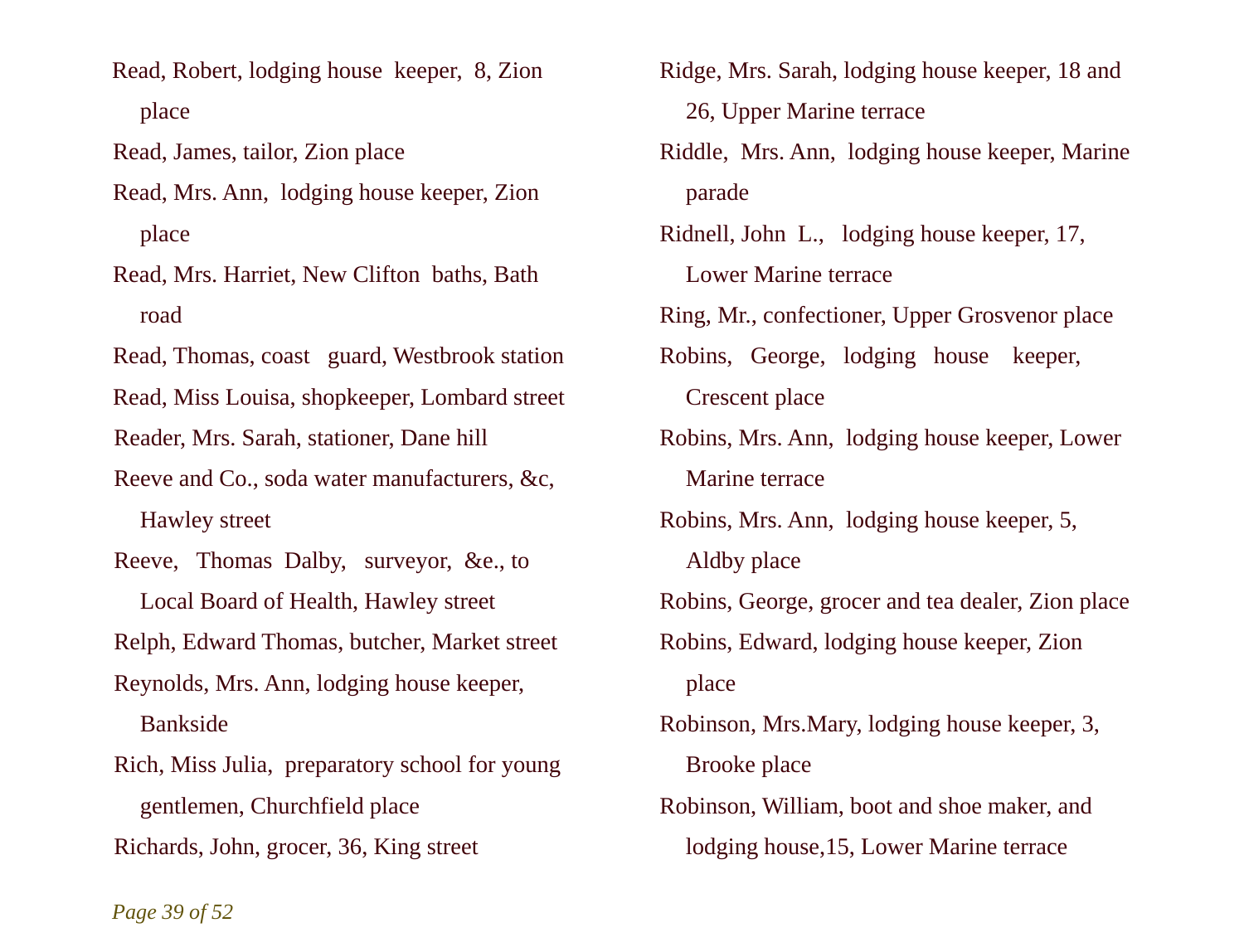Read, Robert, lodging house keeper, 8, Zion place

Read, James, tailor, Zion place

Read, Mrs. Ann, lodging house keeper, Zion place

Read, Mrs. Harriet, New Clifton baths, Bath road

Read, Thomas, coast guard, Westbrook station

Read, Miss Louisa, shopkeeper, Lombard street

Reader, Mrs. Sarah, stationer, Dane hill

Reeve and Co., soda water manufacturers, &c, Hawley street

Reeve, Thomas Dalby, surveyor, &e., to Local Board of Health, Hawley street

Relph, Edward Thomas, butcher, Market street

Reynolds, Mrs. Ann, lodging house keeper, Bankside

Rich, Miss Julia, preparatory school for young gentlemen, Churchfield place

Richards, John, grocer, 36, King street

Ridge, Mrs. Sarah, lodging house keeper, 18 and 26, Upper Marine terrace

Riddle, Mrs. Ann, lodging house keeper, Marine parade

Ridnell, John L., lodging house keeper, 17, Lower Marine terrace

Ring, Mr., confectioner, Upper Grosvenor place

Robins, George, lodging house keeper, Crescent place

Robins, Mrs. Ann, lodging house keeper, Lower Marine terrace

Robins, Mrs. Ann, lodging house keeper, 5, Aldby place

Robins, George, grocer and tea dealer, Zion place

Robins, Edward, lodging house keeper, Zion place

Robinson, Mrs.Mary, lodging house keeper, 3, Brooke place

Robinson, William, boot and shoe maker, and lodging house,15, Lower Marine terrace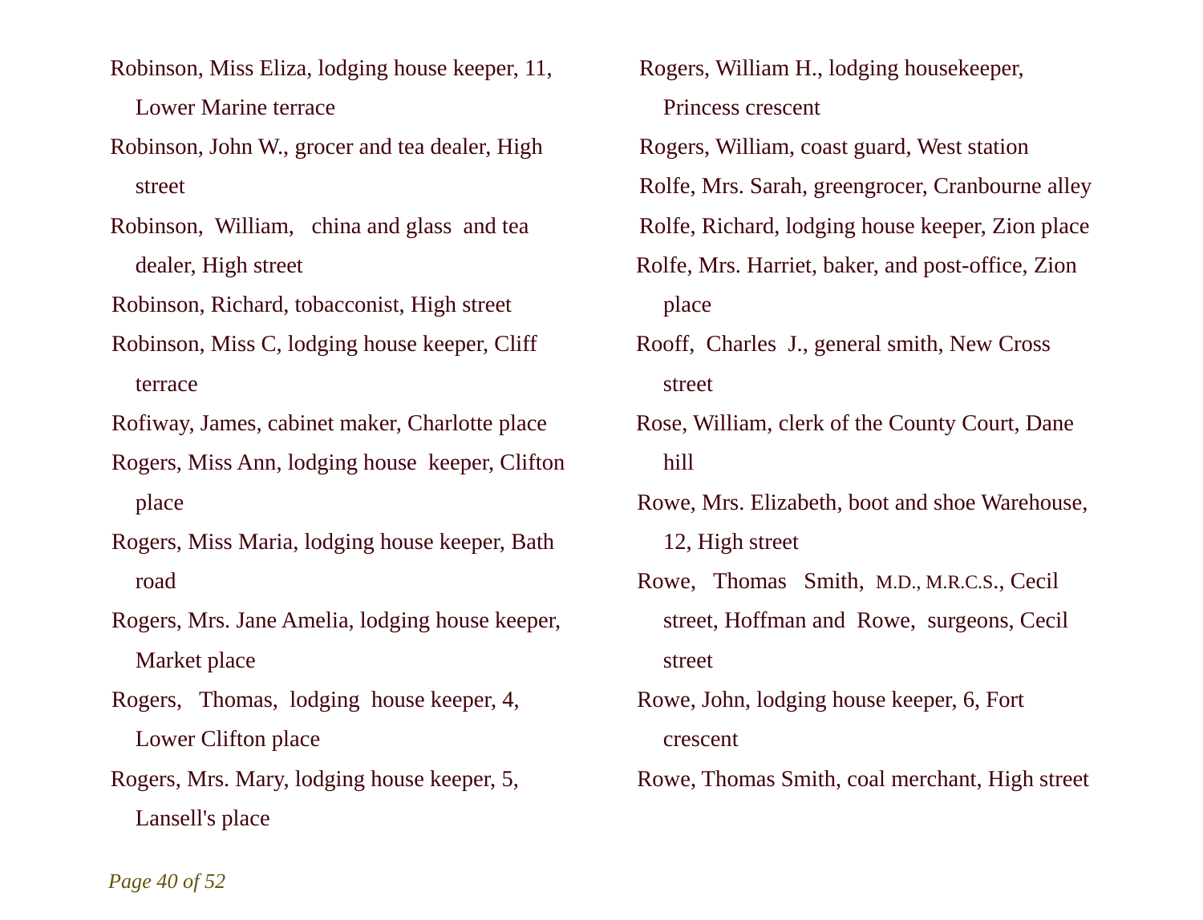Robinson, Miss Eliza, lodging house keeper, 11, Lower Marine terrace

Robinson, John W., grocer and tea dealer, High street

Robinson, William, china and glass and tea dealer, High street

Robinson, Richard, tobacconist, High street

Robinson, Miss C, lodging house keeper, Cliff terrace

Rofiway, James, cabinet maker, Charlotte place

Rogers, Miss Ann, lodging house keeper, Clifton place

Rogers, Miss Maria, lodging house keeper, Bath road

Rogers, Mrs. Jane Amelia, lodging house keeper, Market place

Rogers, Thomas, lodging house keeper, 4, Lower Clifton place

Rogers, Mrs. Mary, lodging house keeper, 5, Lansell's place

Rogers, William H., lodging housekeeper, Princess crescent

Rogers, William, coast guard, West station

Rolfe, Mrs. Sarah, greengrocer, Cranbourne alley

Rolfe, Richard, lodging house keeper, Zion place

Rolfe, Mrs. Harriet, baker, and post-office, Zion place

Rooff, Charles J., general smith, New Cross street

Rose, William, clerk of the County Court, Dane hill

Rowe, Mrs. Elizabeth, boot and shoe Warehouse, 12, High street

Rowe, Thomas Smith, M.D., M.R.C.S., Cecil street, Hoffman and Rowe, surgeons, Cecil street

Rowe, John, lodging house keeper, 6, Fort crescent

Rowe, Thomas Smith, coal merchant, High street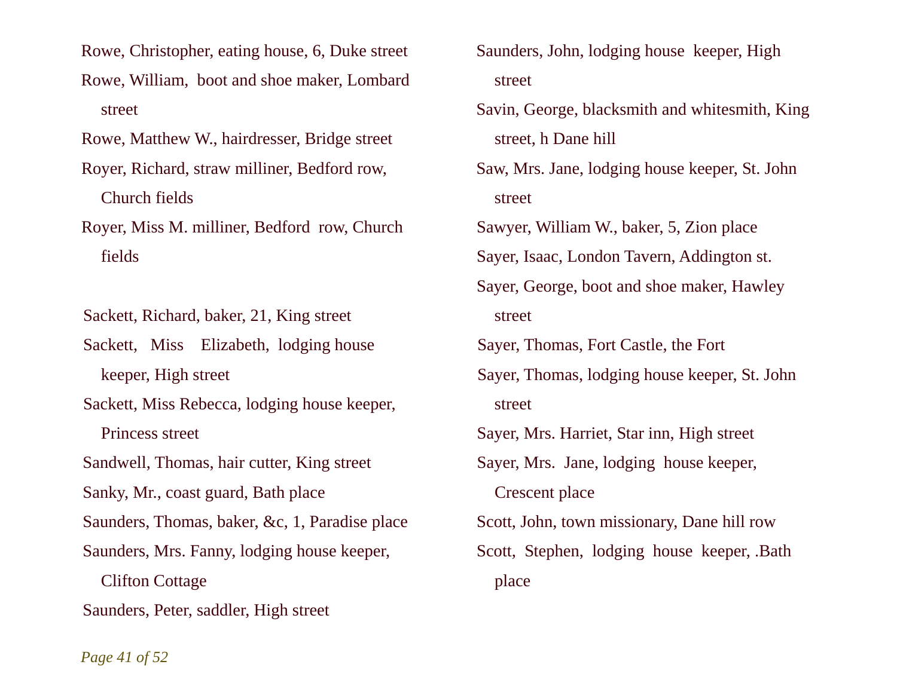Rowe, Christopher, eating house, 6, Duke street

Rowe, William, boot and shoe maker, Lombard street

Rowe, Matthew W., hairdresser, Bridge street

Royer, Richard, straw milliner, Bedford row, Church fields

Royer, Miss M. milliner, Bedford row, Church fields

Sackett, Richard, baker, 21, King street

Sackett, Miss Elizabeth, lodging house keeper, High street

Sackett, Miss Rebecca, lodging house keeper, Princess street

Sandwell, Thomas, hair cutter, King street

Sanky, Mr., coast guard, Bath place

Saunders, Thomas, baker, &c, 1, Paradise place

Saunders, Mrs. Fanny, lodging house keeper, Clifton Cottage

Saunders, Peter, saddler, High street

Saunders, John, lodging house keeper, High street

Savin, George, blacksmith and whitesmith, King street, h Dane hill

Saw, Mrs. Jane, lodging house keeper, St. John street

Sawyer, William W., baker, 5, Zion place

Sayer, Isaac, London Tavern, Addington st.

Sayer, George, boot and shoe maker, Hawley street

Sayer, Thomas, Fort Castle, the Fort

Sayer, Thomas, lodging house keeper, St. John street

Sayer, Mrs. Harriet, Star inn, High street

Sayer, Mrs. Jane, lodging house keeper, Crescent place

Scott, John, town missionary, Dane hill row

Scott, Stephen, lodging house keeper, .Bath place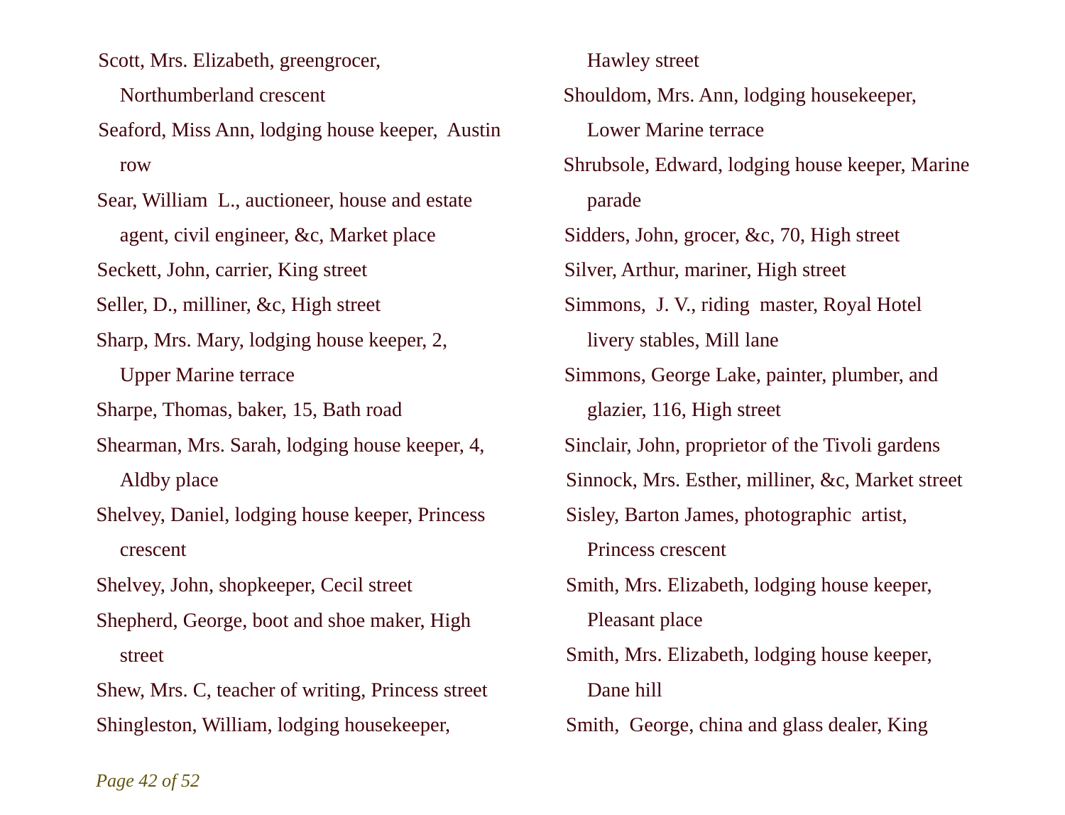Scott, Mrs. Elizabeth, greengrocer, Northumberland crescent

Seaford, Miss Ann, lodging house keeper, Austin row

Sear, William L., auctioneer, house and estate agent, civil engineer, &c, Market place

Seckett, John, carrier, King street

Seller, D., milliner, &c, High street

Sharp, Mrs. Mary, lodging house keeper, 2, Upper Marine terrace

Sharpe, Thomas, baker, 15, Bath road

Shearman, Mrs. Sarah, lodging house keeper, 4, Aldby place

Shelvey, Daniel, lodging house keeper, Princess crescent

Shelvey, John, shopkeeper, Cecil street

Shepherd, George, boot and shoe maker, High street

Shew, Mrs. C, teacher of writing, Princess street

Shingleston, William, lodging housekeeper, Hawley street

Shouldom, Mrs. Ann, lodging housekeeper, Lower Marine terrace

Shrubsole, Edward, lodging house keeper, Marine parade

Sidders, John, grocer, &c, 70, High street

Silver, Arthur, mariner, High street

Simmons, J. V., riding master, Royal Hotel livery stables, Mill lane

Simmons, George Lake, painter, plumber, and glazier, 116, High street

Sinclair, John, proprietor of the Tivoli gardens

Sinnock, Mrs. Esther, milliner, &c, Market street

Sisley, Barton James, photographic artist, Princess crescent

Smith, Mrs. Elizabeth, lodging house keeper, Pleasant place

Smith, Mrs. Elizabeth, lodging house keeper, Dane hill

Smith, George, china and glass dealer, King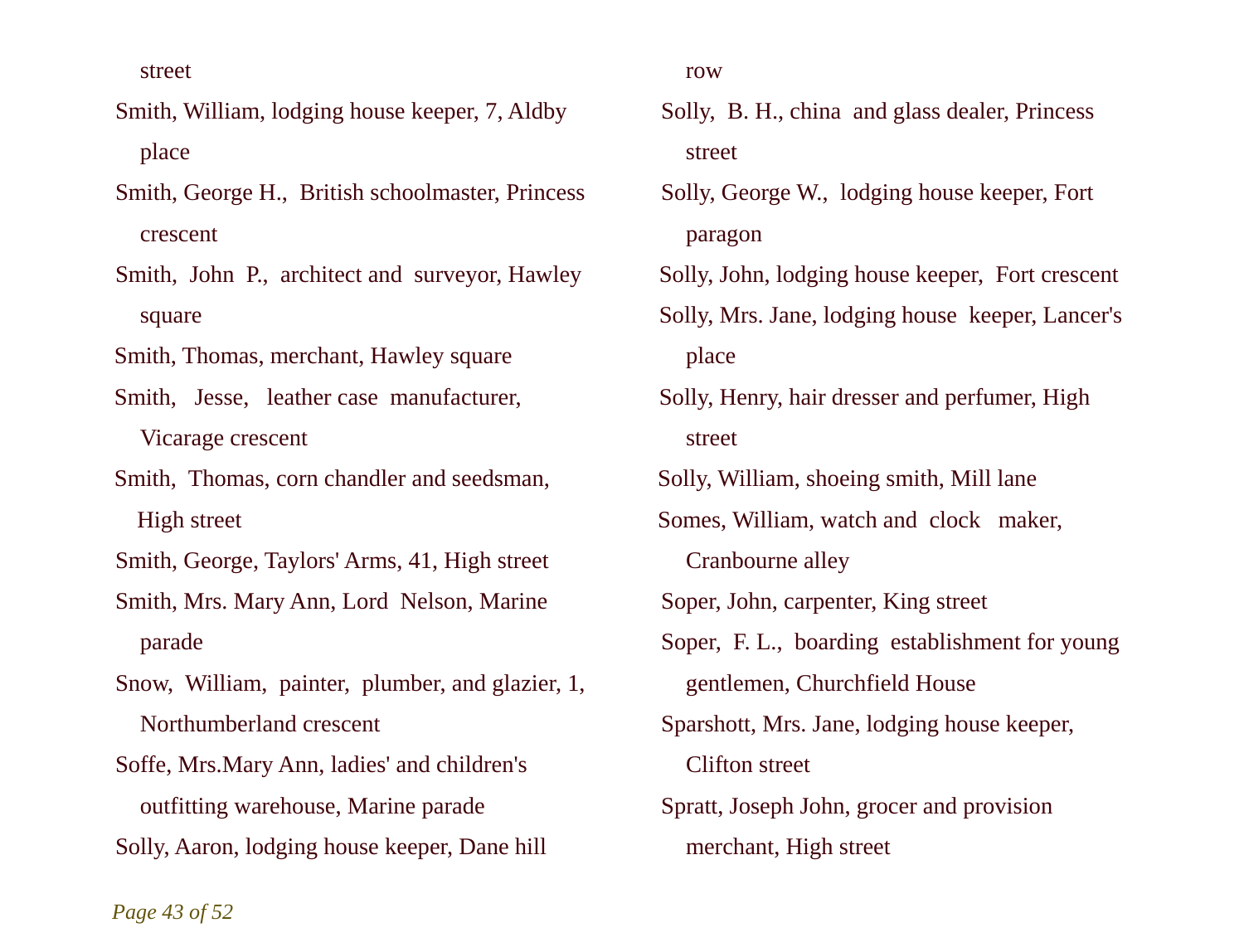street

Smith, William, lodging house keeper, 7, Aldby place

Smith, George H., British schoolmaster, Princess crescent

Smith, John P., architect and surveyor, Hawley square

Smith, Thomas, merchant, Hawley square

Smith, Jesse, leather case manufacturer, Vicarage crescent

Smith, Thomas, corn chandler and seedsman, High street

Smith, George, Taylors' Arms, 41, High street

Smith, Mrs. Mary Ann, Lord Nelson, Marine parade

Snow, William, painter, plumber, and glazier, 1, Northumberland crescent

Soffe, Mrs.Mary Ann, ladies' and children's outfitting warehouse, Marine parade

Solly, Aaron, lodging house keeper, Dane hill row

Solly, B. H., china and glass dealer, Princess street

Solly, George W., lodging house keeper, Fort paragon

Solly, John, lodging house keeper, Fort crescent

Solly, Mrs. Jane, lodging house keeper, Lancer's place

Solly, Henry, hair dresser and perfumer, High street

Solly, William, shoeing smith, Mill lane

Somes, William, watch and clock maker, Cranbourne alley

Soper, John, carpenter, King street

Soper, F. L., boarding establishment for young gentlemen, Churchfield House

Sparshott, Mrs. Jane, lodging house keeper, Clifton street

Spratt, Joseph John, grocer and provision merchant, High street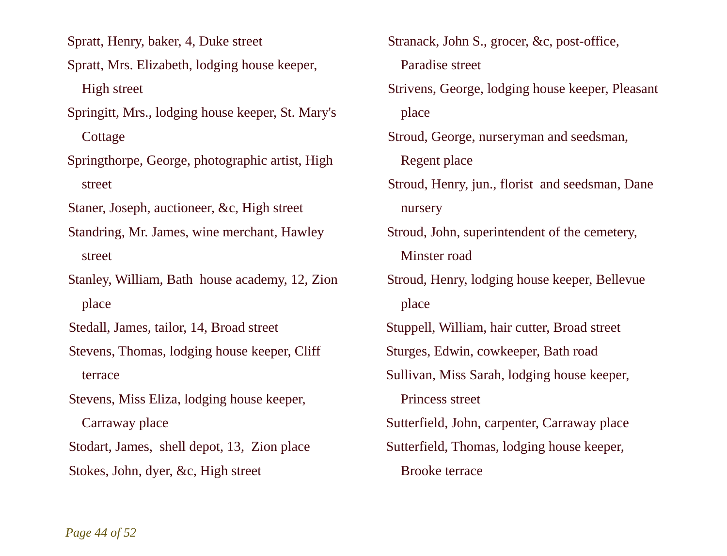Spratt, Henry, baker, 4, Duke street

Spratt, Mrs. Elizabeth, lodging house keeper, High street

Springitt, Mrs., lodging house keeper, St. Mary's Cottage

Springthorpe, George, photographic artist, High street

Staner, Joseph, auctioneer, &c, High street

Standring, Mr. James, wine merchant, Hawley street

Stanley, William, Bath house academy, 12, Zion place

Stedall, James, tailor, 14, Broad street

Stevens, Thomas, lodging house keeper, Cliff terrace

Stevens, Miss Eliza, lodging house keeper, Carraway place

Stodart, James, shell depot, 13, Zion place

Stokes, John, dyer, &c, High street

Stranack, John S., grocer, &c, post-office, Paradise street

Strivens, George, lodging house keeper, Pleasant place

Stroud, George, nurseryman and seedsman, Regent place

Stroud, Henry, jun., florist and seedsman, Dane nursery

Stroud, John, superintendent of the cemetery, Minster road

Stroud, Henry, lodging house keeper, Bellevue place

Stuppell, William, hair cutter, Broad street

Sturges, Edwin, cowkeeper, Bath road

Sullivan, Miss Sarah, lodging house keeper, Princess street

Sutterfield, John, carpenter, Carraway place

Sutterfield, Thomas, lodging house keeper, Brooke terrace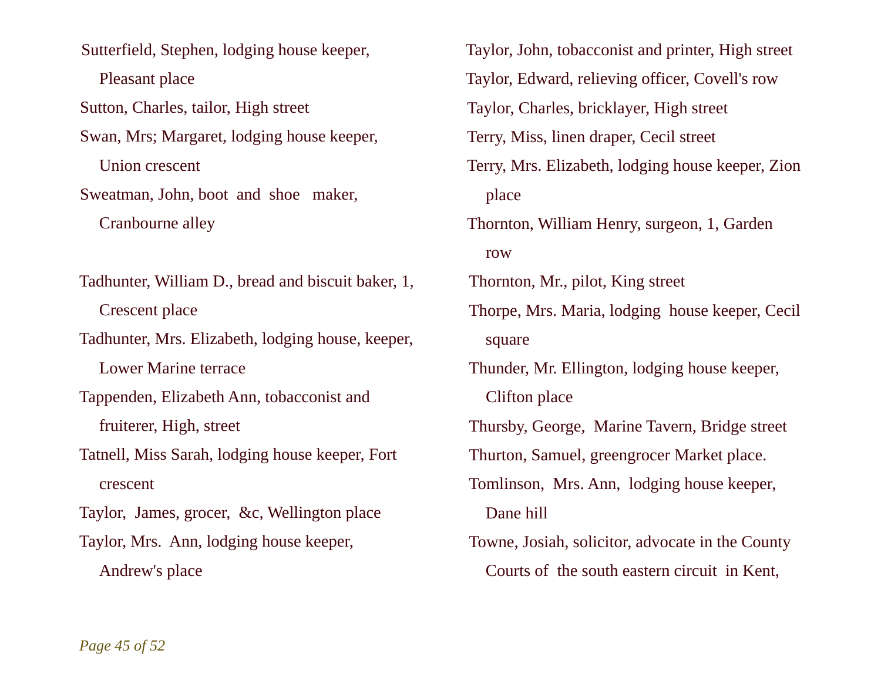Sutterfield, Stephen, lodging house keeper, Pleasant place

Sutton, Charles, tailor, High street

Swan, Mrs; Margaret, lodging house keeper, Union crescent

Sweatman, John, boot and shoe maker, Cranbourne alley

Tadhunter, William D., bread and biscuit baker, 1, Crescent place

Tadhunter, Mrs. Elizabeth, lodging house, keeper, Lower Marine terrace

Tappenden, Elizabeth Ann, tobacconist and fruiterer, High, street

Tatnell, Miss Sarah, lodging house keeper, Fort crescent

Taylor, James, grocer, &c, Wellington place

Taylor, Mrs. Ann, lodging house keeper, Andrew's place

Taylor, John, tobacconist and printer, High street

Taylor, Edward, relieving officer, Covell's row

Taylor, Charles, bricklayer, High street

Terry, Miss, linen draper, Cecil street

Terry, Mrs. Elizabeth, lodging house keeper, Zion place

Thornton, William Henry, surgeon, 1, Garden row

Thornton, Mr., pilot, King street

Thorpe, Mrs. Maria, lodging house keeper, Cecil square

Thunder, Mr. Ellington, lodging house keeper, Clifton place

Thursby, George, Marine Tavern, Bridge street

Thurton, Samuel, greengrocer Market place.

Tomlinson, Mrs. Ann, lodging house keeper, Dane hill

Towne, Josiah, solicitor, advocate in the County Courts of the south eastern circuit in Kent,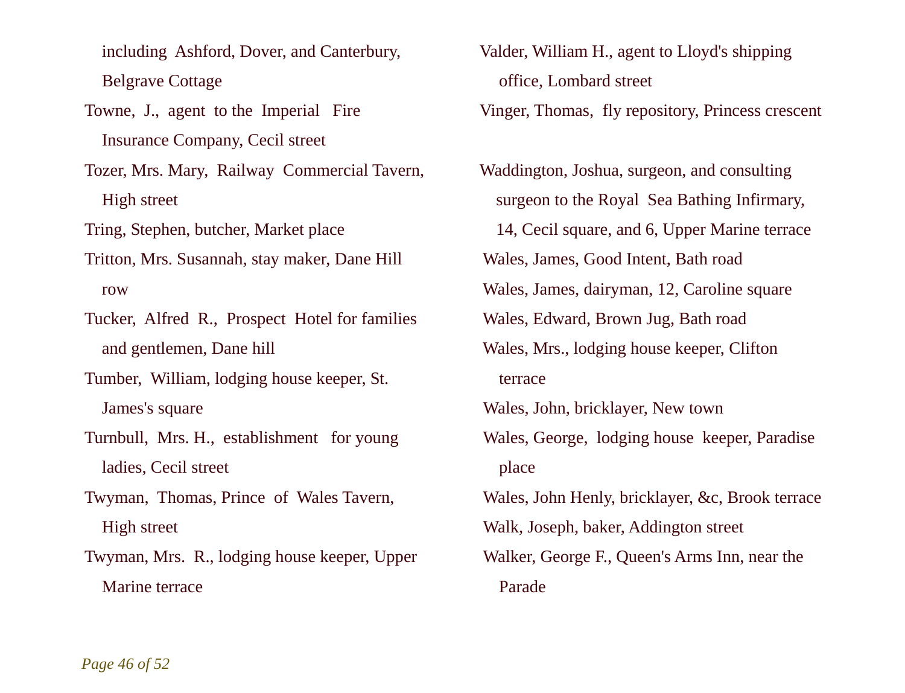including Ashford, Dover, and Canterbury, Belgrave Cottage

Towne, J., agent to the Imperial Fire Insurance Company, Cecil street

Tozer, Mrs. Mary, Railway Commercial Tavern, High street

Tring, Stephen, butcher, Market place

Tritton, Mrs. Susannah, stay maker, Dane Hill row

Tucker, Alfred R., Prospect Hotel for families and gentlemen, Dane hill

Tumber, William, lodging house keeper, St. James's square

Turnbull, Mrs. H., establishment for young ladies, Cecil street

Twyman, Thomas, Prince of Wales Tavern, High street

Twyman, Mrs. R., lodging house keeper, Upper Marine terrace

Valder, William H., agent to Lloyd's shipping office, Lombard street

Vinger, Thomas, fly repository, Princess crescent

Waddington, Joshua, surgeon, and consulting surgeon to the Royal Sea Bathing Infirmary, 14, Cecil square, and 6, Upper Marine terrace

Wales, James, Good Intent, Bath road

Wales, James, dairyman, 12, Caroline square

Wales, Edward, Brown Jug, Bath road

Wales, Mrs., lodging house keeper, Clifton terrace

Wales, John, bricklayer, New town

Wales, George, lodging house keeper, Paradise place

Wales, John Henly, bricklayer, &c, Brook terrace

Walk, Joseph, baker, Addington street

Walker, George F., Queen's Arms Inn, near the Parade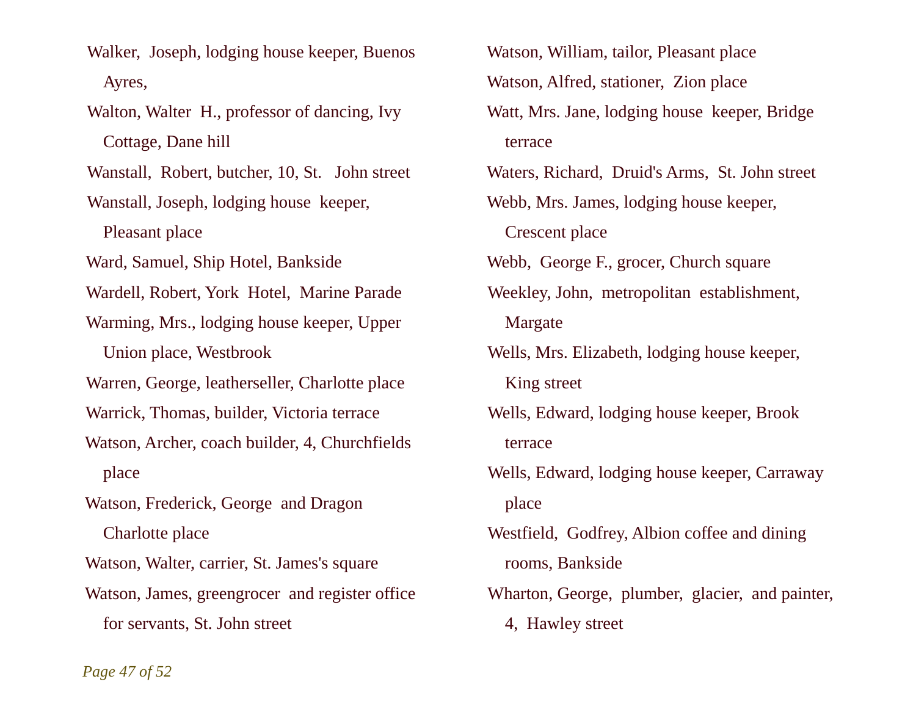Walker, Joseph, lodging house keeper, Buenos Ayres,

Walton, Walter H., professor of dancing, Ivy Cottage, Dane hill

Wanstall, Robert, butcher, 10, St. John street

Wanstall, Joseph, lodging house keeper, Pleasant place

Ward, Samuel, Ship Hotel, Bankside

Wardell, Robert, York Hotel, Marine Parade

Warming, Mrs., lodging house keeper, Upper Union place, Westbrook

Warren, George, leatherseller, Charlotte place

Warrick, Thomas, builder, Victoria terrace

Watson, Archer, coach builder, 4, Churchfields place

Watson, Frederick, George and Dragon Charlotte place

Watson, Walter, carrier, St. James's square

Watson, James, greengrocer and register office for servants, St. John street

Watson, William, tailor, Pleasant place

Watson, Alfred, stationer, Zion place

Watt, Mrs. Jane, lodging house keeper, Bridge terrace

Waters, Richard, Druid's Arms, St. John street

Webb, Mrs. James, lodging house keeper, Crescent place

Webb, George F., grocer, Church square

Weekley, John, metropolitan establishment, Margate

Wells, Mrs. Elizabeth, lodging house keeper, King street

Wells, Edward, lodging house keeper, Brook terrace

Wells, Edward, lodging house keeper, Carraway place

Westfield, Godfrey, Albion coffee and dining rooms, Bankside

Wharton, George, plumber, glacier, and painter, 4, Hawley street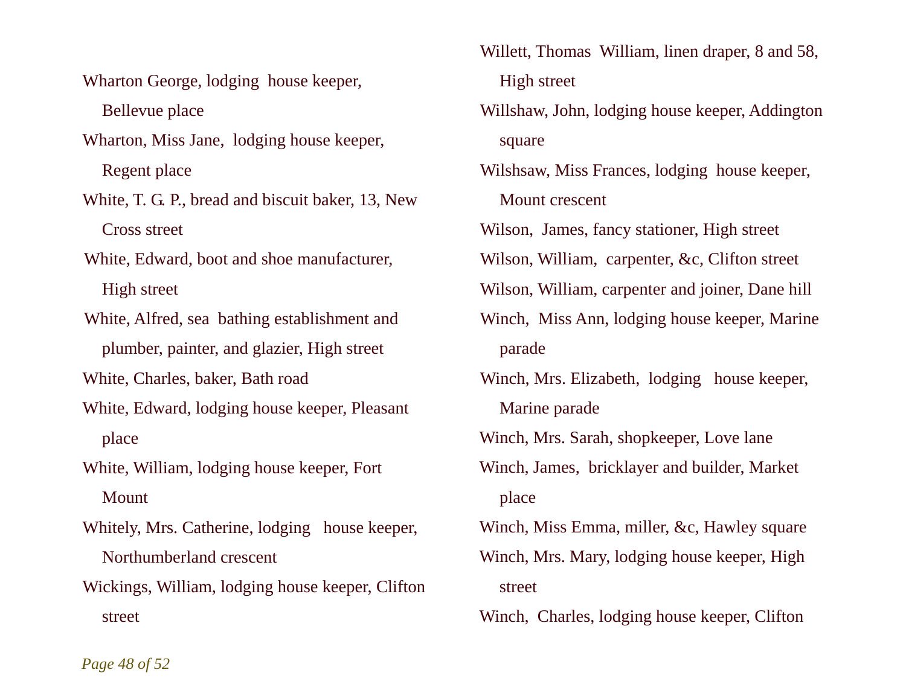Wharton George, lodging house keeper, Bellevue place

Wharton, Miss Jane, lodging house keeper, Regent place

White, T. G. P., bread and biscuit baker, 13, New Cross street

White, Edward, boot and shoe manufacturer, High street

White, Alfred, sea bathing establishment and plumber, painter, and glazier, High street

White, Charles, baker, Bath road

White, Edward, lodging house keeper, Pleasant place

White, William, lodging house keeper, Fort Mount

Whitely, Mrs. Catherine, lodging house keeper, Northumberland crescent

Wickings, William, lodging house keeper, Clifton street

Willett, Thomas William, linen draper, 8 and 58, High street

Willshaw, John, lodging house keeper, Addington square

Wilshsaw, Miss Frances, lodging house keeper, Mount crescent

Wilson, James, fancy stationer, High street

Wilson, William, carpenter, &c, Clifton street

Wilson, William, carpenter and joiner, Dane hill

Winch, Miss Ann, lodging house keeper, Marine parade

Winch, Mrs. Elizabeth, lodging house keeper, Marine parade

Winch, Mrs. Sarah, shopkeeper, Love lane

Winch, James, bricklayer and builder, Market place

Winch, Miss Emma, miller, &c, Hawley square

Winch, Mrs. Mary, lodging house keeper, High street

Winch, Charles, lodging house keeper, Clifton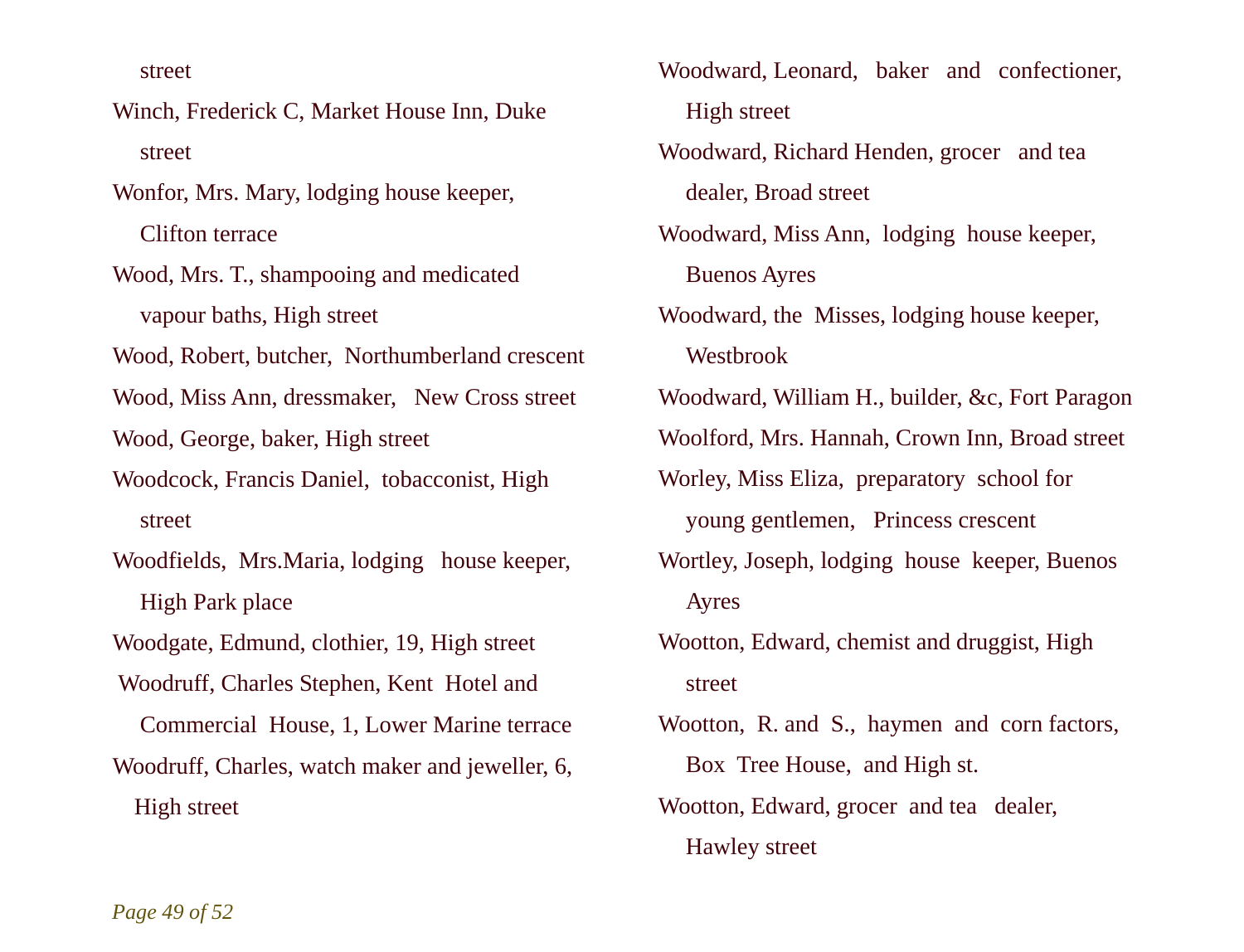street

Winch, Frederick C, Market House Inn, Duke street

Wonfor, Mrs. Mary, lodging house keeper, Clifton terrace

Wood, Mrs. T., shampooing and medicated vapour baths, High street

Wood, Robert, butcher, Northumberland crescent

Wood, Miss Ann, dressmaker, New Cross street

Wood, George, baker, High street

Woodcock, Francis Daniel, tobacconist, High street

Woodfields, Mrs.Maria, lodging house keeper, High Park place

Woodgate, Edmund, clothier, 19, High street

Woodruff, Charles Stephen, Kent Hotel and Commercial House, 1, Lower Marine terrace

Woodruff, Charles, watch maker and jeweller, 6, High street

Woodward, Leonard, baker and confectioner, High street

Woodward, Richard Henden, grocer and tea dealer, Broad street

Woodward, Miss Ann, lodging house keeper, Buenos Ayres

Woodward, the Misses, lodging house keeper, Westbrook

Woodward, William H., builder, &c, Fort Paragon

Woolford, Mrs. Hannah, Crown Inn, Broad street

Worley, Miss Eliza, preparatory school for young gentlemen, Princess crescent

Wortley, Joseph, lodging house keeper, Buenos Ayres

Wootton, Edward, chemist and druggist, High street

Wootton, R. and S., haymen and corn factors, Box Tree House, and High st.

Wootton, Edward, grocer and tea dealer, Hawley street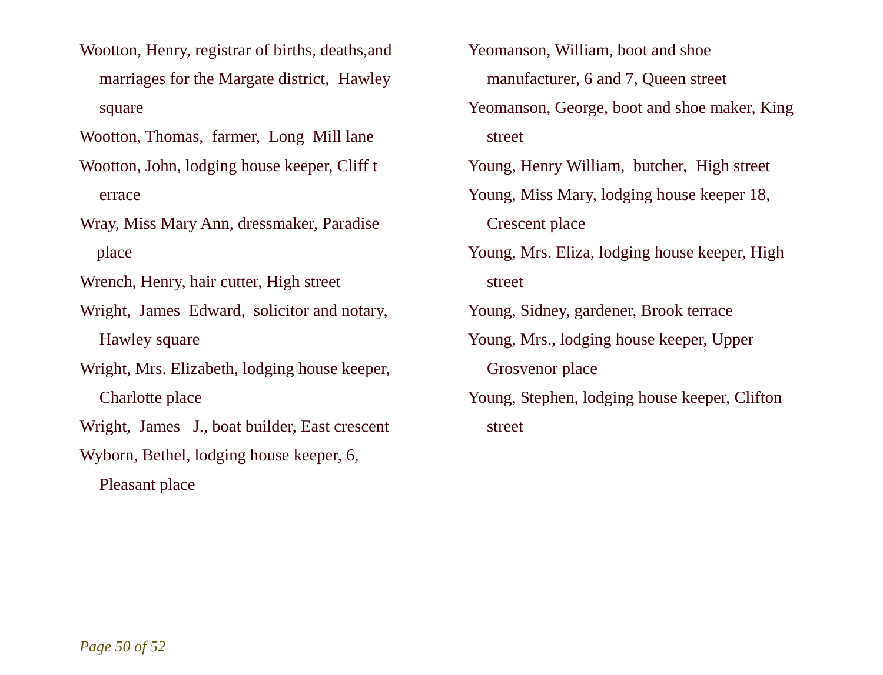Wootton, Henry, registrar of births, deaths,and marriages for the Margate district, Hawley square

Wootton, Thomas, farmer, Long Mill lane

Wootton, John, lodging house keeper, Cliff t errace

Wray, Miss Mary Ann, dressmaker, Paradise place

Wrench, Henry, hair cutter, High street

Wright, James Edward, solicitor and notary, Hawley square

Wright, Mrs. Elizabeth, lodging house keeper, Charlotte place

Wright, James J., boat builder, East crescent

Wyborn, Bethel, lodging house keeper, 6, Pleasant place

Yeomanson, William, boot and shoe manufacturer, 6 and 7, Queen street

Yeomanson, George, boot and shoe maker, King street

Young, Henry William, butcher, High street

Young, Miss Mary, lodging house keeper 18, Crescent place

Young, Mrs. Eliza, lodging house keeper, High street

Young, Sidney, gardener, Brook terrace

Young, Mrs., lodging house keeper, Upper Grosvenor place

Young, Stephen, lodging house keeper, Clifton street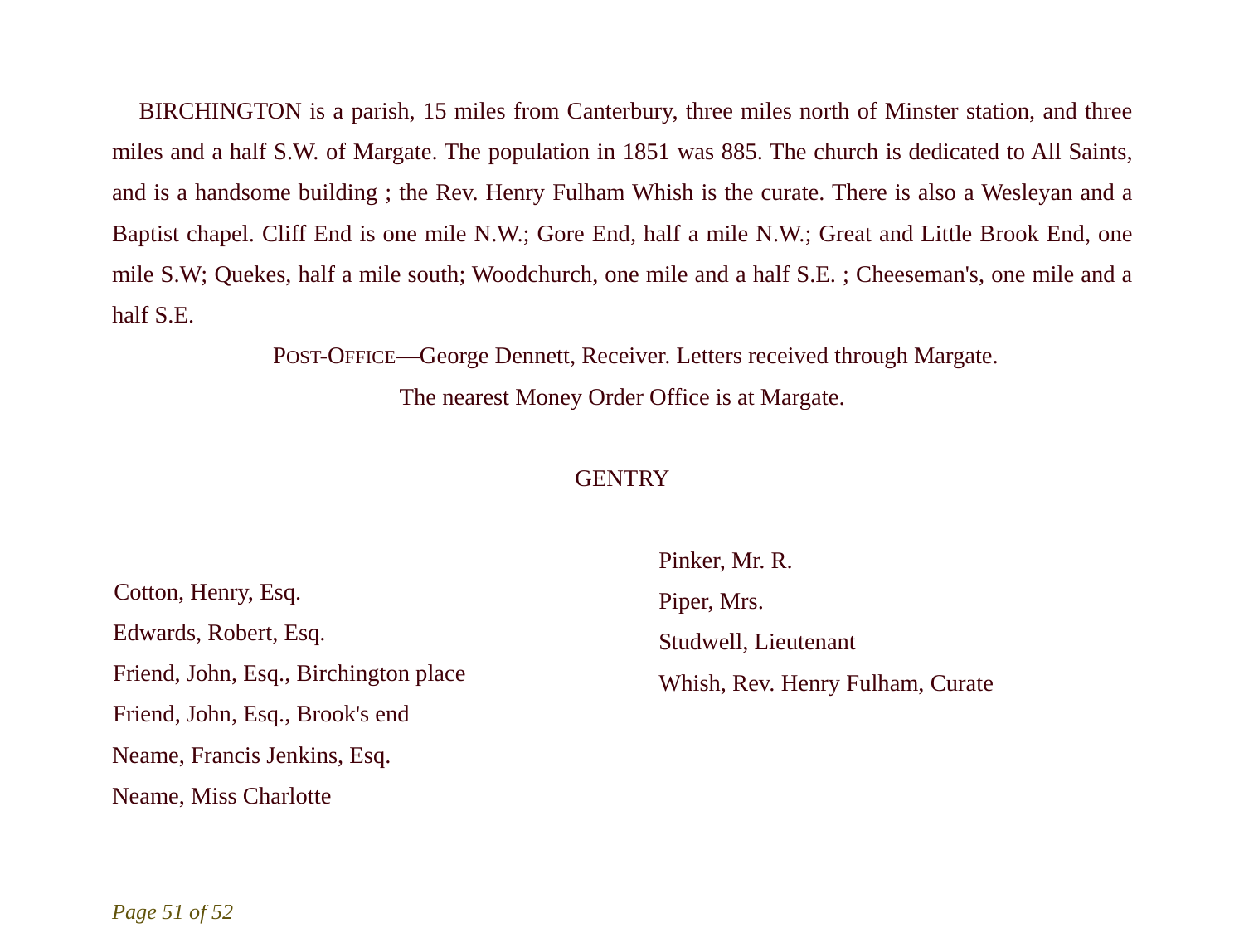BIRCHINGTON is a parish, 15 miles from Canterbury, three miles north of Minster station, and three miles and a half S.W. of Margate. The population in 1851 was 885. The church is dedicated to All Saints, and is a handsome building ; the Rev. Henry Fulham Whish is the curate. There is also a Wesleyan and a Baptist chapel. Cliff End is one mile N.W.; Gore End, half a mile N.W.; Great and Little Brook End, one mile S.W; Quekes, half a mile south; Woodchurch, one mile and a half S.E. ; Cheeseman's, one mile and a half S.E.

POST-OFFICE—George Dennett, Receiver. Letters received through Margate.

The nearest Money Order Office is at Margate.

## GENTRY

Cotton, Henry, Esq.

Edwards, Robert, Esq.

Friend, John, Esq., Birchington place

Friend, John, Esq., Brook's end

Neame, Francis Jenkins, Esq.

Neame, Miss Charlotte

Pinker, Mr. R.

Piper, Mrs.

Studwell, Lieutenant

Whish, Rev. Henry Fulham, Curate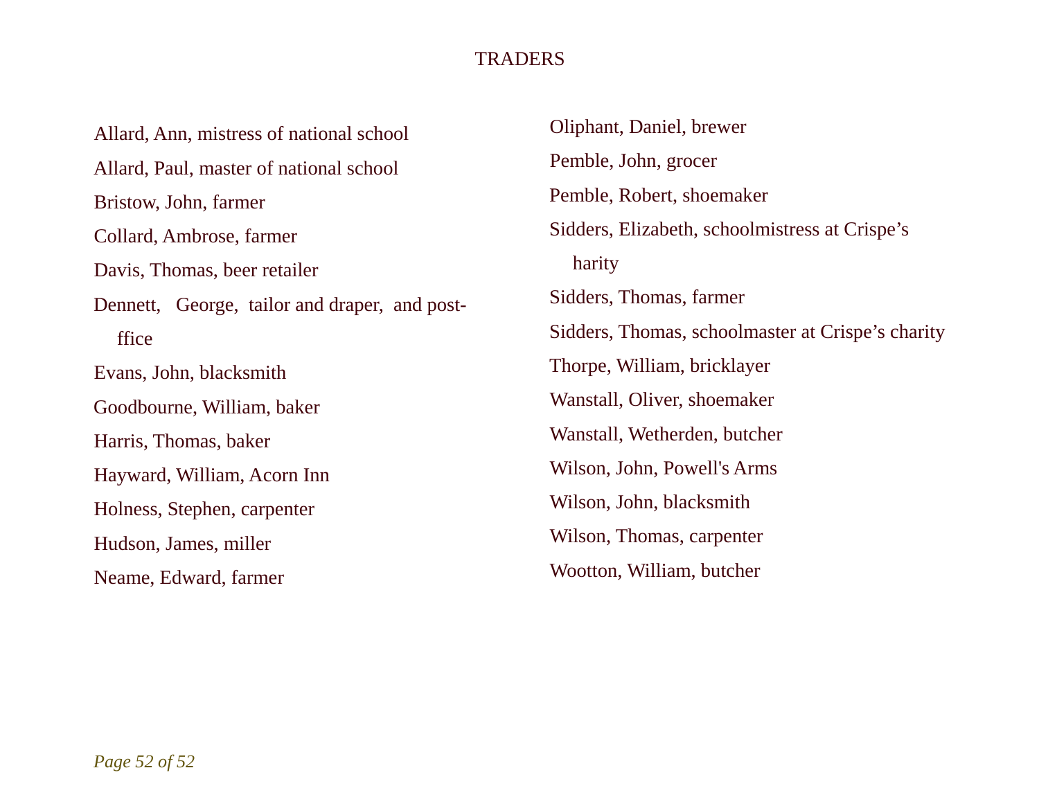# TRADERS

Allard, Ann, mistress of national school

Allard, Paul, master of national school

Bristow, John, farmer

Collard, Ambrose, farmer

Davis, Thomas, beer retailer

Dennett, George, tailor and draper, and post-ffice

Evans, John, blacksmith

Goodbourne, William, baker

Harris, Thomas, baker

Hayward, William, Acorn Inn

Holness, Stephen, carpenter

Hudson, James, miller

Neame, Edward, farmer

Oliphant, Daniel, brewer

Pemble, John, grocer

Pemble, Robert, shoemaker

Sidders, Elizabeth, schoolmistress at Crispe's harity

Sidders, Thomas, farmer

Sidders, Thomas, schoolmaster at Crispe's charity

Thorpe, William, bricklayer

Wanstall, Oliver, shoemaker

Wanstall, Wetherden, butcher

Wilson, John, Powell's Arms

Wilson, John, blacksmith

Wilson, Thomas, carpenter

Wootton, William, butcher